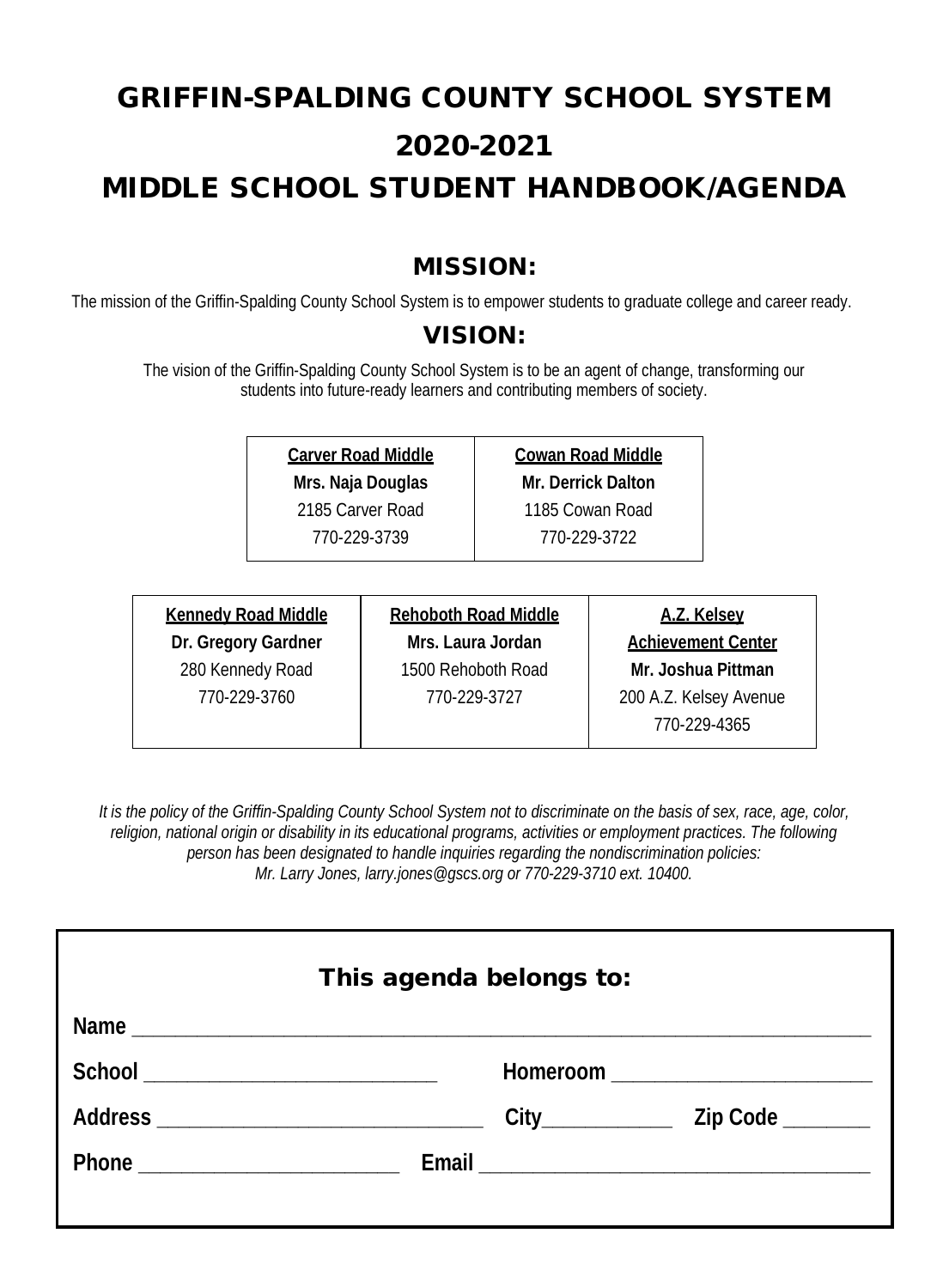# GRIFFIN-SPALDING COUNTY SCHOOL SYSTEM

# 2020-2021

# MIDDLE SCHOOL STUDENT HANDBOOK/AGENDA

## MISSION:

The mission of the Griffin-Spalding County School System is to empower students to graduate college and career ready.

## VISION:

The vision of the Griffin-Spalding County School System is to be an agent of change, transforming our students into future-ready learners and contributing members of society.

| Carver Road Middle | Cowan Road Middle |
|---|---|
| **Mrs. Naja Douglas** | **Mr. Derrick Dalton** |
| 2185 Carver Road | 1185 Cowan Road |
| 770-229-3739 | 770-229-3722 |

| Kennedy Road Middle | Rehoboth Road Middle | A.Z. Kelsey Achievement Center |
|---|---|---|
| **Dr. Gregory Gardner** | **Mrs. Laura Jordan** | **Mr. Joshua Pittman** |
| 280 Kennedy Road | 1500 Rehoboth Road | 200 A.Z. Kelsey Avenue |
| 770-229-3760 | 770-229-3727 | 770-229-4365 |

*It is the policy of the Griffin-Spalding County School System not to discriminate on the basis of sex, race, age, color, religion, national origin or disability in its educational programs, activities or employment practices. The following person has been designated to handle inquiries regarding the nondiscrimination policies:*
*Mr. Larry Jones, larry.jones@gscs.org or 770-229-3710 ext. 10400.*

### This agenda belongs to:

**Name** ____________________________________________

**School** ______________________ **Homeroom** ____________________

**Address** ________________________ **City**__________ **Zip Code** ________

**Phone** ____________________ **Email** ______________________________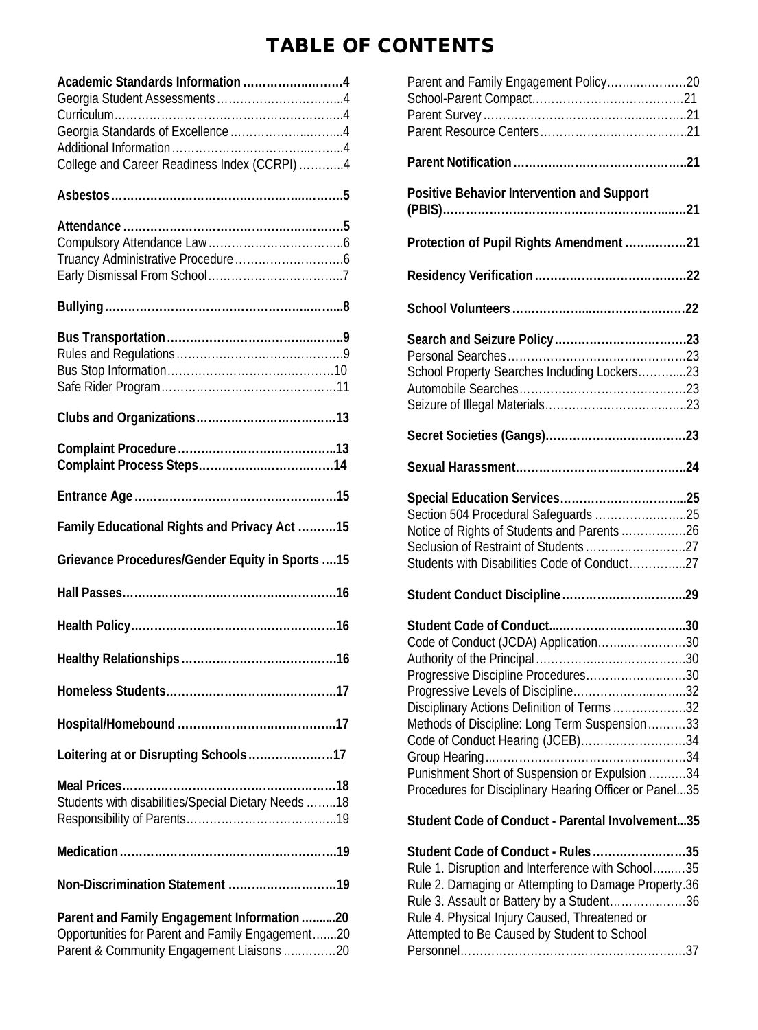# TABLE OF CONTENTS

**Academic Standards Information ………………………4**
Georgia Student Assessments ……………………………4
Curriculum…………………………………………………4
Georgia Standards of Excellence …………………………4
Additional Information ……………………………………4
College and Career Readiness Index (CCRPI) ………..4

**Asbestos………………………………………………………5**

**Attendance …………………………………………………5**
Compulsory Attendance Law ……………………………6
Truancy Administrative Procedure ………………………6
Early Dismissal From School………………………………7

**Bullying………………………………………………………8**

**Bus Transportation …………………………………………9**
Rules and Regulations……………………………………9
Bus Stop Information……………………………………10
Safe Rider Program………………………………………11

**Clubs and Organizations………………………………13**

**Complaint Procedure ……………………………………13**
**Complaint Process Steps………………………………14**

**Entrance Age ………………………………………………15**

**Family Educational Rights and Privacy Act ……….15**

**Grievance Procedures/Gender Equity in Sports ….15**

**Hall Passes…………………………………………………16**

**Health Policy………………………………………………16**

**Healthy Relationships …………………………………16**

**Homeless Students………………………………………17**

**Hospital/Homebound ……………………………………17**

**Loitering at or Disrupting Schools……………………17**

**Meal Prices…………………………………………………18**
Students with disabilities/Special Dietary Needs ……..18
Responsibility of Parents…………………………………19

**Medication…………………………………………………19**

**Non-Discrimination Statement ………………………19**

**Parent and Family Engagement Information ……….20**
Opportunities for Parent and Family Engagement…….20
Parent & Community Engagement Liaisons …………20
Parent and Family Engagement Policy…………………20
School-Parent Compact…………………………………21
Parent Survey ……………………………………………21
Parent Resource Centers…………………………………21

**Parent Notification ………………………………………21**

**Positive Behavior Intervention and Support (PBIS)………………………………………………………21**

**Protection of Pupil Rights Amendment …………….21**

**Residency Verification …………………………………22**

**School Volunteers ………………………………………22**

**Search and Seizure Policy ……………………………23**
Personal Searches………………………………………23
School Property Searches Including Lockers………...23
Automobile Searches……………………………………23
Seizure of Illegal Materials………………………………23

**Secret Societies (Gangs)………………………………23**

**Sexual Harassment………………………………………24**

**Special Education Services……………………………25**
Section 504 Procedural Safeguards ……………………25
Notice of Rights of Students and Parents ……………..26
Seclusion of Restraint of Students ……………………..27
Students with Disabilities Code of Conduct…………...27

**Student Conduct Discipline …………………………..29**

**Student Code of Conduct..……………………………..30**
Code of Conduct (JCDA) Application…………………30
Authority of the Principal ………………………………30
Progressive Discipline Procedures………………………30
Progressive Levels of Discipline…………………………32
Disciplinary Actions Definition of Terms ………………32
Methods of Discipline: Long Term Suspension……….33
Code of Conduct Hearing (JCEB)………………………34
Group Hearing……………………………………………34
Punishment Short of Suspension or Expulsion ……….34
Procedures for Disciplinary Hearing Officer or Panel...35

**Student Code of Conduct - Parental Involvement...35**

**Student Code of Conduct - Rules ……………………35**
Rule 1. Disruption and Interference with School……...35
Rule 2. Damaging or Attempting to Damage Property.36
Rule 3. Assault or Battery by a Student………………36
Rule 4. Physical Injury Caused, Threatened or Attempted to Be Caused by Student to School Personnel…………………………………………………37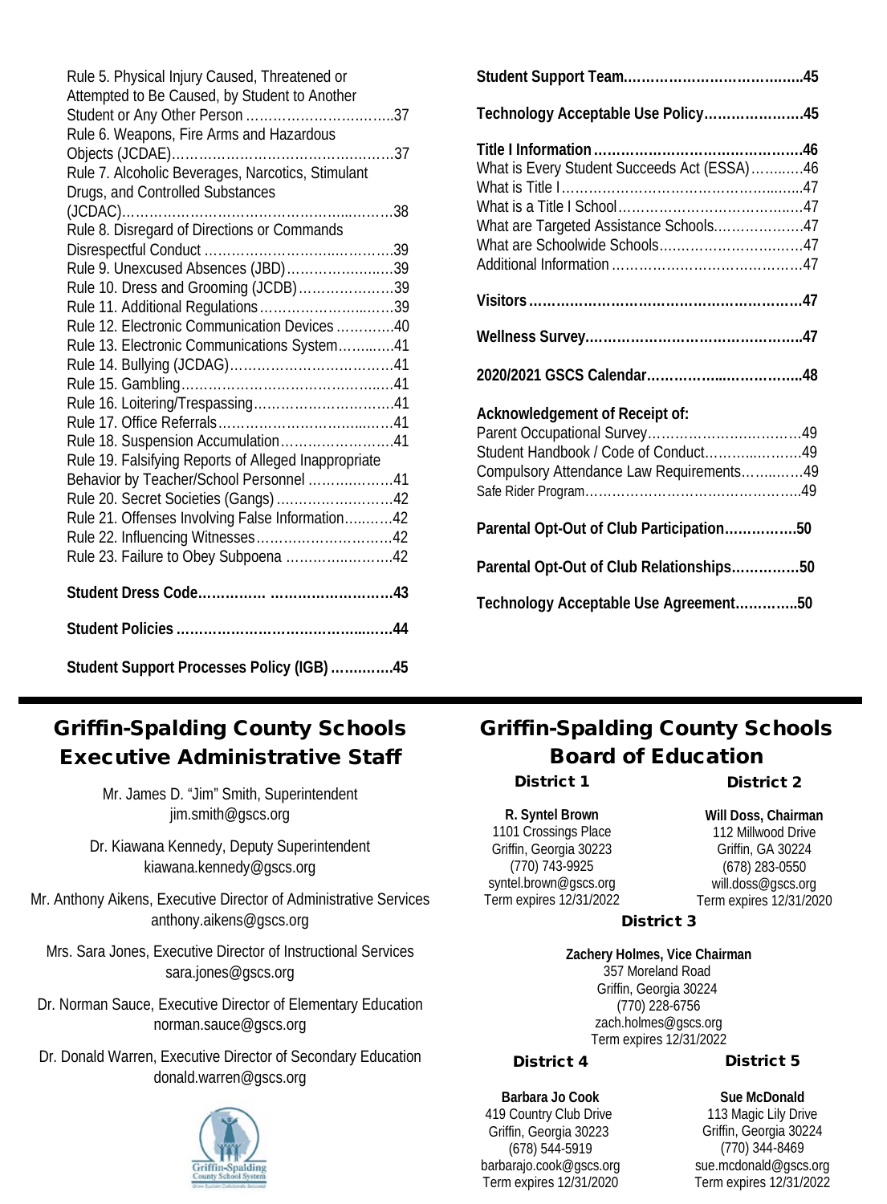Rule 5. Physical Injury Caused, Threatened or Attempted to Be Caused, by Student to Another Student or Any Other Person ....................................37
Rule 6. Weapons, Fire Arms and Hazardous Objects (JCDAE)....................................................37
Rule 7. Alcoholic Beverages, Narcotics, Stimulant Drugs, and Controlled Substances (JCDAC)...........................................................38
Rule 8. Disregard of Directions or Commands Disrespectful Conduct ..........................................39
Rule 9. Unexcused Absences (JBD)........................39
Rule 10. Dress and Grooming (JCDB)....................39
Rule 11. Additional Regulations.............................39
Rule 12. Electronic Communication Devices .............40
Rule 13. Electronic Communications System..........41
Rule 14. Bullying (JCDAG).....................................41
Rule 15. Gambling..................................................41
Rule 16. Loitering/Trespassing...............................41
Rule 17. Office Referrals.........................................41
Rule 18. Suspension Accumulation..........................41
Rule 19. Falsifying Reports of Alleged Inappropriate Behavior by Teacher/School Personnel ...................41
Rule 20. Secret Societies (Gangs) ..........................42
Rule 21. Offenses Involving False Information..........42
Rule 22. Influencing Witnesses................................42
Rule 23. Failure to Obey Subpoena .........................42

**Student Dress Code.............. ..........................43**

**Student Policies ..................................................44**

**Student Support Processes Policy (IGB) .............45**

**Student Support Team........................................45**

**Technology Acceptable Use Policy......................45**

**Title I Information .............................................46**
What is Every Student Succeeds Act (ESSA)............46
What is Title I........................................................47
What is a Title I School...........................................47
What are Targeted Assistance Schools....................47
What are Schoolwide Schools..................................47
Additional Information ...........................................47

**Visitors...............................................................47**

**Wellness Survey..................................................47**

**2020/2021 GSCS Calendar...................................48**

**Acknowledgement of Receipt of:**
Parent Occupational Survey....................................49
Student Handbook / Code of Conduct.......................49
Compulsory Attendance Law Requirements.............49
Safe Rider Program.................................................49

**Parental Opt-Out of Club Participation................50**

**Parental Opt-Out of Club Relationships...............50**

**Technology Acceptable Use Agreement.............50**

## Griffin-Spalding County Schools Executive Administrative Staff

Mr. James D. "Jim" Smith, Superintendent
jim.smith@gscs.org

Dr. Kiawana Kennedy, Deputy Superintendent
kiawana.kennedy@gscs.org

Mr. Anthony Aikens, Executive Director of Administrative Services
anthony.aikens@gscs.org

Mrs. Sara Jones, Executive Director of Instructional Services
sara.jones@gscs.org

Dr. Norman Sauce, Executive Director of Elementary Education
norman.sauce@gscs.org

Dr. Donald Warren, Executive Director of Secondary Education
donald.warren@gscs.org

## Griffin-Spalding County Schools Board of Education

### District 1

**R. Syntel Brown**
1101 Crossings Place
Griffin, Georgia 30223
(770) 743-9925
syntel.brown@gscs.org
Term expires 12/31/2022

### District 2

**Will Doss, Chairman**
112 Millwood Drive
Griffin, GA 30224
(678) 283-0550
will.doss@gscs.org
Term expires 12/31/2020

### District 3

**Zachery Holmes, Vice Chairman**
357 Moreland Road
Griffin, Georgia 30224
(770) 228-6756
zach.holmes@gscs.org
Term expires 12/31/2022

### District 4

**Barbara Jo Cook**
419 Country Club Drive
Griffin, Georgia 30223
(678) 544-5919
barbarajo.cook@gscs.org
Term expires 12/31/2020

### District 5

**Sue McDonald**
113 Magic Lily Drive
Griffin, Georgia 30224
(770) 344-8469
sue.mcdonald@gscs.org
Term expires 12/31/2022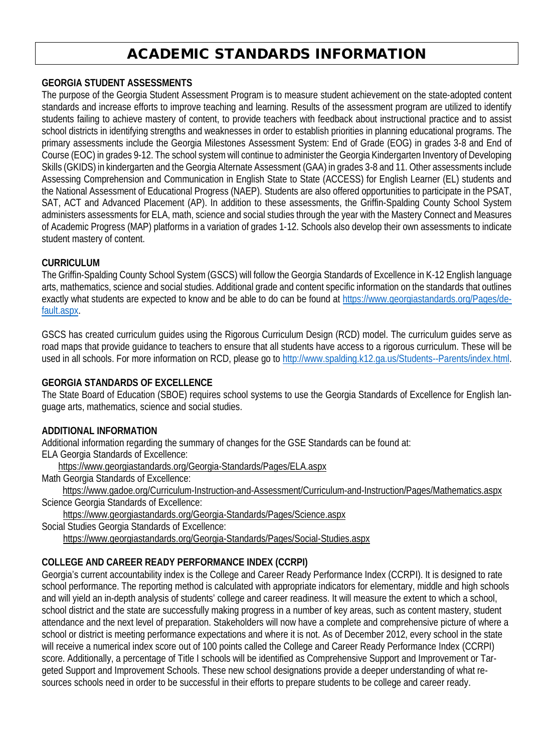# ACADEMIC STANDARDS INFORMATION

### GEORGIA STUDENT ASSESSMENTS

The purpose of the Georgia Student Assessment Program is to measure student achievement on the state-adopted content standards and increase efforts to improve teaching and learning. Results of the assessment program are utilized to identify students failing to achieve mastery of content, to provide teachers with feedback about instructional practice and to assist school districts in identifying strengths and weaknesses in order to establish priorities in planning educational programs. The primary assessments include the Georgia Milestones Assessment System: End of Grade (EOG) in grades 3-8 and End of Course (EOC) in grades 9-12. The school system will continue to administer the Georgia Kindergarten Inventory of Developing Skills (GKIDS) in kindergarten and the Georgia Alternate Assessment (GAA) in grades 3-8 and 11. Other assessments include Assessing Comprehension and Communication in English State to State (ACCESS) for English Learner (EL) students and the National Assessment of Educational Progress (NAEP). Students are also offered opportunities to participate in the PSAT, SAT, ACT and Advanced Placement (AP). In addition to these assessments, the Griffin-Spalding County School System administers assessments for ELA, math, science and social studies through the year with the Mastery Connect and Measures of Academic Progress (MAP) platforms in a variation of grades 1-12. Schools also develop their own assessments to indicate student mastery of content.

### CURRICULUM

The Griffin-Spalding County School System (GSCS) will follow the Georgia Standards of Excellence in K-12 English language arts, mathematics, science and social studies. Additional grade and content specific information on the standards that outlines exactly what students are expected to know and be able to do can be found at https://www.georgiastandards.org/Pages/default.aspx.

GSCS has created curriculum guides using the Rigorous Curriculum Design (RCD) model. The curriculum guides serve as road maps that provide guidance to teachers to ensure that all students have access to a rigorous curriculum. These will be used in all schools. For more information on RCD, please go to http://www.spalding.k12.ga.us/Students--Parents/index.html.

### GEORGIA STANDARDS OF EXCELLENCE

The State Board of Education (SBOE) requires school systems to use the Georgia Standards of Excellence for English language arts, mathematics, science and social studies.

### ADDITIONAL INFORMATION

Additional information regarding the summary of changes for the GSE Standards can be found at:

ELA Georgia Standards of Excellence:
https://www.georgiastandards.org/Georgia-Standards/Pages/ELA.aspx

Math Georgia Standards of Excellence:
https://www.gadoe.org/Curriculum-Instruction-and-Assessment/Curriculum-and-Instruction/Pages/Mathematics.aspx

Science Georgia Standards of Excellence:
https://www.georgiastandards.org/Georgia-Standards/Pages/Science.aspx

Social Studies Georgia Standards of Excellence:
https://www.georgiastandards.org/Georgia-Standards/Pages/Social-Studies.aspx

### COLLEGE AND CAREER READY PERFORMANCE INDEX (CCRPI)

Georgia's current accountability index is the College and Career Ready Performance Index (CCRPI). It is designed to rate school performance. The reporting method is calculated with appropriate indicators for elementary, middle and high schools and will yield an in-depth analysis of students' college and career readiness. It will measure the extent to which a school, school district and the state are successfully making progress in a number of key areas, such as content mastery, student attendance and the next level of preparation. Stakeholders will now have a complete and comprehensive picture of where a school or district is meeting performance expectations and where it is not. As of December 2012, every school in the state will receive a numerical index score out of 100 points called the College and Career Ready Performance Index (CCRPI) score. Additionally, a percentage of Title I schools will be identified as Comprehensive Support and Improvement or Targeted Support and Improvement Schools. These new school designations provide a deeper understanding of what resources schools need in order to be successful in their efforts to prepare students to be college and career ready.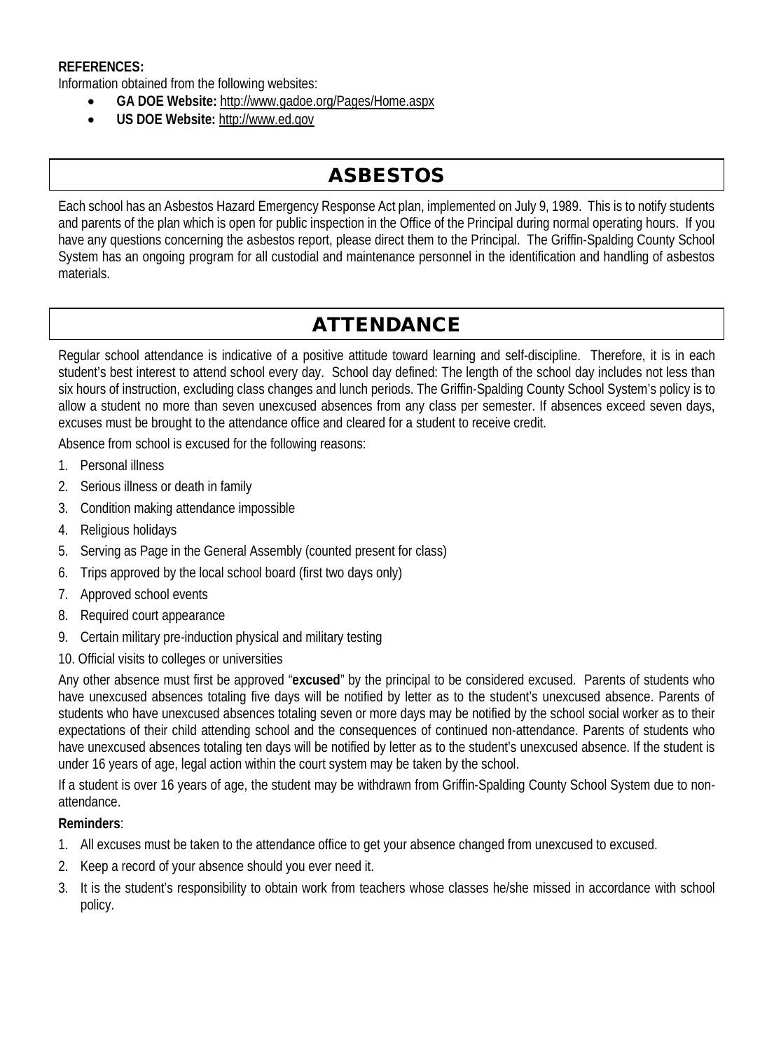**REFERENCES:**

Information obtained from the following websites:

- **GA DOE Website:** http://www.gadoe.org/Pages/Home.aspx
- **US DOE Website:** http://www.ed.gov

## ASBESTOS

Each school has an Asbestos Hazard Emergency Response Act plan, implemented on July 9, 1989. This is to notify students and parents of the plan which is open for public inspection in the Office of the Principal during normal operating hours. If you have any questions concerning the asbestos report, please direct them to the Principal. The Griffin-Spalding County School System has an ongoing program for all custodial and maintenance personnel in the identification and handling of asbestos materials.

## ATTENDANCE

Regular school attendance is indicative of a positive attitude toward learning and self-discipline. Therefore, it is in each student's best interest to attend school every day. School day defined: The length of the school day includes not less than six hours of instruction, excluding class changes and lunch periods. The Griffin-Spalding County School System's policy is to allow a student no more than seven unexcused absences from any class per semester. If absences exceed seven days, excuses must be brought to the attendance office and cleared for a student to receive credit.

Absence from school is excused for the following reasons:

1. Personal illness
2. Serious illness or death in family
3. Condition making attendance impossible
4. Religious holidays
5. Serving as Page in the General Assembly (counted present for class)
6. Trips approved by the local school board (first two days only)
7. Approved school events
8. Required court appearance
9. Certain military pre-induction physical and military testing
10. Official visits to colleges or universities

Any other absence must first be approved "**excused**" by the principal to be considered excused. Parents of students who have unexcused absences totaling five days will be notified by letter as to the student's unexcused absence. Parents of students who have unexcused absences totaling seven or more days may be notified by the school social worker as to their expectations of their child attending school and the consequences of continued non-attendance. Parents of students who have unexcused absences totaling ten days will be notified by letter as to the student's unexcused absence. If the student is under 16 years of age, legal action within the court system may be taken by the school.

If a student is over 16 years of age, the student may be withdrawn from Griffin-Spalding County School System due to non-attendance.

**Reminders**:

1. All excuses must be taken to the attendance office to get your absence changed from unexcused to excused.
2. Keep a record of your absence should you ever need it.
3. It is the student's responsibility to obtain work from teachers whose classes he/she missed in accordance with school policy.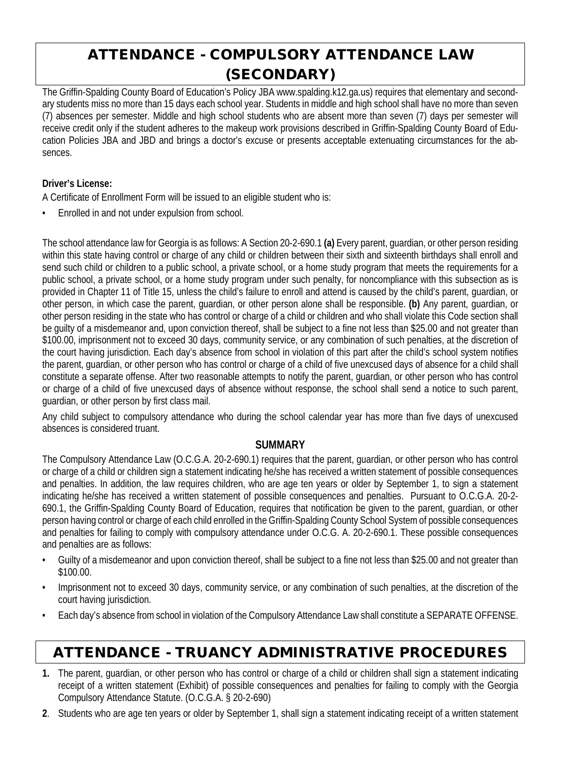# ATTENDANCE - COMPULSORY ATTENDANCE LAW (SECONDARY)

The Griffin-Spalding County Board of Education's Policy JBA www.spalding.k12.ga.us) requires that elementary and secondary students miss no more than 15 days each school year. Students in middle and high school shall have no more than seven (7) absences per semester. Middle and high school students who are absent more than seven (7) days per semester will receive credit only if the student adheres to the makeup work provisions described in Griffin-Spalding County Board of Education Policies JBA and JBD and brings a doctor's excuse or presents acceptable extenuating circumstances for the absences.

**Driver's License:**

A Certificate of Enrollment Form will be issued to an eligible student who is:

- Enrolled in and not under expulsion from school.

The school attendance law for Georgia is as follows: A Section 20-2-690.1 **(a)** Every parent, guardian, or other person residing within this state having control or charge of any child or children between their sixth and sixteenth birthdays shall enroll and send such child or children to a public school, a private school, or a home study program that meets the requirements for a public school, a private school, or a home study program under such penalty, for noncompliance with this subsection as is provided in Chapter 11 of Title 15, unless the child's failure to enroll and attend is caused by the child's parent, guardian, or other person, in which case the parent, guardian, or other person alone shall be responsible. **(b)** Any parent, guardian, or other person residing in the state who has control or charge of a child or children and who shall violate this Code section shall be guilty of a misdemeanor and, upon conviction thereof, shall be subject to a fine not less than $25.00 and not greater than $100.00, imprisonment not to exceed 30 days, community service, or any combination of such penalties, at the discretion of the court having jurisdiction. Each day's absence from school in violation of this part after the child's school system notifies the parent, guardian, or other person who has control or charge of a child of five unexcused days of absence for a child shall constitute a separate offense. After two reasonable attempts to notify the parent, guardian, or other person who has control or charge of a child of five unexcused days of absence without response, the school shall send a notice to such parent, guardian, or other person by first class mail.

Any child subject to compulsory attendance who during the school calendar year has more than five days of unexcused absences is considered truant.

**SUMMARY**

The Compulsory Attendance Law (O.C.G.A. 20-2-690.1) requires that the parent, guardian, or other person who has control or charge of a child or children sign a statement indicating he/she has received a written statement of possible consequences and penalties. In addition, the law requires children, who are age ten years or older by September 1, to sign a statement indicating he/she has received a written statement of possible consequences and penalties. Pursuant to O.C.G.A. 20-2-690.1, the Griffin-Spalding County Board of Education, requires that notification be given to the parent, guardian, or other person having control or charge of each child enrolled in the Griffin-Spalding County School System of possible consequences and penalties for failing to comply with compulsory attendance under O.C.G. A. 20-2-690.1. These possible consequences and penalties are as follows:

- Guilty of a misdemeanor and upon conviction thereof, shall be subject to a fine not less than $25.00 and not greater than $100.00.
- Imprisonment not to exceed 30 days, community service, or any combination of such penalties, at the discretion of the court having jurisdiction.
- Each day's absence from school in violation of the Compulsory Attendance Law shall constitute a SEPARATE OFFENSE.

# ATTENDANCE - TRUANCY ADMINISTRATIVE PROCEDURES

1. The parent, guardian, or other person who has control or charge of a child or children shall sign a statement indicating receipt of a written statement (Exhibit) of possible consequences and penalties for failing to comply with the Georgia Compulsory Attendance Statute. (O.C.G.A. § 20-2-690)
2. Students who are age ten years or older by September 1, shall sign a statement indicating receipt of a written statement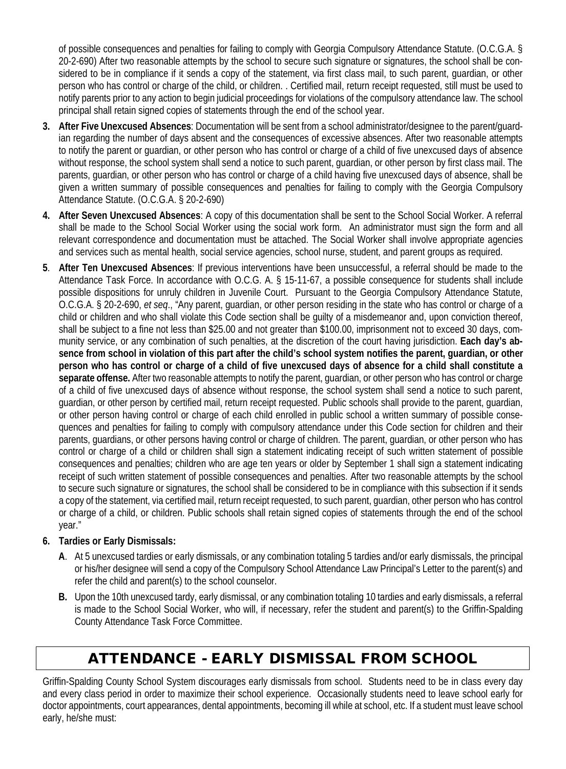of possible consequences and penalties for failing to comply with Georgia Compulsory Attendance Statute. (O.C.G.A. § 20-2-690) After two reasonable attempts by the school to secure such signature or signatures, the school shall be considered to be in compliance if it sends a copy of the statement, via first class mail, to such parent, guardian, or other person who has control or charge of the child, or children. . Certified mail, return receipt requested, still must be used to notify parents prior to any action to begin judicial proceedings for violations of the compulsory attendance law. The school principal shall retain signed copies of statements through the end of the school year.

3. **After Five Unexcused Absences**: Documentation will be sent from a school administrator/designee to the parent/guardian regarding the number of days absent and the consequences of excessive absences. After two reasonable attempts to notify the parent or guardian, or other person who has control or charge of a child of five unexcused days of absence without response, the school system shall send a notice to such parent, guardian, or other person by first class mail. The parents, guardian, or other person who has control or charge of a child having five unexcused days of absence, shall be given a written summary of possible consequences and penalties for failing to comply with the Georgia Compulsory Attendance Statute. (O.C.G.A. § 20-2-690)

4. **After Seven Unexcused Absences**: A copy of this documentation shall be sent to the School Social Worker. A referral shall be made to the School Social Worker using the social work form. An administrator must sign the form and all relevant correspondence and documentation must be attached. The Social Worker shall involve appropriate agencies and services such as mental health, social service agencies, school nurse, student, and parent groups as required.

5. **After Ten Unexcused Absences**: If previous interventions have been unsuccessful, a referral should be made to the Attendance Task Force. In accordance with O.C.G. A. § 15-11-67, a possible consequence for students shall include possible dispositions for unruly children in Juvenile Court. Pursuant to the Georgia Compulsory Attendance Statute, O.C.G.A. § 20-2-690, *et seq*., "Any parent, guardian, or other person residing in the state who has control or charge of a child or children and who shall violate this Code section shall be guilty of a misdemeanor and, upon conviction thereof, shall be subject to a fine not less than $25.00 and not greater than $100.00, imprisonment not to exceed 30 days, community service, or any combination of such penalties, at the discretion of the court having jurisdiction. **Each day's absence from school in violation of this part after the child's school system notifies the parent, guardian, or other person who has control or charge of a child of five unexcused days of absence for a child shall constitute a separate offense.** After two reasonable attempts to notify the parent, guardian, or other person who has control or charge of a child of five unexcused days of absence without response, the school system shall send a notice to such parent, guardian, or other person by certified mail, return receipt requested. Public schools shall provide to the parent, guardian, or other person having control or charge of each child enrolled in public school a written summary of possible consequences and penalties for failing to comply with compulsory attendance under this Code section for children and their parents, guardians, or other persons having control or charge of children. The parent, guardian, or other person who has control or charge of a child or children shall sign a statement indicating receipt of such written statement of possible consequences and penalties; children who are age ten years or older by September 1 shall sign a statement indicating receipt of such written statement of possible consequences and penalties. After two reasonable attempts by the school to secure such signature or signatures, the school shall be considered to be in compliance with this subsection if it sends a copy of the statement, via certified mail, return receipt requested, to such parent, guardian, other person who has control or charge of a child, or children. Public schools shall retain signed copies of statements through the end of the school year."

6. **Tardies or Early Dismissals:**
   - **A**. At 5 unexcused tardies or early dismissals, or any combination totaling 5 tardies and/or early dismissals, the principal or his/her designee will send a copy of the Compulsory School Attendance Law Principal's Letter to the parent(s) and refer the child and parent(s) to the school counselor.
   - **B.** Upon the 10th unexcused tardy, early dismissal, or any combination totaling 10 tardies and early dismissals, a referral is made to the School Social Worker, who will, if necessary, refer the student and parent(s) to the Griffin-Spalding County Attendance Task Force Committee.

## ATTENDANCE - EARLY DISMISSAL FROM SCHOOL

Griffin-Spalding County School System discourages early dismissals from school. Students need to be in class every day and every class period in order to maximize their school experience. Occasionally students need to leave school early for doctor appointments, court appearances, dental appointments, becoming ill while at school, etc. If a student must leave school early, he/she must: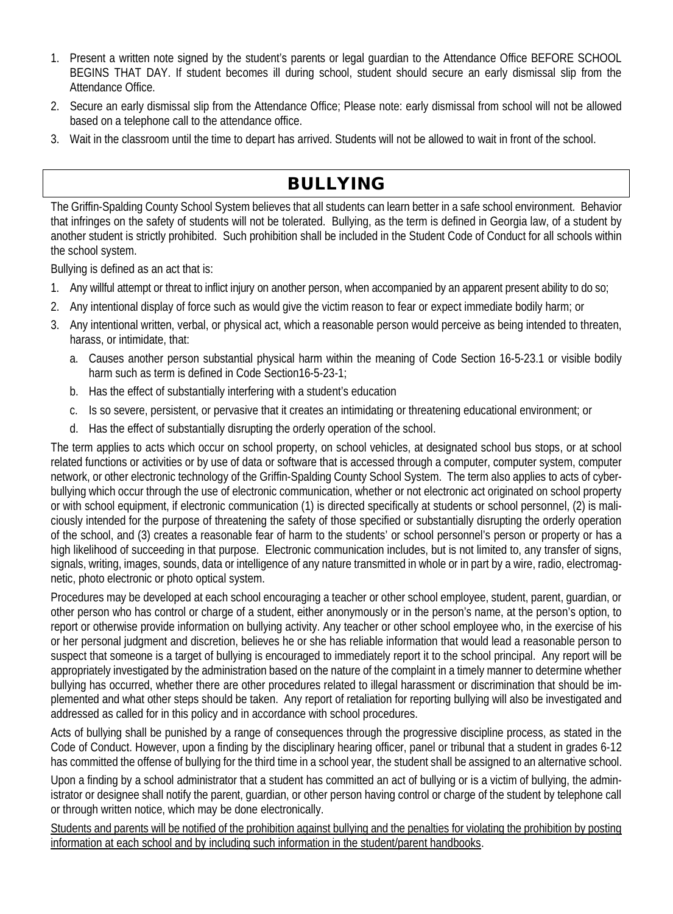1. Present a written note signed by the student's parents or legal guardian to the Attendance Office BEFORE SCHOOL BEGINS THAT DAY. If student becomes ill during school, student should secure an early dismissal slip from the Attendance Office.
2. Secure an early dismissal slip from the Attendance Office; Please note: early dismissal from school will not be allowed based on a telephone call to the attendance office.
3. Wait in the classroom until the time to depart has arrived. Students will not be allowed to wait in front of the school.

## BULLYING

The Griffin-Spalding County School System believes that all students can learn better in a safe school environment. Behavior that infringes on the safety of students will not be tolerated. Bullying, as the term is defined in Georgia law, of a student by another student is strictly prohibited. Such prohibition shall be included in the Student Code of Conduct for all schools within the school system.

Bullying is defined as an act that is:

1. Any willful attempt or threat to inflict injury on another person, when accompanied by an apparent present ability to do so;
2. Any intentional display of force such as would give the victim reason to fear or expect immediate bodily harm; or
3. Any intentional written, verbal, or physical act, which a reasonable person would perceive as being intended to threaten, harass, or intimidate, that:
   a. Causes another person substantial physical harm within the meaning of Code Section 16-5-23.1 or visible bodily harm such as term is defined in Code Section16-5-23-1;
   b. Has the effect of substantially interfering with a student's education
   c. Is so severe, persistent, or pervasive that it creates an intimidating or threatening educational environment; or
   d. Has the effect of substantially disrupting the orderly operation of the school.

The term applies to acts which occur on school property, on school vehicles, at designated school bus stops, or at school related functions or activities or by use of data or software that is accessed through a computer, computer system, computer network, or other electronic technology of the Griffin-Spalding County School System. The term also applies to acts of cyber-bullying which occur through the use of electronic communication, whether or not electronic act originated on school property or with school equipment, if electronic communication (1) is directed specifically at students or school personnel, (2) is maliciously intended for the purpose of threatening the safety of those specified or substantially disrupting the orderly operation of the school, and (3) creates a reasonable fear of harm to the students' or school personnel's person or property or has a high likelihood of succeeding in that purpose. Electronic communication includes, but is not limited to, any transfer of signs, signals, writing, images, sounds, data or intelligence of any nature transmitted in whole or in part by a wire, radio, electromagnetic, photo electronic or photo optical system.

Procedures may be developed at each school encouraging a teacher or other school employee, student, parent, guardian, or other person who has control or charge of a student, either anonymously or in the person's name, at the person's option, to report or otherwise provide information on bullying activity. Any teacher or other school employee who, in the exercise of his or her personal judgment and discretion, believes he or she has reliable information that would lead a reasonable person to suspect that someone is a target of bullying is encouraged to immediately report it to the school principal. Any report will be appropriately investigated by the administration based on the nature of the complaint in a timely manner to determine whether bullying has occurred, whether there are other procedures related to illegal harassment or discrimination that should be implemented and what other steps should be taken. Any report of retaliation for reporting bullying will also be investigated and addressed as called for in this policy and in accordance with school procedures.

Acts of bullying shall be punished by a range of consequences through the progressive discipline process, as stated in the Code of Conduct. However, upon a finding by the disciplinary hearing officer, panel or tribunal that a student in grades 6-12 has committed the offense of bullying for the third time in a school year, the student shall be assigned to an alternative school.

Upon a finding by a school administrator that a student has committed an act of bullying or is a victim of bullying, the administrator or designee shall notify the parent, guardian, or other person having control or charge of the student by telephone call or through written notice, which may be done electronically.

<u>Students and parents will be notified of the prohibition against bullying and the penalties for violating the prohibition by posting information at each school and by including such information in the student/parent handbooks</u>.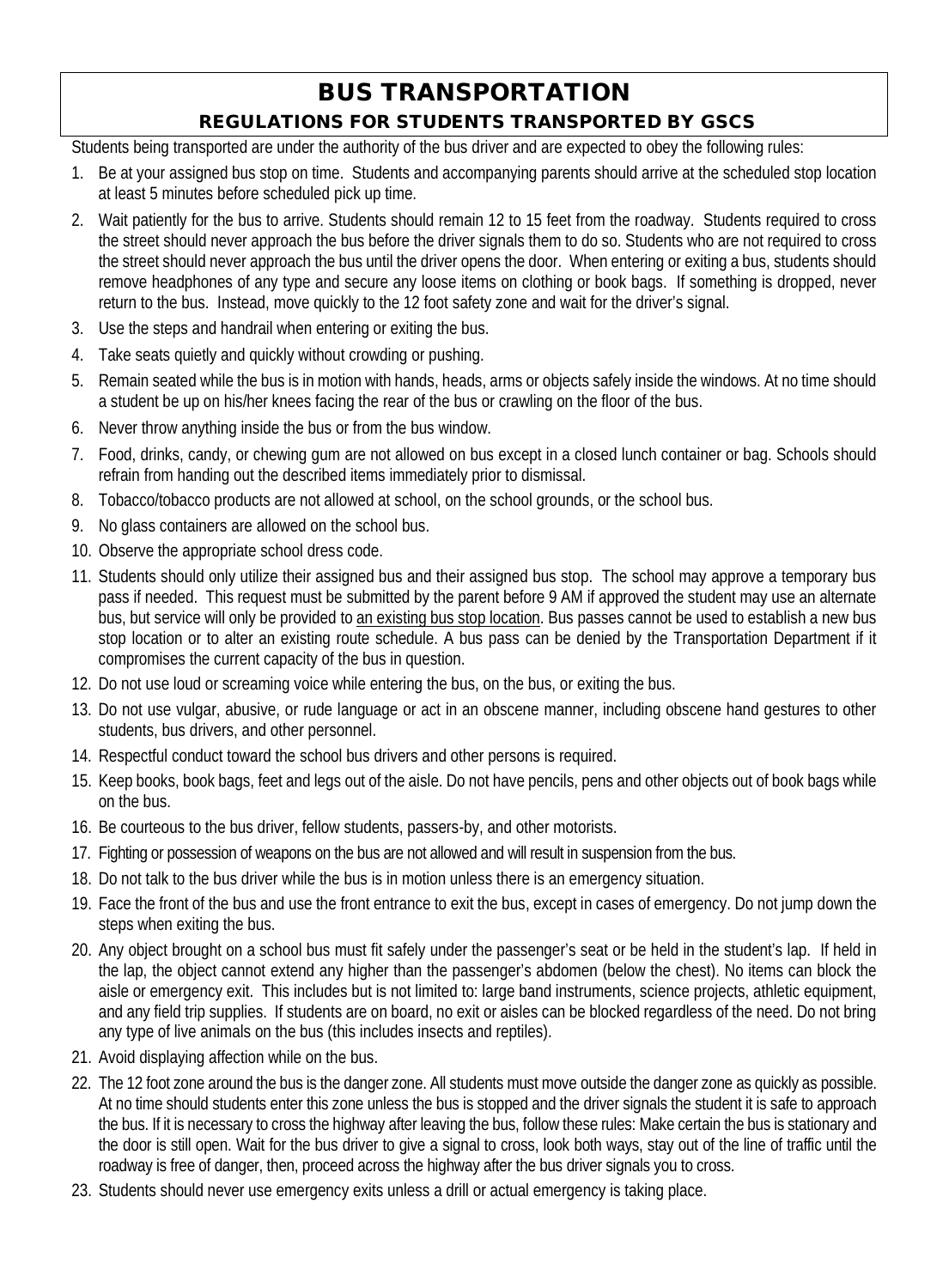# BUS TRANSPORTATION

## REGULATIONS FOR STUDENTS TRANSPORTED BY GSCS

Students being transported are under the authority of the bus driver and are expected to obey the following rules:

1. Be at your assigned bus stop on time. Students and accompanying parents should arrive at the scheduled stop location at least 5 minutes before scheduled pick up time.
2. Wait patiently for the bus to arrive. Students should remain 12 to 15 feet from the roadway. Students required to cross the street should never approach the bus before the driver signals them to do so. Students who are not required to cross the street should never approach the bus until the driver opens the door. When entering or exiting a bus, students should remove headphones of any type and secure any loose items on clothing or book bags. If something is dropped, never return to the bus. Instead, move quickly to the 12 foot safety zone and wait for the driver's signal.
3. Use the steps and handrail when entering or exiting the bus.
4. Take seats quietly and quickly without crowding or pushing.
5. Remain seated while the bus is in motion with hands, heads, arms or objects safely inside the windows. At no time should a student be up on his/her knees facing the rear of the bus or crawling on the floor of the bus.
6. Never throw anything inside the bus or from the bus window.
7. Food, drinks, candy, or chewing gum are not allowed on bus except in a closed lunch container or bag. Schools should refrain from handing out the described items immediately prior to dismissal.
8. Tobacco/tobacco products are not allowed at school, on the school grounds, or the school bus.
9. No glass containers are allowed on the school bus.
10. Observe the appropriate school dress code.
11. Students should only utilize their assigned bus and their assigned bus stop. The school may approve a temporary bus pass if needed. This request must be submitted by the parent before 9 AM if approved the student may use an alternate bus, but service will only be provided to an existing bus stop location. Bus passes cannot be used to establish a new bus stop location or to alter an existing route schedule. A bus pass can be denied by the Transportation Department if it compromises the current capacity of the bus in question.
12. Do not use loud or screaming voice while entering the bus, on the bus, or exiting the bus.
13. Do not use vulgar, abusive, or rude language or act in an obscene manner, including obscene hand gestures to other students, bus drivers, and other personnel.
14. Respectful conduct toward the school bus drivers and other persons is required.
15. Keep books, book bags, feet and legs out of the aisle. Do not have pencils, pens and other objects out of book bags while on the bus.
16. Be courteous to the bus driver, fellow students, passers-by, and other motorists.
17. Fighting or possession of weapons on the bus are not allowed and will result in suspension from the bus.
18. Do not talk to the bus driver while the bus is in motion unless there is an emergency situation.
19. Face the front of the bus and use the front entrance to exit the bus, except in cases of emergency. Do not jump down the steps when exiting the bus.
20. Any object brought on a school bus must fit safely under the passenger's seat or be held in the student's lap. If held in the lap, the object cannot extend any higher than the passenger's abdomen (below the chest). No items can block the aisle or emergency exit. This includes but is not limited to: large band instruments, science projects, athletic equipment, and any field trip supplies. If students are on board, no exit or aisles can be blocked regardless of the need. Do not bring any type of live animals on the bus (this includes insects and reptiles).
21. Avoid displaying affection while on the bus.
22. The 12 foot zone around the bus is the danger zone. All students must move outside the danger zone as quickly as possible. At no time should students enter this zone unless the bus is stopped and the driver signals the student it is safe to approach the bus. If it is necessary to cross the highway after leaving the bus, follow these rules: Make certain the bus is stationary and the door is still open. Wait for the bus driver to give a signal to cross, look both ways, stay out of the line of traffic until the roadway is free of danger, then, proceed across the highway after the bus driver signals you to cross.
23. Students should never use emergency exits unless a drill or actual emergency is taking place.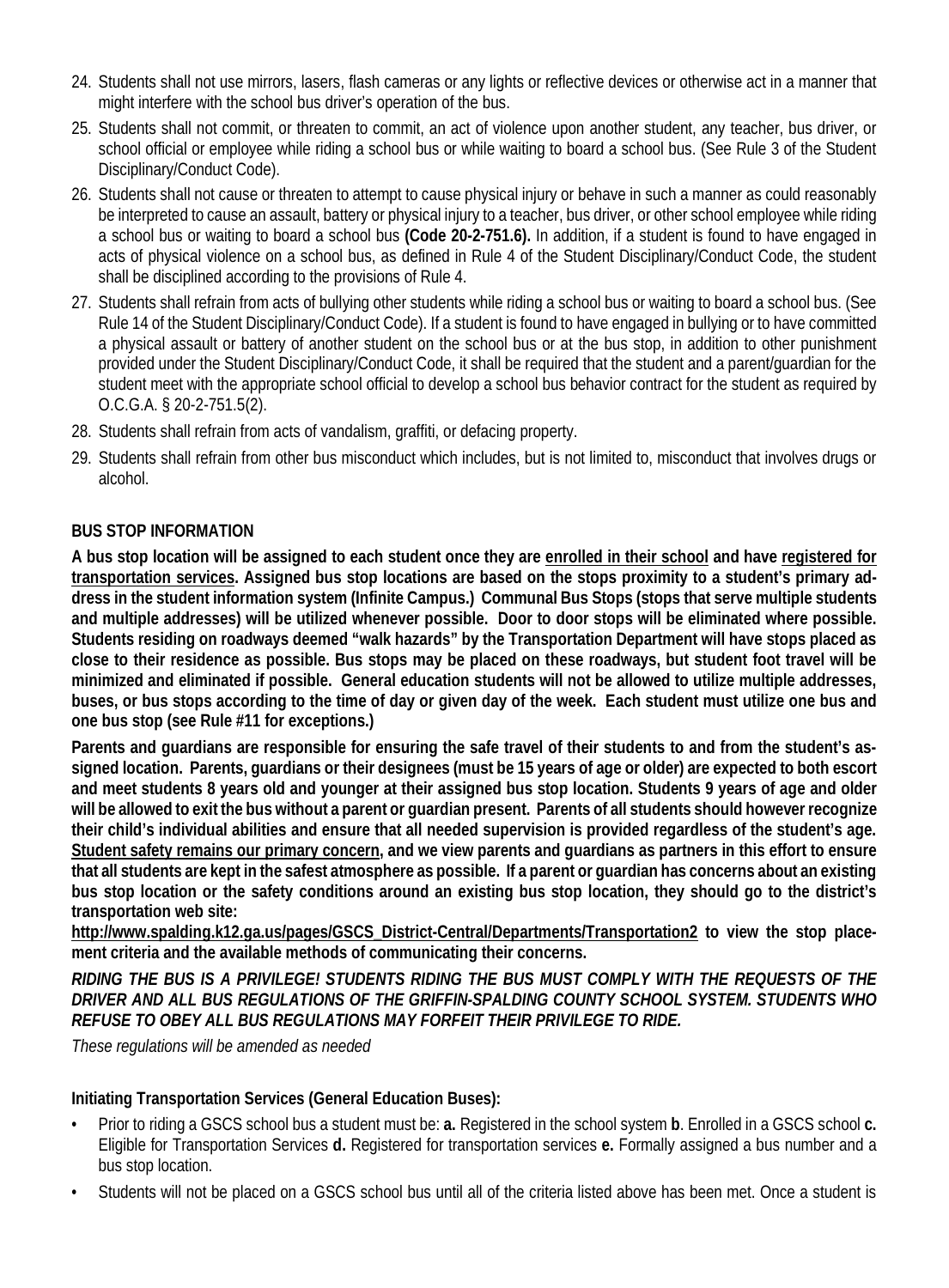24. Students shall not use mirrors, lasers, flash cameras or any lights or reflective devices or otherwise act in a manner that might interfere with the school bus driver's operation of the bus.
25. Students shall not commit, or threaten to commit, an act of violence upon another student, any teacher, bus driver, or school official or employee while riding a school bus or while waiting to board a school bus. (See Rule 3 of the Student Disciplinary/Conduct Code).
26. Students shall not cause or threaten to attempt to cause physical injury or behave in such a manner as could reasonably be interpreted to cause an assault, battery or physical injury to a teacher, bus driver, or other school employee while riding a school bus or waiting to board a school bus **(Code 20-2-751.6).** In addition, if a student is found to have engaged in acts of physical violence on a school bus, as defined in Rule 4 of the Student Disciplinary/Conduct Code, the student shall be disciplined according to the provisions of Rule 4.
27. Students shall refrain from acts of bullying other students while riding a school bus or waiting to board a school bus. (See Rule 14 of the Student Disciplinary/Conduct Code). If a student is found to have engaged in bullying or to have committed a physical assault or battery of another student on the school bus or at the bus stop, in addition to other punishment provided under the Student Disciplinary/Conduct Code, it shall be required that the student and a parent/guardian for the student meet with the appropriate school official to develop a school bus behavior contract for the student as required by O.C.G.A. § 20-2-751.5(2).
28. Students shall refrain from acts of vandalism, graffiti, or defacing property.
29. Students shall refrain from other bus misconduct which includes, but is not limited to, misconduct that involves drugs or alcohol.

**BUS STOP INFORMATION**

**A bus stop location will be assigned to each student once they are <u>enrolled in their school</u> and have <u>registered for transportation services</u>. Assigned bus stop locations are based on the stops proximity to a student's primary address in the student information system (Infinite Campus.) Communal Bus Stops (stops that serve multiple students and multiple addresses) will be utilized whenever possible. Door to door stops will be eliminated where possible. Students residing on roadways deemed "walk hazards" by the Transportation Department will have stops placed as close to their residence as possible. Bus stops may be placed on these roadways, but student foot travel will be minimized and eliminated if possible. General education students will not be allowed to utilize multiple addresses, buses, or bus stops according to the time of day or given day of the week. Each student must utilize one bus and one bus stop (see Rule #11 for exceptions.)**

**Parents and guardians are responsible for ensuring the safe travel of their students to and from the student's assigned location. Parents, guardians or their designees (must be 15 years of age or older) are expected to both escort and meet students 8 years old and younger at their assigned bus stop location. Students 9 years of age and older will be allowed to exit the bus without a parent or guardian present. Parents of all students should however recognize their child's individual abilities and ensure that all needed supervision is provided regardless of the student's age. <u>Student safety remains our primary concern</u>, and we view parents and guardians as partners in this effort to ensure that all students are kept in the safest atmosphere as possible. If a parent or guardian has concerns about an existing bus stop location or the safety conditions around an existing bus stop location, they should go to the district's transportation web site: <u>http://www.spalding.k12.ga.us/pages/GSCS_District-Central/Departments/Transportation2</u> to view the stop placement criteria and the available methods of communicating their concerns.**

***RIDING THE BUS IS A PRIVILEGE! STUDENTS RIDING THE BUS MUST COMPLY WITH THE REQUESTS OF THE DRIVER AND ALL BUS REGULATIONS OF THE GRIFFIN-SPALDING COUNTY SCHOOL SYSTEM. STUDENTS WHO REFUSE TO OBEY ALL BUS REGULATIONS MAY FORFEIT THEIR PRIVILEGE TO RIDE.***

*These regulations will be amended as needed*

**Initiating Transportation Services (General Education Buses):**

- Prior to riding a GSCS school bus a student must be: **a.** Registered in the school system **b**. Enrolled in a GSCS school **c.** Eligible for Transportation Services **d.** Registered for transportation services **e.** Formally assigned a bus number and a bus stop location.
- Students will not be placed on a GSCS school bus until all of the criteria listed above has been met. Once a student is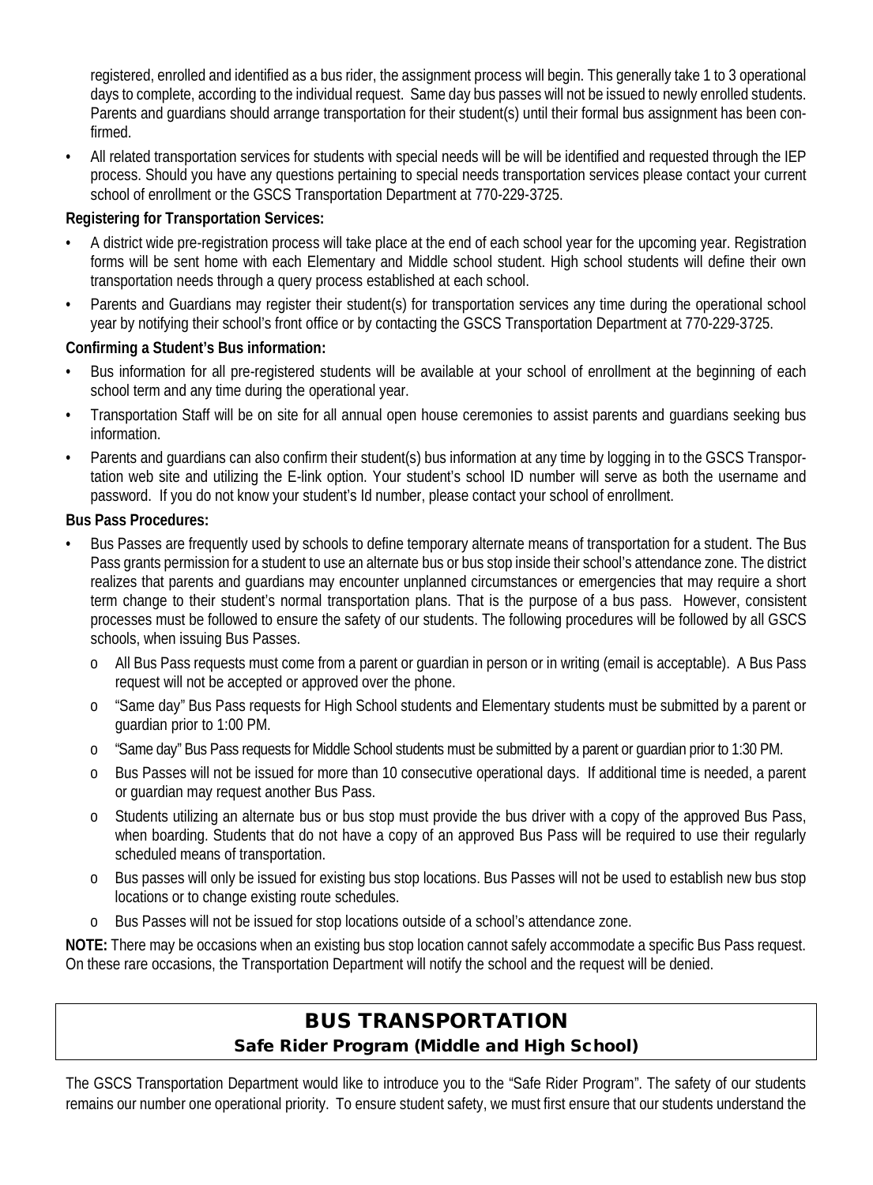registered, enrolled and identified as a bus rider, the assignment process will begin. This generally take 1 to 3 operational days to complete, according to the individual request. Same day bus passes will not be issued to newly enrolled students. Parents and guardians should arrange transportation for their student(s) until their formal bus assignment has been confirmed.

- All related transportation services for students with special needs will be will be identified and requested through the IEP process. Should you have any questions pertaining to special needs transportation services please contact your current school of enrollment or the GSCS Transportation Department at 770-229-3725.

**Registering for Transportation Services:**

- A district wide pre-registration process will take place at the end of each school year for the upcoming year. Registration forms will be sent home with each Elementary and Middle school student. High school students will define their own transportation needs through a query process established at each school.
- Parents and Guardians may register their student(s) for transportation services any time during the operational school year by notifying their school's front office or by contacting the GSCS Transportation Department at 770-229-3725.

**Confirming a Student's Bus information:**

- Bus information for all pre-registered students will be available at your school of enrollment at the beginning of each school term and any time during the operational year.
- Transportation Staff will be on site for all annual open house ceremonies to assist parents and guardians seeking bus information.
- Parents and guardians can also confirm their student(s) bus information at any time by logging in to the GSCS Transportation web site and utilizing the E-link option. Your student's school ID number will serve as both the username and password. If you do not know your student's Id number, please contact your school of enrollment.

**Bus Pass Procedures:**

- Bus Passes are frequently used by schools to define temporary alternate means of transportation for a student. The Bus Pass grants permission for a student to use an alternate bus or bus stop inside their school's attendance zone. The district realizes that parents and guardians may encounter unplanned circumstances or emergencies that may require a short term change to their student's normal transportation plans. That is the purpose of a bus pass. However, consistent processes must be followed to ensure the safety of our students. The following procedures will be followed by all GSCS schools, when issuing Bus Passes.
  - All Bus Pass requests must come from a parent or guardian in person or in writing (email is acceptable). A Bus Pass request will not be accepted or approved over the phone.
  - "Same day" Bus Pass requests for High School students and Elementary students must be submitted by a parent or guardian prior to 1:00 PM.
  - "Same day" Bus Pass requests for Middle School students must be submitted by a parent or guardian prior to 1:30 PM.
  - Bus Passes will not be issued for more than 10 consecutive operational days. If additional time is needed, a parent or guardian may request another Bus Pass.
  - Students utilizing an alternate bus or bus stop must provide the bus driver with a copy of the approved Bus Pass, when boarding. Students that do not have a copy of an approved Bus Pass will be required to use their regularly scheduled means of transportation.
  - Bus passes will only be issued for existing bus stop locations. Bus Passes will not be used to establish new bus stop locations or to change existing route schedules.
  - Bus Passes will not be issued for stop locations outside of a school's attendance zone.

**NOTE:** There may be occasions when an existing bus stop location cannot safely accommodate a specific Bus Pass request. On these rare occasions, the Transportation Department will notify the school and the request will be denied.

## BUS TRANSPORTATION

### Safe Rider Program (Middle and High School)

The GSCS Transportation Department would like to introduce you to the "Safe Rider Program". The safety of our students remains our number one operational priority. To ensure student safety, we must first ensure that our students understand the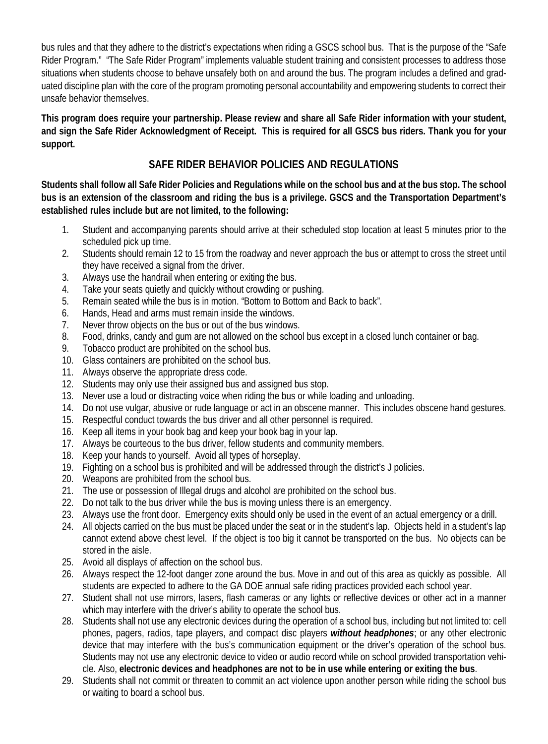bus rules and that they adhere to the district's expectations when riding a GSCS school bus. That is the purpose of the "Safe Rider Program." "The Safe Rider Program" implements valuable student training and consistent processes to address those situations when students choose to behave unsafely both on and around the bus. The program includes a defined and graduated discipline plan with the core of the program promoting personal accountability and empowering students to correct their unsafe behavior themselves.

**This program does require your partnership. Please review and share all Safe Rider information with your student, and sign the Safe Rider Acknowledgment of Receipt. This is required for all GSCS bus riders. Thank you for your support.**

## SAFE RIDER BEHAVIOR POLICIES AND REGULATIONS

**Students shall follow all Safe Rider Policies and Regulations while on the school bus and at the bus stop. The school bus is an extension of the classroom and riding the bus is a privilege. GSCS and the Transportation Department's established rules include but are not limited, to the following:**

1. Student and accompanying parents should arrive at their scheduled stop location at least 5 minutes prior to the scheduled pick up time.
2. Students should remain 12 to 15 from the roadway and never approach the bus or attempt to cross the street until they have received a signal from the driver.
3. Always use the handrail when entering or exiting the bus.
4. Take your seats quietly and quickly without crowding or pushing.
5. Remain seated while the bus is in motion. "Bottom to Bottom and Back to back".
6. Hands, Head and arms must remain inside the windows.
7. Never throw objects on the bus or out of the bus windows.
8. Food, drinks, candy and gum are not allowed on the school bus except in a closed lunch container or bag.
9. Tobacco product are prohibited on the school bus.
10. Glass containers are prohibited on the school bus.
11. Always observe the appropriate dress code.
12. Students may only use their assigned bus and assigned bus stop.
13. Never use a loud or distracting voice when riding the bus or while loading and unloading.
14. Do not use vulgar, abusive or rude language or act in an obscene manner. This includes obscene hand gestures.
15. Respectful conduct towards the bus driver and all other personnel is required.
16. Keep all items in your book bag and keep your book bag in your lap.
17. Always be courteous to the bus driver, fellow students and community members.
18. Keep your hands to yourself. Avoid all types of horseplay.
19. Fighting on a school bus is prohibited and will be addressed through the district's J policies.
20. Weapons are prohibited from the school bus.
21. The use or possession of Illegal drugs and alcohol are prohibited on the school bus.
22. Do not talk to the bus driver while the bus is moving unless there is an emergency.
23. Always use the front door. Emergency exits should only be used in the event of an actual emergency or a drill.
24. All objects carried on the bus must be placed under the seat or in the student's lap. Objects held in a student's lap cannot extend above chest level. If the object is too big it cannot be transported on the bus. No objects can be stored in the aisle.
25. Avoid all displays of affection on the school bus.
26. Always respect the 12-foot danger zone around the bus. Move in and out of this area as quickly as possible. All students are expected to adhere to the GA DOE annual safe riding practices provided each school year.
27. Student shall not use mirrors, lasers, flash cameras or any lights or reflective devices or other act in a manner which may interfere with the driver's ability to operate the school bus.
28. Students shall not use any electronic devices during the operation of a school bus, including but not limited to: cell phones, pagers, radios, tape players, and compact disc players ***without headphones***; or any other electronic device that may interfere with the bus's communication equipment or the driver's operation of the school bus. Students may not use any electronic device to video or audio record while on school provided transportation vehicle. Also, **electronic devices and headphones are not to be in use while entering or exiting the bus**.
29. Students shall not commit or threaten to commit an act violence upon another person while riding the school bus or waiting to board a school bus.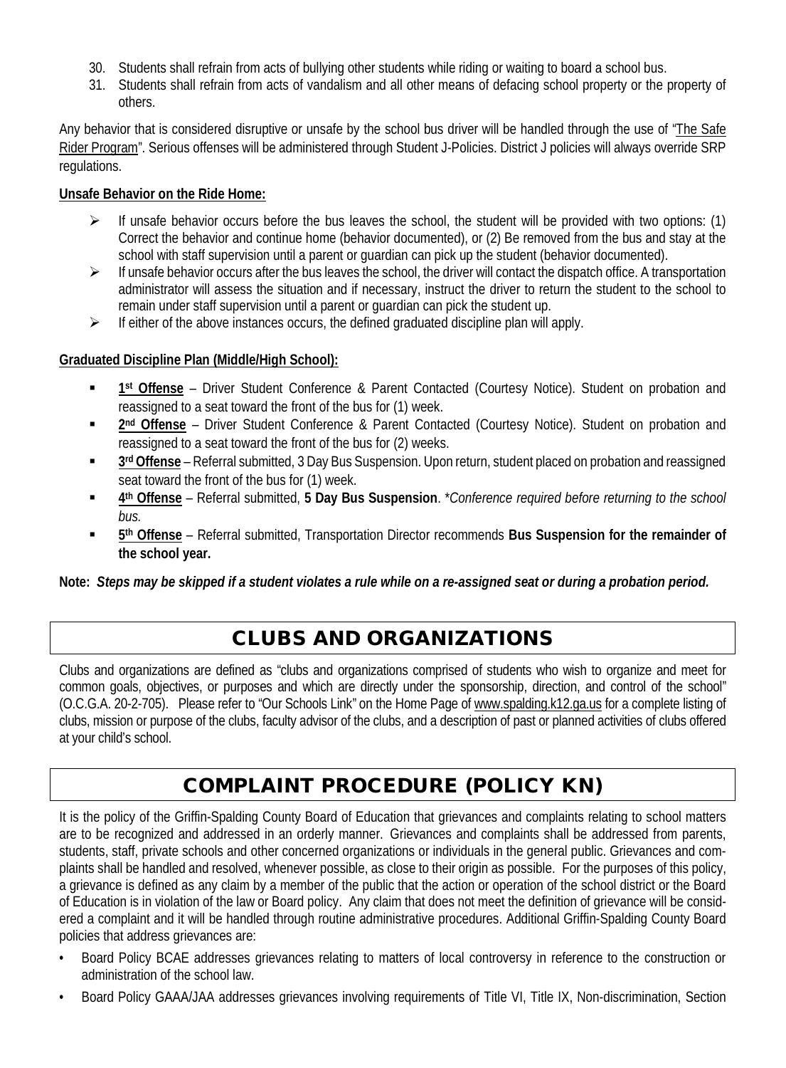30. Students shall refrain from acts of bullying other students while riding or waiting to board a school bus.
31. Students shall refrain from acts of vandalism and all other means of defacing school property or the property of others.

Any behavior that is considered disruptive or unsafe by the school bus driver will be handled through the use of "The Safe Rider Program". Serious offenses will be administered through Student J-Policies. District J policies will always override SRP regulations.

**Unsafe Behavior on the Ride Home:**

- If unsafe behavior occurs before the bus leaves the school, the student will be provided with two options: (1) Correct the behavior and continue home (behavior documented), or (2) Be removed from the bus and stay at the school with staff supervision until a parent or guardian can pick up the student (behavior documented).
- If unsafe behavior occurs after the bus leaves the school, the driver will contact the dispatch office. A transportation administrator will assess the situation and if necessary, instruct the driver to return the student to the school to remain under staff supervision until a parent or guardian can pick the student up.
- If either of the above instances occurs, the defined graduated discipline plan will apply.

**Graduated Discipline Plan (Middle/High School):**

- **1st Offense** – Driver Student Conference & Parent Contacted (Courtesy Notice). Student on probation and reassigned to a seat toward the front of the bus for (1) week.
- **2nd Offense** – Driver Student Conference & Parent Contacted (Courtesy Notice). Student on probation and reassigned to a seat toward the front of the bus for (2) weeks.
- **3rd Offense** – Referral submitted, 3 Day Bus Suspension. Upon return, student placed on probation and reassigned seat toward the front of the bus for (1) week.
- **4th Offense** – Referral submitted, **5 Day Bus Suspension**. *\*Conference required before returning to the school bus.*
- **5th Offense** – Referral submitted, Transportation Director recommends **Bus Suspension for the remainder of the school year.**

**Note:** ***Steps may be skipped if a student violates a rule while on a re-assigned seat or during a probation period.***

# CLUBS AND ORGANIZATIONS

Clubs and organizations are defined as "clubs and organizations comprised of students who wish to organize and meet for common goals, objectives, or purposes and which are directly under the sponsorship, direction, and control of the school" (O.C.G.A. 20-2-705). Please refer to "Our Schools Link" on the Home Page of www.spalding.k12.ga.us for a complete listing of clubs, mission or purpose of the clubs, faculty advisor of the clubs, and a description of past or planned activities of clubs offered at your child's school.

# COMPLAINT PROCEDURE (POLICY KN)

It is the policy of the Griffin-Spalding County Board of Education that grievances and complaints relating to school matters are to be recognized and addressed in an orderly manner. Grievances and complaints shall be addressed from parents, students, staff, private schools and other concerned organizations or individuals in the general public. Grievances and complaints shall be handled and resolved, whenever possible, as close to their origin as possible. For the purposes of this policy, a grievance is defined as any claim by a member of the public that the action or operation of the school district or the Board of Education is in violation of the law or Board policy. Any claim that does not meet the definition of grievance will be considered a complaint and it will be handled through routine administrative procedures. Additional Griffin-Spalding County Board policies that address grievances are:

- Board Policy BCAE addresses grievances relating to matters of local controversy in reference to the construction or administration of the school law.
- Board Policy GAAA/JAA addresses grievances involving requirements of Title VI, Title IX, Non-discrimination, Section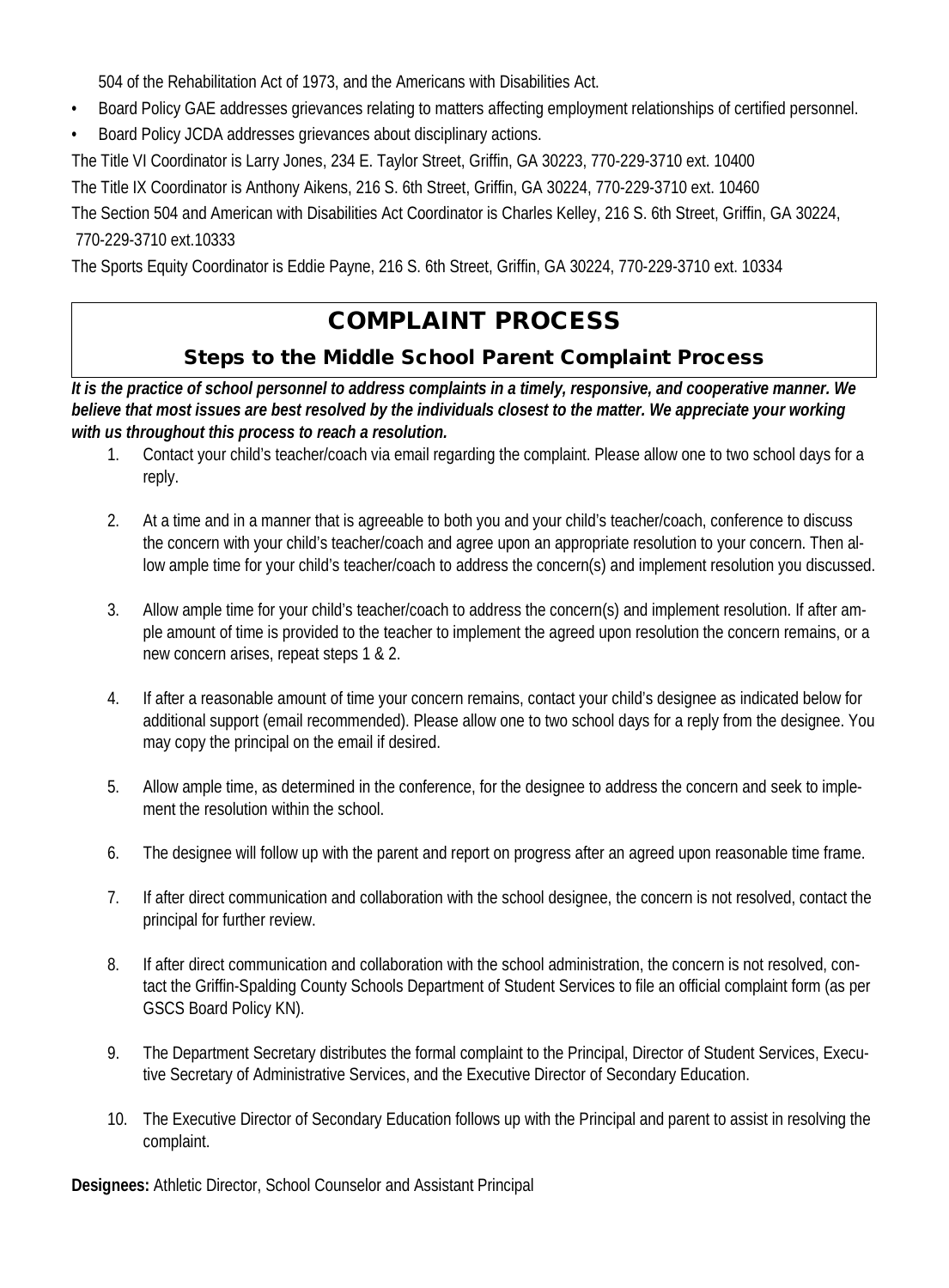504 of the Rehabilitation Act of 1973, and the Americans with Disabilities Act.

- Board Policy GAE addresses grievances relating to matters affecting employment relationships of certified personnel.
- Board Policy JCDA addresses grievances about disciplinary actions.

The Title VI Coordinator is Larry Jones, 234 E. Taylor Street, Griffin, GA 30223, 770-229-3710 ext. 10400

The Title IX Coordinator is Anthony Aikens, 216 S. 6th Street, Griffin, GA 30224, 770-229-3710 ext. 10460

The Section 504 and American with Disabilities Act Coordinator is Charles Kelley, 216 S. 6th Street, Griffin, GA 30224, 770-229-3710 ext.10333

The Sports Equity Coordinator is Eddie Payne, 216 S. 6th Street, Griffin, GA 30224, 770-229-3710 ext. 10334

# COMPLAINT PROCESS

## Steps to the Middle School Parent Complaint Process

***It is the practice of school personnel to address complaints in a timely, responsive, and cooperative manner. We believe that most issues are best resolved by the individuals closest to the matter. We appreciate your working with us throughout this process to reach a resolution.***

1. Contact your child's teacher/coach via email regarding the complaint. Please allow one to two school days for a reply.
2. At a time and in a manner that is agreeable to both you and your child's teacher/coach, conference to discuss the concern with your child's teacher/coach and agree upon an appropriate resolution to your concern. Then allow ample time for your child's teacher/coach to address the concern(s) and implement resolution you discussed.
3. Allow ample time for your child's teacher/coach to address the concern(s) and implement resolution. If after ample amount of time is provided to the teacher to implement the agreed upon resolution the concern remains, or a new concern arises, repeat steps 1 & 2.
4. If after a reasonable amount of time your concern remains, contact your child's designee as indicated below for additional support (email recommended). Please allow one to two school days for a reply from the designee. You may copy the principal on the email if desired.
5. Allow ample time, as determined in the conference, for the designee to address the concern and seek to implement the resolution within the school.
6. The designee will follow up with the parent and report on progress after an agreed upon reasonable time frame.
7. If after direct communication and collaboration with the school designee, the concern is not resolved, contact the principal for further review.
8. If after direct communication and collaboration with the school administration, the concern is not resolved, contact the Griffin-Spalding County Schools Department of Student Services to file an official complaint form (as per GSCS Board Policy KN).
9. The Department Secretary distributes the formal complaint to the Principal, Director of Student Services, Executive Secretary of Administrative Services, and the Executive Director of Secondary Education.
10. The Executive Director of Secondary Education follows up with the Principal and parent to assist in resolving the complaint.

**Designees:** Athletic Director, School Counselor and Assistant Principal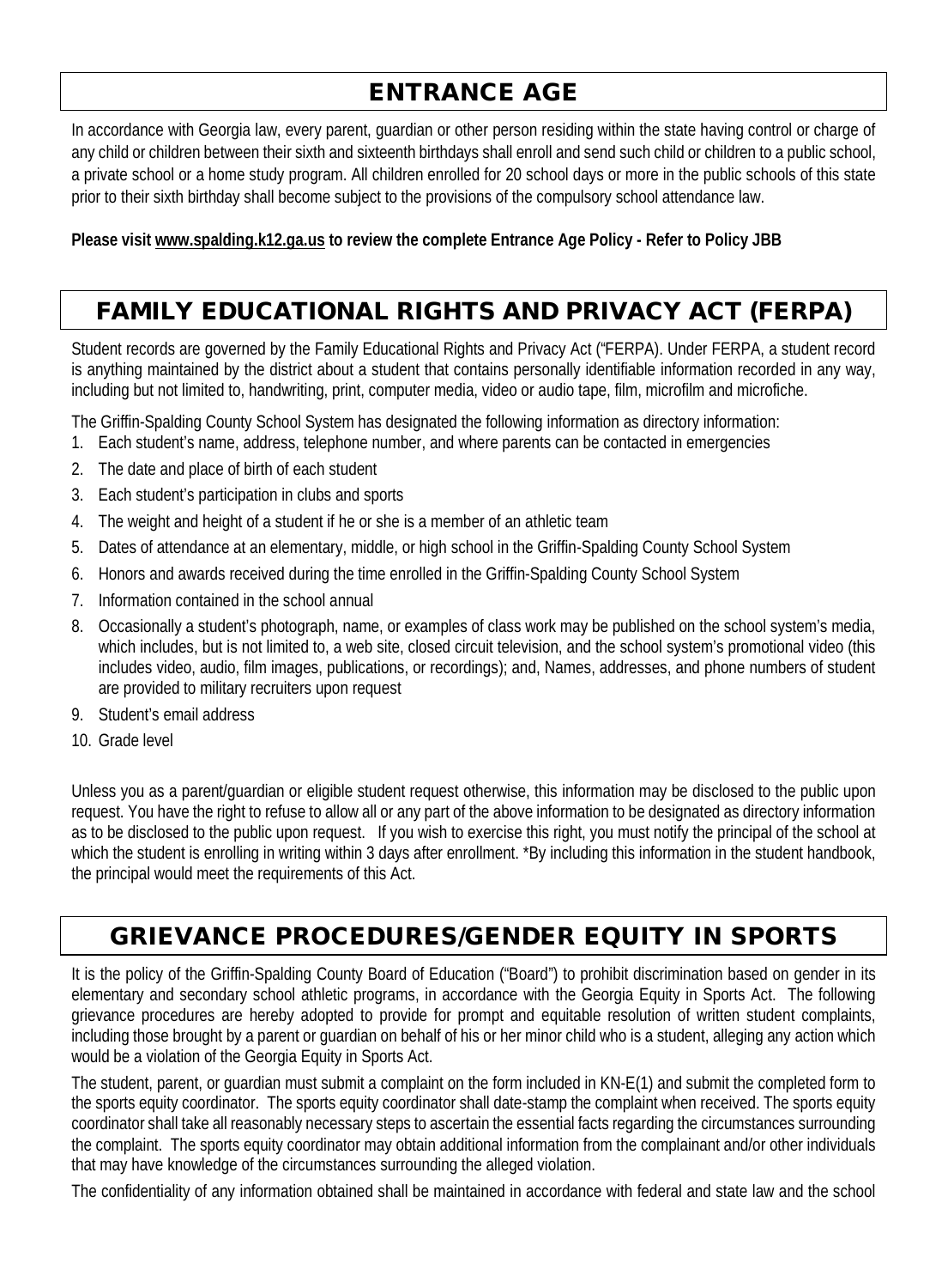## ENTRANCE AGE

In accordance with Georgia law, every parent, guardian or other person residing within the state having control or charge of any child or children between their sixth and sixteenth birthdays shall enroll and send such child or children to a public school, a private school or a home study program. All children enrolled for 20 school days or more in the public schools of this state prior to their sixth birthday shall become subject to the provisions of the compulsory school attendance law.

**Please visit www.spalding.k12.ga.us to review the complete Entrance Age Policy - Refer to Policy JBB**

## FAMILY EDUCATIONAL RIGHTS AND PRIVACY ACT (FERPA)

Student records are governed by the Family Educational Rights and Privacy Act ("FERPA). Under FERPA, a student record is anything maintained by the district about a student that contains personally identifiable information recorded in any way, including but not limited to, handwriting, print, computer media, video or audio tape, film, microfilm and microfiche.

The Griffin-Spalding County School System has designated the following information as directory information:

1. Each student's name, address, telephone number, and where parents can be contacted in emergencies
2. The date and place of birth of each student
3. Each student's participation in clubs and sports
4. The weight and height of a student if he or she is a member of an athletic team
5. Dates of attendance at an elementary, middle, or high school in the Griffin-Spalding County School System
6. Honors and awards received during the time enrolled in the Griffin-Spalding County School System
7. Information contained in the school annual
8. Occasionally a student's photograph, name, or examples of class work may be published on the school system's media, which includes, but is not limited to, a web site, closed circuit television, and the school system's promotional video (this includes video, audio, film images, publications, or recordings); and, Names, addresses, and phone numbers of student are provided to military recruiters upon request
9. Student's email address
10. Grade level

Unless you as a parent/guardian or eligible student request otherwise, this information may be disclosed to the public upon request. You have the right to refuse to allow all or any part of the above information to be designated as directory information as to be disclosed to the public upon request. If you wish to exercise this right, you must notify the principal of the school at which the student is enrolling in writing within 3 days after enrollment. *By including this information in the student handbook, the principal would meet the requirements of this Act.

## GRIEVANCE PROCEDURES/GENDER EQUITY IN SPORTS

It is the policy of the Griffin-Spalding County Board of Education ("Board") to prohibit discrimination based on gender in its elementary and secondary school athletic programs, in accordance with the Georgia Equity in Sports Act. The following grievance procedures are hereby adopted to provide for prompt and equitable resolution of written student complaints, including those brought by a parent or guardian on behalf of his or her minor child who is a student, alleging any action which would be a violation of the Georgia Equity in Sports Act.

The student, parent, or guardian must submit a complaint on the form included in KN-E(1) and submit the completed form to the sports equity coordinator. The sports equity coordinator shall date-stamp the complaint when received. The sports equity coordinator shall take all reasonably necessary steps to ascertain the essential facts regarding the circumstances surrounding the complaint. The sports equity coordinator may obtain additional information from the complainant and/or other individuals that may have knowledge of the circumstances surrounding the alleged violation.

The confidentiality of any information obtained shall be maintained in accordance with federal and state law and the school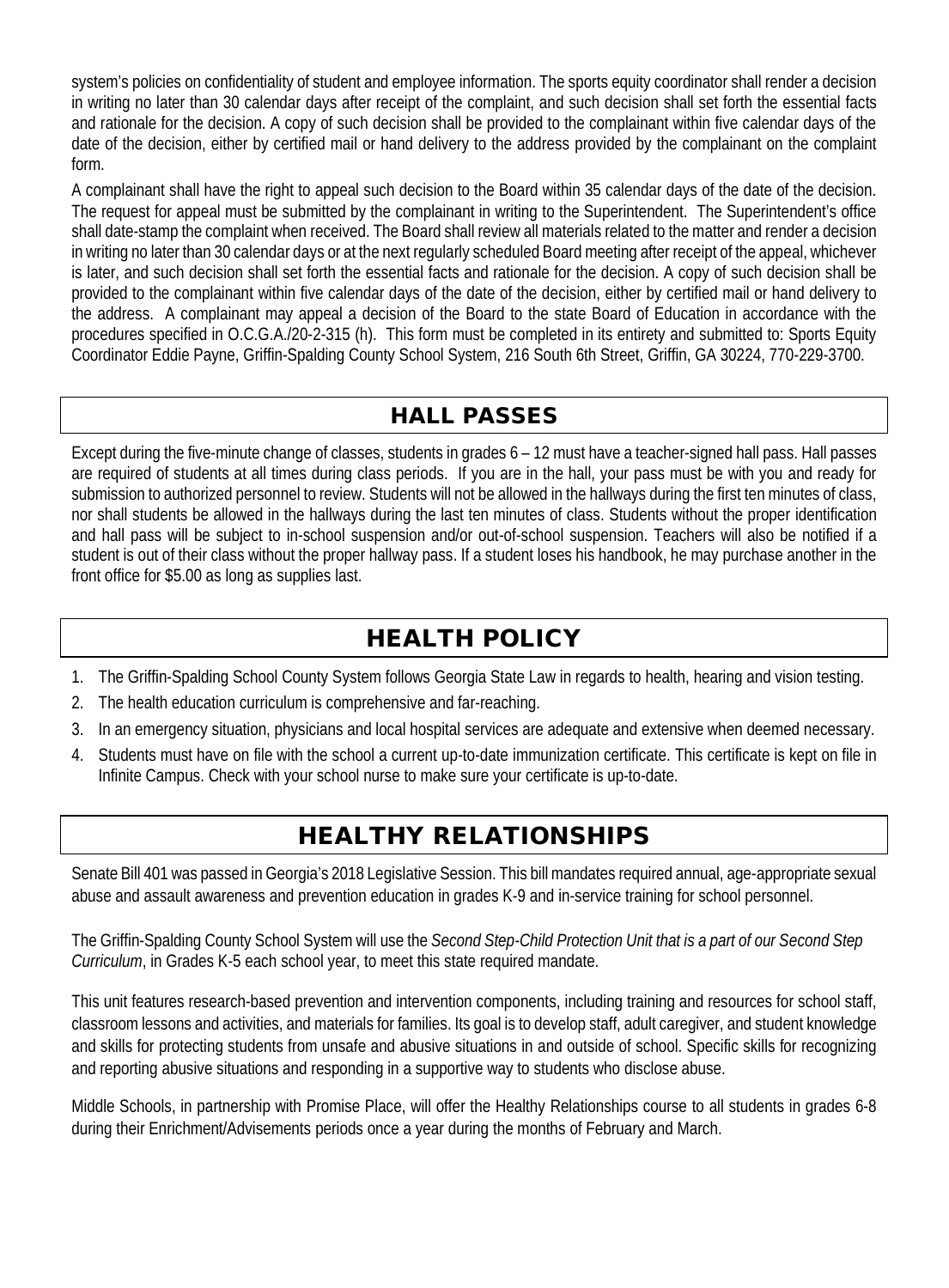system's policies on confidentiality of student and employee information. The sports equity coordinator shall render a decision in writing no later than 30 calendar days after receipt of the complaint, and such decision shall set forth the essential facts and rationale for the decision. A copy of such decision shall be provided to the complainant within five calendar days of the date of the decision, either by certified mail or hand delivery to the address provided by the complainant on the complaint form.

A complainant shall have the right to appeal such decision to the Board within 35 calendar days of the date of the decision. The request for appeal must be submitted by the complainant in writing to the Superintendent. The Superintendent's office shall date-stamp the complaint when received. The Board shall review all materials related to the matter and render a decision in writing no later than 30 calendar days or at the next regularly scheduled Board meeting after receipt of the appeal, whichever is later, and such decision shall set forth the essential facts and rationale for the decision. A copy of such decision shall be provided to the complainant within five calendar days of the date of the decision, either by certified mail or hand delivery to the address. A complainant may appeal a decision of the Board to the state Board of Education in accordance with the procedures specified in O.C.G.A./20-2-315 (h). This form must be completed in its entirety and submitted to: Sports Equity Coordinator Eddie Payne, Griffin-Spalding County School System, 216 South 6th Street, Griffin, GA 30224, 770-229-3700.

## HALL PASSES

Except during the five-minute change of classes, students in grades 6 – 12 must have a teacher-signed hall pass. Hall passes are required of students at all times during class periods. If you are in the hall, your pass must be with you and ready for submission to authorized personnel to review. Students will not be allowed in the hallways during the first ten minutes of class, nor shall students be allowed in the hallways during the last ten minutes of class. Students without the proper identification and hall pass will be subject to in-school suspension and/or out-of-school suspension. Teachers will also be notified if a student is out of their class without the proper hallway pass. If a student loses his handbook, he may purchase another in the front office for $5.00 as long as supplies last.

## HEALTH POLICY

1. The Griffin-Spalding School County System follows Georgia State Law in regards to health, hearing and vision testing.
2. The health education curriculum is comprehensive and far-reaching.
3. In an emergency situation, physicians and local hospital services are adequate and extensive when deemed necessary.
4. Students must have on file with the school a current up-to-date immunization certificate. This certificate is kept on file in Infinite Campus. Check with your school nurse to make sure your certificate is up-to-date.

## HEALTHY RELATIONSHIPS

Senate Bill 401 was passed in Georgia's 2018 Legislative Session. This bill mandates required annual, age-appropriate sexual abuse and assault awareness and prevention education in grades K-9 and in-service training for school personnel.

The Griffin-Spalding County School System will use the *Second Step-Child Protection Unit that is a part of our Second Step Curriculum*, in Grades K-5 each school year, to meet this state required mandate.

This unit features research-based prevention and intervention components, including training and resources for school staff, classroom lessons and activities, and materials for families. Its goal is to develop staff, adult caregiver, and student knowledge and skills for protecting students from unsafe and abusive situations in and outside of school. Specific skills for recognizing and reporting abusive situations and responding in a supportive way to students who disclose abuse.

Middle Schools, in partnership with Promise Place, will offer the Healthy Relationships course to all students in grades 6-8 during their Enrichment/Advisements periods once a year during the months of February and March.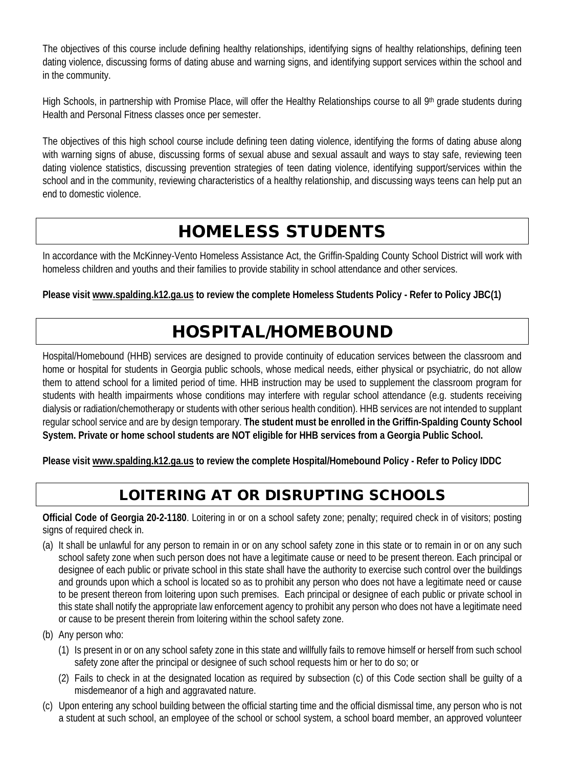The objectives of this course include defining healthy relationships, identifying signs of healthy relationships, defining teen dating violence, discussing forms of dating abuse and warning signs, and identifying support services within the school and in the community.

High Schools, in partnership with Promise Place, will offer the Healthy Relationships course to all 9th grade students during Health and Personal Fitness classes once per semester.

The objectives of this high school course include defining teen dating violence, identifying the forms of dating abuse along with warning signs of abuse, discussing forms of sexual abuse and sexual assault and ways to stay safe, reviewing teen dating violence statistics, discussing prevention strategies of teen dating violence, identifying support/services within the school and in the community, reviewing characteristics of a healthy relationship, and discussing ways teens can help put an end to domestic violence.

# HOMELESS STUDENTS

In accordance with the McKinney-Vento Homeless Assistance Act, the Griffin-Spalding County School District will work with homeless children and youths and their families to provide stability in school attendance and other services.

**Please visit www.spalding.k12.ga.us to review the complete Homeless Students Policy - Refer to Policy JBC(1)**

# HOSPITAL/HOMEBOUND

Hospital/Homebound (HHB) services are designed to provide continuity of education services between the classroom and home or hospital for students in Georgia public schools, whose medical needs, either physical or psychiatric, do not allow them to attend school for a limited period of time. HHB instruction may be used to supplement the classroom program for students with health impairments whose conditions may interfere with regular school attendance (e.g. students receiving dialysis or radiation/chemotherapy or students with other serious health condition). HHB services are not intended to supplant regular school service and are by design temporary. **The student must be enrolled in the Griffin-Spalding County School System. Private or home school students are NOT eligible for HHB services from a Georgia Public School.**

**Please visit www.spalding.k12.ga.us to review the complete Hospital/Homebound Policy - Refer to Policy IDDC**

# LOITERING AT OR DISRUPTING SCHOOLS

**Official Code of Georgia 20-2-1180**. Loitering in or on a school safety zone; penalty; required check in of visitors; posting signs of required check in.

(a) It shall be unlawful for any person to remain in or on any school safety zone in this state or to remain in or on any such school safety zone when such person does not have a legitimate cause or need to be present thereon. Each principal or designee of each public or private school in this state shall have the authority to exercise such control over the buildings and grounds upon which a school is located so as to prohibit any person who does not have a legitimate need or cause to be present thereon from loitering upon such premises. Each principal or designee of each public or private school in this state shall notify the appropriate law enforcement agency to prohibit any person who does not have a legitimate need or cause to be present therein from loitering within the school safety zone.

(b) Any person who:

  (1) Is present in or on any school safety zone in this state and willfully fails to remove himself or herself from such school safety zone after the principal or designee of such school requests him or her to do so; or

  (2) Fails to check in at the designated location as required by subsection (c) of this Code section shall be guilty of a misdemeanor of a high and aggravated nature.

(c) Upon entering any school building between the official starting time and the official dismissal time, any person who is not a student at such school, an employee of the school or school system, a school board member, an approved volunteer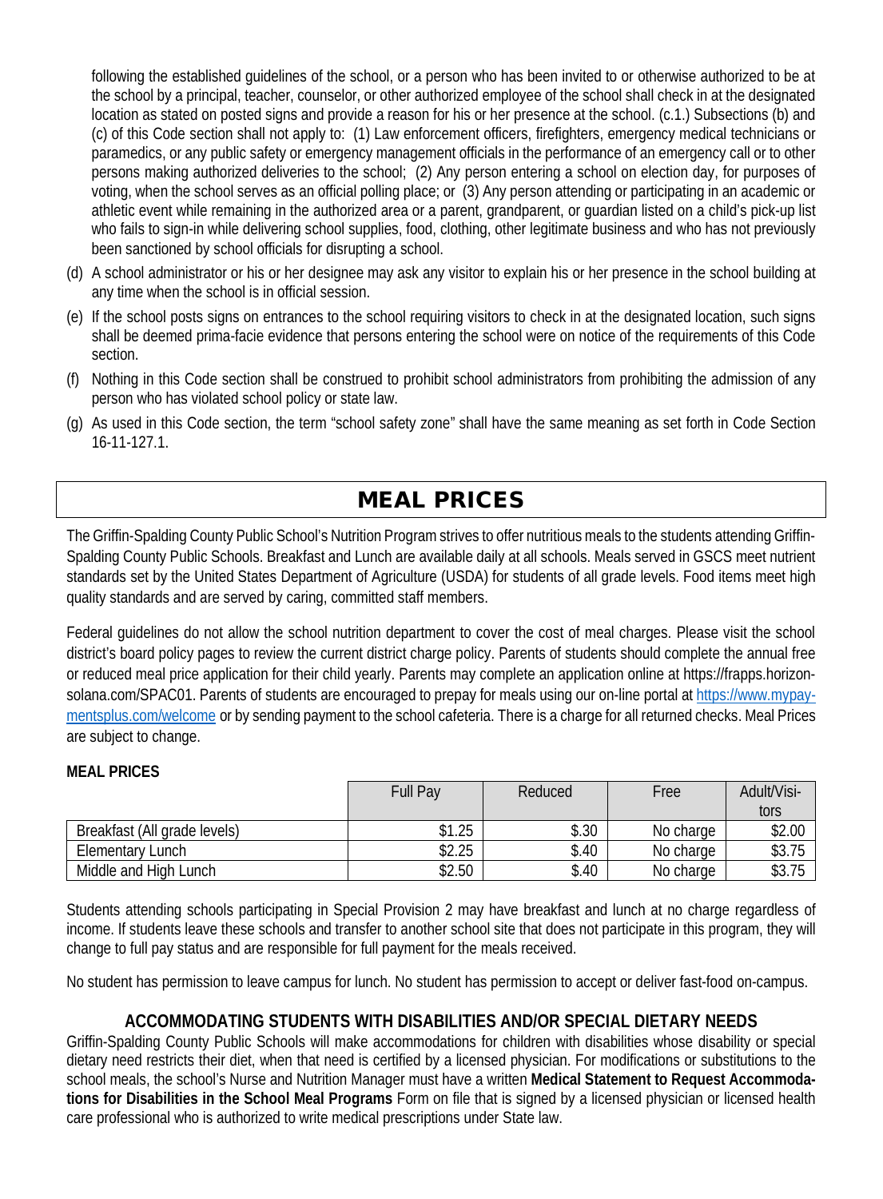following the established guidelines of the school, or a person who has been invited to or otherwise authorized to be at the school by a principal, teacher, counselor, or other authorized employee of the school shall check in at the designated location as stated on posted signs and provide a reason for his or her presence at the school. (c.1.) Subsections (b) and (c) of this Code section shall not apply to: (1) Law enforcement officers, firefighters, emergency medical technicians or paramedics, or any public safety or emergency management officials in the performance of an emergency call or to other persons making authorized deliveries to the school; (2) Any person entering a school on election day, for purposes of voting, when the school serves as an official polling place; or (3) Any person attending or participating in an academic or athletic event while remaining in the authorized area or a parent, grandparent, or guardian listed on a child's pick-up list who fails to sign-in while delivering school supplies, food, clothing, other legitimate business and who has not previously been sanctioned by school officials for disrupting a school.

(d) A school administrator or his or her designee may ask any visitor to explain his or her presence in the school building at any time when the school is in official session.

(e) If the school posts signs on entrances to the school requiring visitors to check in at the designated location, such signs shall be deemed prima-facie evidence that persons entering the school were on notice of the requirements of this Code section.

(f) Nothing in this Code section shall be construed to prohibit school administrators from prohibiting the admission of any person who has violated school policy or state law.

(g) As used in this Code section, the term "school safety zone" shall have the same meaning as set forth in Code Section 16-11-127.1.

# MEAL PRICES

The Griffin-Spalding County Public School's Nutrition Program strives to offer nutritious meals to the students attending Griffin-Spalding County Public Schools. Breakfast and Lunch are available daily at all schools. Meals served in GSCS meet nutrient standards set by the United States Department of Agriculture (USDA) for students of all grade levels. Food items meet high quality standards and are served by caring, committed staff members.

Federal guidelines do not allow the school nutrition department to cover the cost of meal charges. Please visit the school district's board policy pages to review the current district charge policy. Parents of students should complete the annual free or reduced meal price application for their child yearly. Parents may complete an application online at https://frapps.horizon-solana.com/SPAC01. Parents of students are encouraged to prepay for meals using our on-line portal at https://www.mypaymentsplus.com/welcome or by sending payment to the school cafeteria. There is a charge for all returned checks. Meal Prices are subject to change.

**MEAL PRICES**

| | Full Pay | Reduced | Free | Adult/Visitors |
|---|---|---|---|---|
| Breakfast (All grade levels) | $1.25 | $.30 | No charge | $2.00 |
| Elementary Lunch | $2.25 | $.40 | No charge | $3.75 |
| Middle and High Lunch | $2.50 | $.40 | No charge | $3.75 |

Students attending schools participating in Special Provision 2 may have breakfast and lunch at no charge regardless of income. If students leave these schools and transfer to another school site that does not participate in this program, they will change to full pay status and are responsible for full payment for the meals received.

No student has permission to leave campus for lunch. No student has permission to accept or deliver fast-food on-campus.

## ACCOMMODATING STUDENTS WITH DISABILITIES AND/OR SPECIAL DIETARY NEEDS

Griffin-Spalding County Public Schools will make accommodations for children with disabilities whose disability or special dietary need restricts their diet, when that need is certified by a licensed physician. For modifications or substitutions to the school meals, the school's Nurse and Nutrition Manager must have a written **Medical Statement to Request Accommodations for Disabilities in the School Meal Programs** Form on file that is signed by a licensed physician or licensed health care professional who is authorized to write medical prescriptions under State law.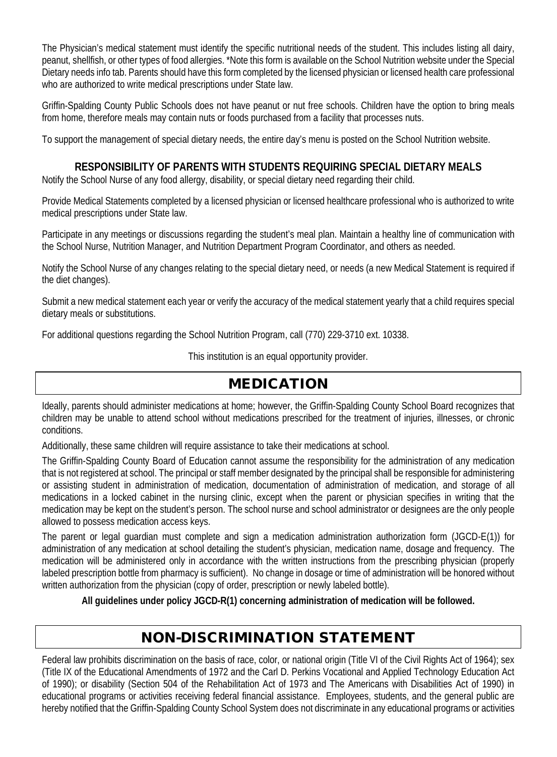The Physician's medical statement must identify the specific nutritional needs of the student. This includes listing all dairy, peanut, shellfish, or other types of food allergies. *Note this form is available on the School Nutrition website under the Special Dietary needs info tab. Parents should have this form completed by the licensed physician or licensed health care professional who are authorized to write medical prescriptions under State law.

Griffin-Spalding County Public Schools does not have peanut or nut free schools. Children have the option to bring meals from home, therefore meals may contain nuts or foods purchased from a facility that processes nuts.

To support the management of special dietary needs, the entire day's menu is posted on the School Nutrition website.

### RESPONSIBILITY OF PARENTS WITH STUDENTS REQUIRING SPECIAL DIETARY MEALS

Notify the School Nurse of any food allergy, disability, or special dietary need regarding their child.

Provide Medical Statements completed by a licensed physician or licensed healthcare professional who is authorized to write medical prescriptions under State law.

Participate in any meetings or discussions regarding the student's meal plan. Maintain a healthy line of communication with the School Nurse, Nutrition Manager, and Nutrition Department Program Coordinator, and others as needed.

Notify the School Nurse of any changes relating to the special dietary need, or needs (a new Medical Statement is required if the diet changes).

Submit a new medical statement each year or verify the accuracy of the medical statement yearly that a child requires special dietary meals or substitutions.

For additional questions regarding the School Nutrition Program, call (770) 229-3710 ext. 10338.

This institution is an equal opportunity provider.

## MEDICATION

Ideally, parents should administer medications at home; however, the Griffin-Spalding County School Board recognizes that children may be unable to attend school without medications prescribed for the treatment of injuries, illnesses, or chronic conditions.

Additionally, these same children will require assistance to take their medications at school.

The Griffin-Spalding County Board of Education cannot assume the responsibility for the administration of any medication that is not registered at school. The principal or staff member designated by the principal shall be responsible for administering or assisting student in administration of medication, documentation of administration of medication, and storage of all medications in a locked cabinet in the nursing clinic, except when the parent or physician specifies in writing that the medication may be kept on the student's person. The school nurse and school administrator or designees are the only people allowed to possess medication access keys.

The parent or legal guardian must complete and sign a medication administration authorization form (JGCD-E(1)) for administration of any medication at school detailing the student's physician, medication name, dosage and frequency. The medication will be administered only in accordance with the written instructions from the prescribing physician (properly labeled prescription bottle from pharmacy is sufficient). No change in dosage or time of administration will be honored without written authorization from the physician (copy of order, prescription or newly labeled bottle).

**All guidelines under policy JGCD-R(1) concerning administration of medication will be followed.**

## NON-DISCRIMINATION STATEMENT

Federal law prohibits discrimination on the basis of race, color, or national origin (Title VI of the Civil Rights Act of 1964); sex (Title IX of the Educational Amendments of 1972 and the Carl D. Perkins Vocational and Applied Technology Education Act of 1990); or disability (Section 504 of the Rehabilitation Act of 1973 and The Americans with Disabilities Act of 1990) in educational programs or activities receiving federal financial assistance. Employees, students, and the general public are hereby notified that the Griffin-Spalding County School System does not discriminate in any educational programs or activities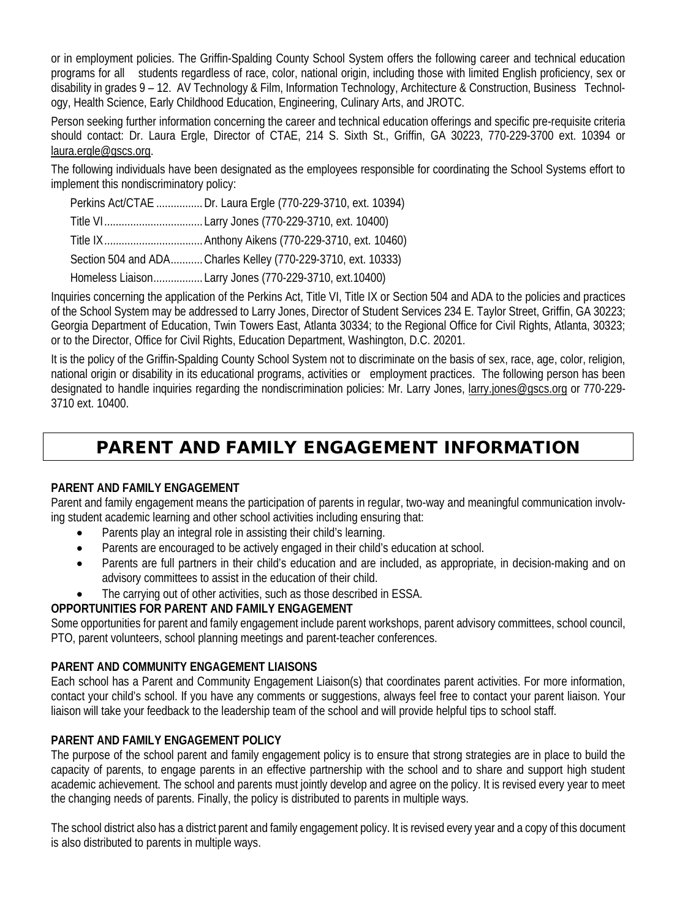or in employment policies. The Griffin-Spalding County School System offers the following career and technical education programs for all students regardless of race, color, national origin, including those with limited English proficiency, sex or disability in grades 9 – 12. AV Technology & Film, Information Technology, Architecture & Construction, Business Technology, Health Science, Early Childhood Education, Engineering, Culinary Arts, and JROTC.

Person seeking further information concerning the career and technical education offerings and specific pre-requisite criteria should contact: Dr. Laura Ergle, Director of CTAE, 214 S. Sixth St., Griffin, GA 30223, 770-229-3700 ext. 10394 or laura.ergle@gscs.org.

The following individuals have been designated as the employees responsible for coordinating the School Systems effort to implement this nondiscriminatory policy:

Perkins Act/CTAE ................ Dr. Laura Ergle (770-229-3710, ext. 10394)
Title VI.................................. Larry Jones (770-229-3710, ext. 10400)
Title IX.................................. Anthony Aikens (770-229-3710, ext. 10460)
Section 504 and ADA........... Charles Kelley (770-229-3710, ext. 10333)
Homeless Liaison................. Larry Jones (770-229-3710, ext.10400)

Inquiries concerning the application of the Perkins Act, Title VI, Title IX or Section 504 and ADA to the policies and practices of the School System may be addressed to Larry Jones, Director of Student Services 234 E. Taylor Street, Griffin, GA 30223; Georgia Department of Education, Twin Towers East, Atlanta 30334; to the Regional Office for Civil Rights, Atlanta, 30323; or to the Director, Office for Civil Rights, Education Department, Washington, D.C. 20201.

It is the policy of the Griffin-Spalding County School System not to discriminate on the basis of sex, race, age, color, religion, national origin or disability in its educational programs, activities or employment practices. The following person has been designated to handle inquiries regarding the nondiscrimination policies: Mr. Larry Jones, larry.jones@gscs.org or 770-229-3710 ext. 10400.

# PARENT AND FAMILY ENGAGEMENT INFORMATION

**PARENT AND FAMILY ENGAGEMENT**

Parent and family engagement means the participation of parents in regular, two-way and meaningful communication involving student academic learning and other school activities including ensuring that:

- Parents play an integral role in assisting their child's learning.
- Parents are encouraged to be actively engaged in their child's education at school.
- Parents are full partners in their child's education and are included, as appropriate, in decision-making and on advisory committees to assist in the education of their child.
- The carrying out of other activities, such as those described in ESSA.

**OPPORTUNITIES FOR PARENT AND FAMILY ENGAGEMENT**

Some opportunities for parent and family engagement include parent workshops, parent advisory committees, school council, PTO, parent volunteers, school planning meetings and parent-teacher conferences.

**PARENT AND COMMUNITY ENGAGEMENT LIAISONS**

Each school has a Parent and Community Engagement Liaison(s) that coordinates parent activities. For more information, contact your child's school. If you have any comments or suggestions, always feel free to contact your parent liaison. Your liaison will take your feedback to the leadership team of the school and will provide helpful tips to school staff.

**PARENT AND FAMILY ENGAGEMENT POLICY**

The purpose of the school parent and family engagement policy is to ensure that strong strategies are in place to build the capacity of parents, to engage parents in an effective partnership with the school and to share and support high student academic achievement. The school and parents must jointly develop and agree on the policy. It is revised every year to meet the changing needs of parents. Finally, the policy is distributed to parents in multiple ways.

The school district also has a district parent and family engagement policy. It is revised every year and a copy of this document is also distributed to parents in multiple ways.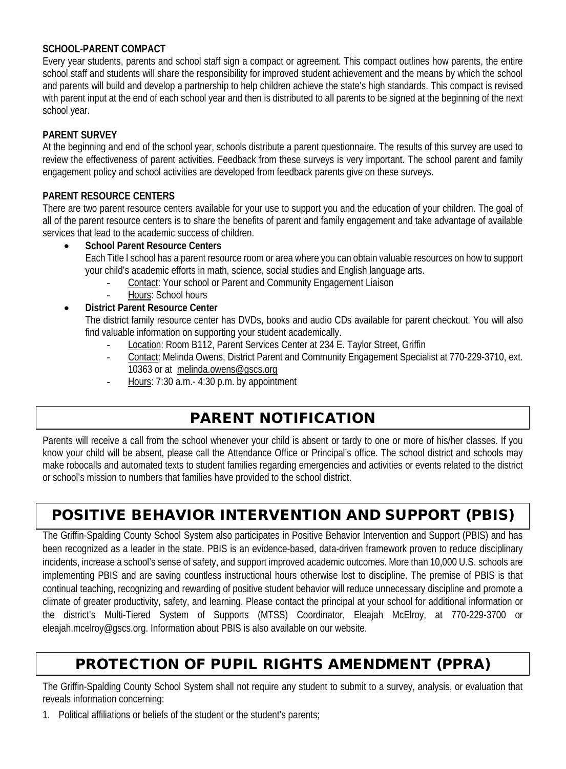**SCHOOL-PARENT COMPACT**

Every year students, parents and school staff sign a compact or agreement. This compact outlines how parents, the entire school staff and students will share the responsibility for improved student achievement and the means by which the school and parents will build and develop a partnership to help children achieve the state's high standards. This compact is revised with parent input at the end of each school year and then is distributed to all parents to be signed at the beginning of the next school year.

**PARENT SURVEY**

At the beginning and end of the school year, schools distribute a parent questionnaire. The results of this survey are used to review the effectiveness of parent activities. Feedback from these surveys is very important. The school parent and family engagement policy and school activities are developed from feedback parents give on these surveys.

**PARENT RESOURCE CENTERS**

There are two parent resource centers available for your use to support you and the education of your children. The goal of all of the parent resource centers is to share the benefits of parent and family engagement and take advantage of available services that lead to the academic success of children.

- **School Parent Resource Centers**
  Each Title I school has a parent resource room or area where you can obtain valuable resources on how to support your child's academic efforts in math, science, social studies and English language arts.
  - Contact: Your school or Parent and Community Engagement Liaison
  - Hours: School hours
- **District Parent Resource Center**
  The district family resource center has DVDs, books and audio CDs available for parent checkout. You will also find valuable information on supporting your student academically.
  - Location: Room B112, Parent Services Center at 234 E. Taylor Street, Griffin
  - Contact: Melinda Owens, District Parent and Community Engagement Specialist at 770-229-3710, ext. 10363 or at melinda.owens@gscs.org
  - Hours: 7:30 a.m.- 4:30 p.m. by appointment

## PARENT NOTIFICATION

Parents will receive a call from the school whenever your child is absent or tardy to one or more of his/her classes. If you know your child will be absent, please call the Attendance Office or Principal's office. The school district and schools may make robocalls and automated texts to student families regarding emergencies and activities or events related to the district or school's mission to numbers that families have provided to the school district.

## POSITIVE BEHAVIOR INTERVENTION AND SUPPORT (PBIS)

The Griffin-Spalding County School System also participates in Positive Behavior Intervention and Support (PBIS) and has been recognized as a leader in the state. PBIS is an evidence-based, data-driven framework proven to reduce disciplinary incidents, increase a school's sense of safety, and support improved academic outcomes. More than 10,000 U.S. schools are implementing PBIS and are saving countless instructional hours otherwise lost to discipline. The premise of PBIS is that continual teaching, recognizing and rewarding of positive student behavior will reduce unnecessary discipline and promote a climate of greater productivity, safety, and learning. Please contact the principal at your school for additional information or the district's Multi-Tiered System of Supports (MTSS) Coordinator, Eleajah McElroy, at 770-229-3700 or eleajah.mcelroy@gscs.org. Information about PBIS is also available on our website.

## PROTECTION OF PUPIL RIGHTS AMENDMENT (PPRA)

The Griffin-Spalding County School System shall not require any student to submit to a survey, analysis, or evaluation that reveals information concerning:

1. Political affiliations or beliefs of the student or the student's parents;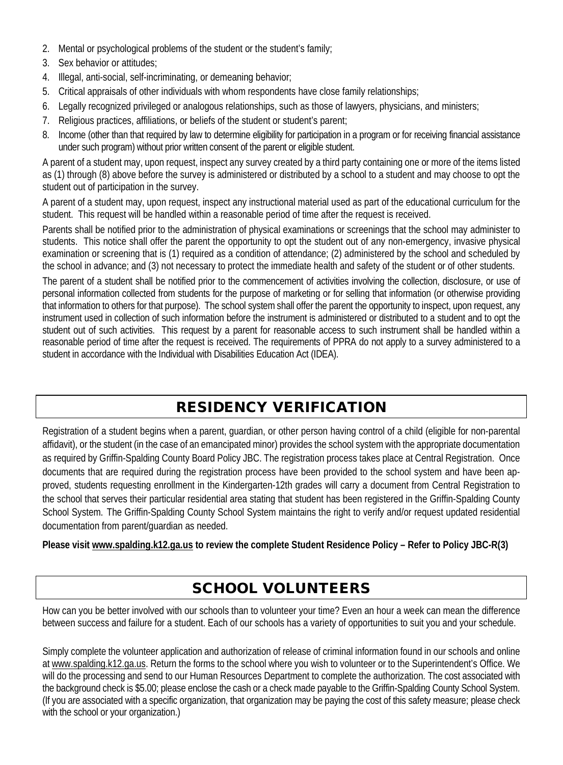2. Mental or psychological problems of the student or the student's family;
3. Sex behavior or attitudes;
4. Illegal, anti-social, self-incriminating, or demeaning behavior;
5. Critical appraisals of other individuals with whom respondents have close family relationships;
6. Legally recognized privileged or analogous relationships, such as those of lawyers, physicians, and ministers;
7. Religious practices, affiliations, or beliefs of the student or student's parent;
8. Income (other than that required by law to determine eligibility for participation in a program or for receiving financial assistance under such program) without prior written consent of the parent or eligible student.

A parent of a student may, upon request, inspect any survey created by a third party containing one or more of the items listed as (1) through (8) above before the survey is administered or distributed by a school to a student and may choose to opt the student out of participation in the survey.

A parent of a student may, upon request, inspect any instructional material used as part of the educational curriculum for the student. This request will be handled within a reasonable period of time after the request is received.

Parents shall be notified prior to the administration of physical examinations or screenings that the school may administer to students. This notice shall offer the parent the opportunity to opt the student out of any non-emergency, invasive physical examination or screening that is (1) required as a condition of attendance; (2) administered by the school and scheduled by the school in advance; and (3) not necessary to protect the immediate health and safety of the student or of other students.

The parent of a student shall be notified prior to the commencement of activities involving the collection, disclosure, or use of personal information collected from students for the purpose of marketing or for selling that information (or otherwise providing that information to others for that purpose). The school system shall offer the parent the opportunity to inspect, upon request, any instrument used in collection of such information before the instrument is administered or distributed to a student and to opt the student out of such activities. This request by a parent for reasonable access to such instrument shall be handled within a reasonable period of time after the request is received. The requirements of PPRA do not apply to a survey administered to a student in accordance with the Individual with Disabilities Education Act (IDEA).

## RESIDENCY VERIFICATION

Registration of a student begins when a parent, guardian, or other person having control of a child (eligible for non-parental affidavit), or the student (in the case of an emancipated minor) provides the school system with the appropriate documentation as required by Griffin-Spalding County Board Policy JBC. The registration process takes place at Central Registration. Once documents that are required during the registration process have been provided to the school system and have been approved, students requesting enrollment in the Kindergarten-12th grades will carry a document from Central Registration to the school that serves their particular residential area stating that student has been registered in the Griffin-Spalding County School System. The Griffin-Spalding County School System maintains the right to verify and/or request updated residential documentation from parent/guardian as needed.

**Please visit www.spalding.k12.ga.us to review the complete Student Residence Policy – Refer to Policy JBC-R(3)**

## SCHOOL VOLUNTEERS

How can you be better involved with our schools than to volunteer your time? Even an hour a week can mean the difference between success and failure for a student. Each of our schools has a variety of opportunities to suit you and your schedule.

Simply complete the volunteer application and authorization of release of criminal information found in our schools and online at www.spalding.k12.ga.us. Return the forms to the school where you wish to volunteer or to the Superintendent's Office. We will do the processing and send to our Human Resources Department to complete the authorization. The cost associated with the background check is $5.00; please enclose the cash or a check made payable to the Griffin-Spalding County School System. (If you are associated with a specific organization, that organization may be paying the cost of this safety measure; please check with the school or your organization.)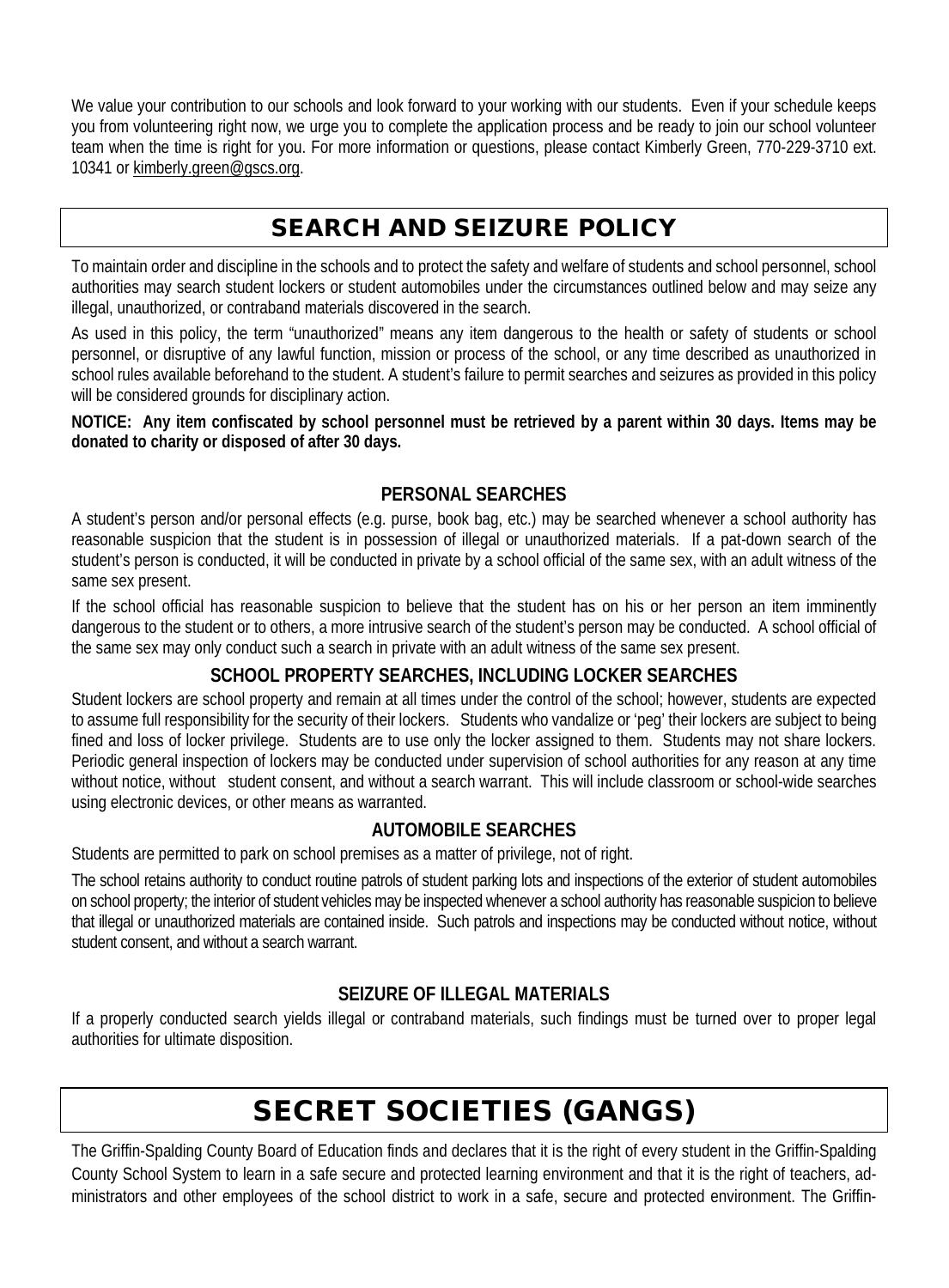We value your contribution to our schools and look forward to your working with our students. Even if your schedule keeps you from volunteering right now, we urge you to complete the application process and be ready to join our school volunteer team when the time is right for you. For more information or questions, please contact Kimberly Green, 770-229-3710 ext. 10341 or kimberly.green@gscs.org.

# SEARCH AND SEIZURE POLICY

To maintain order and discipline in the schools and to protect the safety and welfare of students and school personnel, school authorities may search student lockers or student automobiles under the circumstances outlined below and may seize any illegal, unauthorized, or contraband materials discovered in the search.

As used in this policy, the term "unauthorized" means any item dangerous to the health or safety of students or school personnel, or disruptive of any lawful function, mission or process of the school, or any time described as unauthorized in school rules available beforehand to the student. A student's failure to permit searches and seizures as provided in this policy will be considered grounds for disciplinary action.

**NOTICE: Any item confiscated by school personnel must be retrieved by a parent within 30 days. Items may be donated to charity or disposed of after 30 days.**

### PERSONAL SEARCHES

A student's person and/or personal effects (e.g. purse, book bag, etc.) may be searched whenever a school authority has reasonable suspicion that the student is in possession of illegal or unauthorized materials. If a pat-down search of the student's person is conducted, it will be conducted in private by a school official of the same sex, with an adult witness of the same sex present.

If the school official has reasonable suspicion to believe that the student has on his or her person an item imminently dangerous to the student or to others, a more intrusive search of the student's person may be conducted. A school official of the same sex may only conduct such a search in private with an adult witness of the same sex present.

### SCHOOL PROPERTY SEARCHES, INCLUDING LOCKER SEARCHES

Student lockers are school property and remain at all times under the control of the school; however, students are expected to assume full responsibility for the security of their lockers. Students who vandalize or 'peg' their lockers are subject to being fined and loss of locker privilege. Students are to use only the locker assigned to them. Students may not share lockers. Periodic general inspection of lockers may be conducted under supervision of school authorities for any reason at any time without notice, without student consent, and without a search warrant. This will include classroom or school-wide searches using electronic devices, or other means as warranted.

### AUTOMOBILE SEARCHES

Students are permitted to park on school premises as a matter of privilege, not of right.

The school retains authority to conduct routine patrols of student parking lots and inspections of the exterior of student automobiles on school property; the interior of student vehicles may be inspected whenever a school authority has reasonable suspicion to believe that illegal or unauthorized materials are contained inside. Such patrols and inspections may be conducted without notice, without student consent, and without a search warrant.

### SEIZURE OF ILLEGAL MATERIALS

If a properly conducted search yields illegal or contraband materials, such findings must be turned over to proper legal authorities for ultimate disposition.

# SECRET SOCIETIES (GANGS)

The Griffin-Spalding County Board of Education finds and declares that it is the right of every student in the Griffin-Spalding County School System to learn in a safe secure and protected learning environment and that it is the right of teachers, administrators and other employees of the school district to work in a safe, secure and protected environment. The Griffin-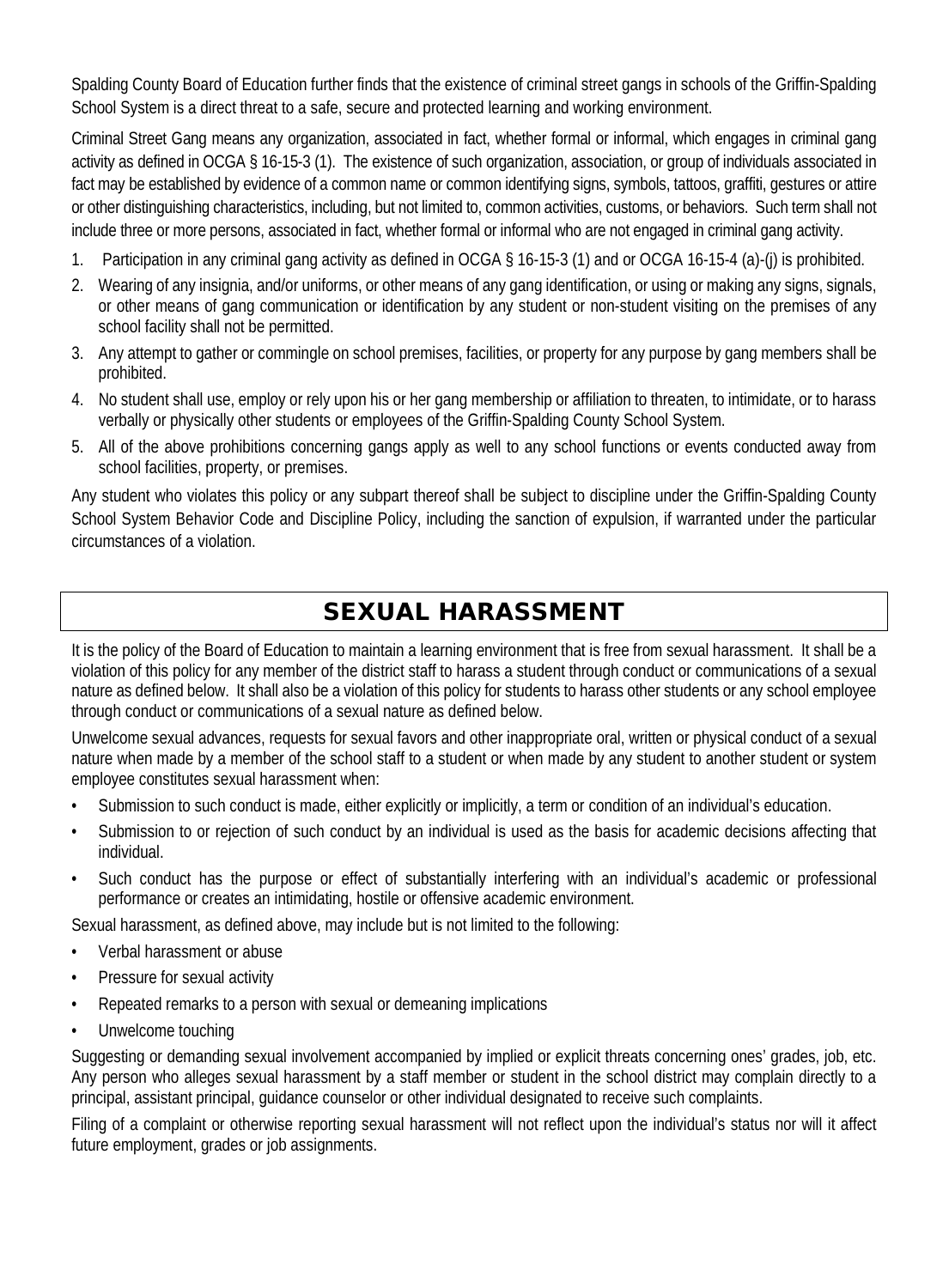Spalding County Board of Education further finds that the existence of criminal street gangs in schools of the Griffin-Spalding School System is a direct threat to a safe, secure and protected learning and working environment.

Criminal Street Gang means any organization, associated in fact, whether formal or informal, which engages in criminal gang activity as defined in OCGA § 16-15-3 (1). The existence of such organization, association, or group of individuals associated in fact may be established by evidence of a common name or common identifying signs, symbols, tattoos, graffiti, gestures or attire or other distinguishing characteristics, including, but not limited to, common activities, customs, or behaviors. Such term shall not include three or more persons, associated in fact, whether formal or informal who are not engaged in criminal gang activity.

1. Participation in any criminal gang activity as defined in OCGA § 16-15-3 (1) and or OCGA 16-15-4 (a)-(j) is prohibited.
2. Wearing of any insignia, and/or uniforms, or other means of any gang identification, or using or making any signs, signals, or other means of gang communication or identification by any student or non-student visiting on the premises of any school facility shall not be permitted.
3. Any attempt to gather or commingle on school premises, facilities, or property for any purpose by gang members shall be prohibited.
4. No student shall use, employ or rely upon his or her gang membership or affiliation to threaten, to intimidate, or to harass verbally or physically other students or employees of the Griffin-Spalding County School System.
5. All of the above prohibitions concerning gangs apply as well to any school functions or events conducted away from school facilities, property, or premises.

Any student who violates this policy or any subpart thereof shall be subject to discipline under the Griffin-Spalding County School System Behavior Code and Discipline Policy, including the sanction of expulsion, if warranted under the particular circumstances of a violation.

## SEXUAL HARASSMENT

It is the policy of the Board of Education to maintain a learning environment that is free from sexual harassment. It shall be a violation of this policy for any member of the district staff to harass a student through conduct or communications of a sexual nature as defined below. It shall also be a violation of this policy for students to harass other students or any school employee through conduct or communications of a sexual nature as defined below.

Unwelcome sexual advances, requests for sexual favors and other inappropriate oral, written or physical conduct of a sexual nature when made by a member of the school staff to a student or when made by any student to another student or system employee constitutes sexual harassment when:

- Submission to such conduct is made, either explicitly or implicitly, a term or condition of an individual's education.
- Submission to or rejection of such conduct by an individual is used as the basis for academic decisions affecting that individual.
- Such conduct has the purpose or effect of substantially interfering with an individual's academic or professional performance or creates an intimidating, hostile or offensive academic environment.

Sexual harassment, as defined above, may include but is not limited to the following:

- Verbal harassment or abuse
- Pressure for sexual activity
- Repeated remarks to a person with sexual or demeaning implications
- Unwelcome touching

Suggesting or demanding sexual involvement accompanied by implied or explicit threats concerning ones' grades, job, etc. Any person who alleges sexual harassment by a staff member or student in the school district may complain directly to a principal, assistant principal, guidance counselor or other individual designated to receive such complaints.

Filing of a complaint or otherwise reporting sexual harassment will not reflect upon the individual's status nor will it affect future employment, grades or job assignments.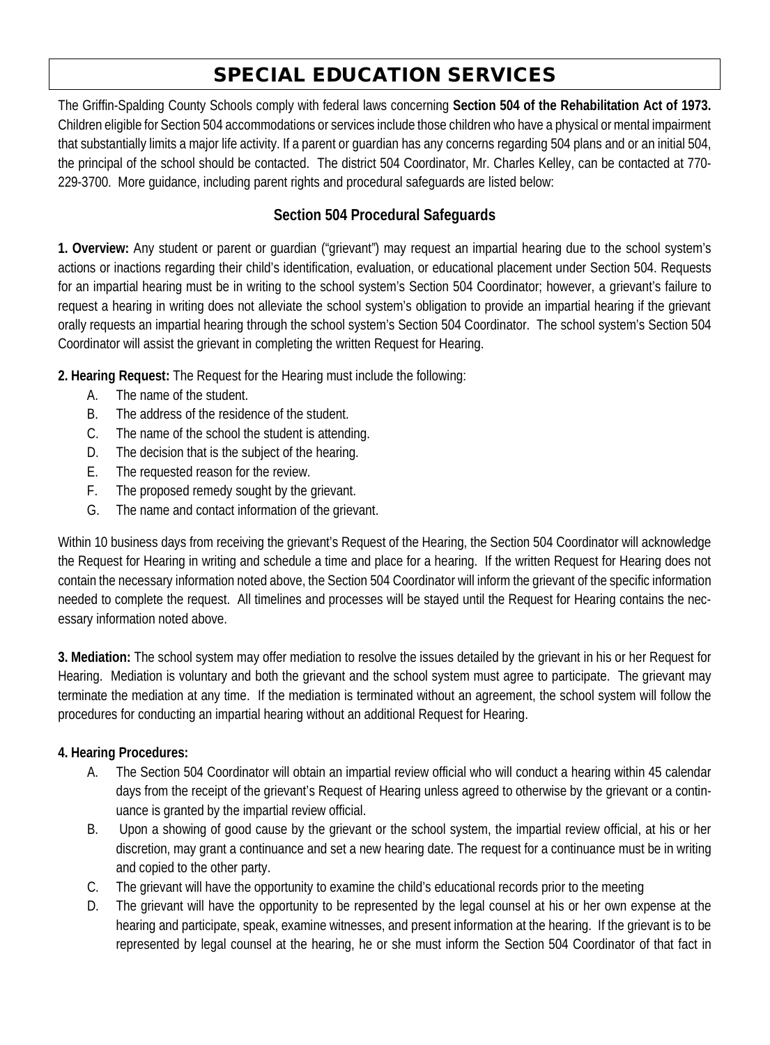# SPECIAL EDUCATION SERVICES

The Griffin-Spalding County Schools comply with federal laws concerning **Section 504 of the Rehabilitation Act of 1973.** Children eligible for Section 504 accommodations or services include those children who have a physical or mental impairment that substantially limits a major life activity. If a parent or guardian has any concerns regarding 504 plans and or an initial 504, the principal of the school should be contacted. The district 504 Coordinator, Mr. Charles Kelley, can be contacted at 770-229-3700. More guidance, including parent rights and procedural safeguards are listed below:

## Section 504 Procedural Safeguards

**1. Overview:** Any student or parent or guardian ("grievant") may request an impartial hearing due to the school system's actions or inactions regarding their child's identification, evaluation, or educational placement under Section 504. Requests for an impartial hearing must be in writing to the school system's Section 504 Coordinator; however, a grievant's failure to request a hearing in writing does not alleviate the school system's obligation to provide an impartial hearing if the grievant orally requests an impartial hearing through the school system's Section 504 Coordinator. The school system's Section 504 Coordinator will assist the grievant in completing the written Request for Hearing.

**2. Hearing Request:** The Request for the Hearing must include the following:

A. The name of the student.
B. The address of the residence of the student.
C. The name of the school the student is attending.
D. The decision that is the subject of the hearing.
E. The requested reason for the review.
F. The proposed remedy sought by the grievant.
G. The name and contact information of the grievant.

Within 10 business days from receiving the grievant's Request of the Hearing, the Section 504 Coordinator will acknowledge the Request for Hearing in writing and schedule a time and place for a hearing. If the written Request for Hearing does not contain the necessary information noted above, the Section 504 Coordinator will inform the grievant of the specific information needed to complete the request. All timelines and processes will be stayed until the Request for Hearing contains the necessary information noted above.

**3. Mediation:** The school system may offer mediation to resolve the issues detailed by the grievant in his or her Request for Hearing. Mediation is voluntary and both the grievant and the school system must agree to participate. The grievant may terminate the mediation at any time. If the mediation is terminated without an agreement, the school system will follow the procedures for conducting an impartial hearing without an additional Request for Hearing.

**4. Hearing Procedures:**

A. The Section 504 Coordinator will obtain an impartial review official who will conduct a hearing within 45 calendar days from the receipt of the grievant's Request of Hearing unless agreed to otherwise by the grievant or a continuance is granted by the impartial review official.
B. Upon a showing of good cause by the grievant or the school system, the impartial review official, at his or her discretion, may grant a continuance and set a new hearing date. The request for a continuance must be in writing and copied to the other party.
C. The grievant will have the opportunity to examine the child's educational records prior to the meeting
D. The grievant will have the opportunity to be represented by the legal counsel at his or her own expense at the hearing and participate, speak, examine witnesses, and present information at the hearing. If the grievant is to be represented by legal counsel at the hearing, he or she must inform the Section 504 Coordinator of that fact in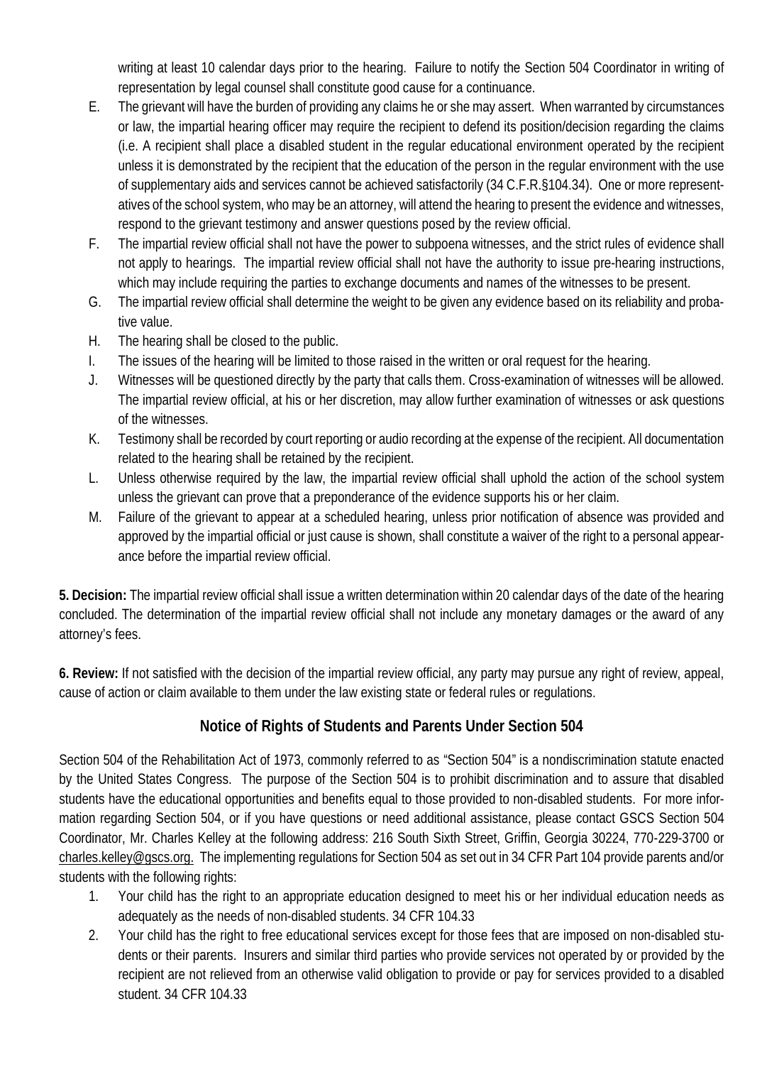writing at least 10 calendar days prior to the hearing. Failure to notify the Section 504 Coordinator in writing of representation by legal counsel shall constitute good cause for a continuance.

E. The grievant will have the burden of providing any claims he or she may assert. When warranted by circumstances or law, the impartial hearing officer may require the recipient to defend its position/decision regarding the claims (i.e. A recipient shall place a disabled student in the regular educational environment operated by the recipient unless it is demonstrated by the recipient that the education of the person in the regular environment with the use of supplementary aids and services cannot be achieved satisfactorily (34 C.F.R.§104.34). One or more representatives of the school system, who may be an attorney, will attend the hearing to present the evidence and witnesses, respond to the grievant testimony and answer questions posed by the review official.

F. The impartial review official shall not have the power to subpoena witnesses, and the strict rules of evidence shall not apply to hearings. The impartial review official shall not have the authority to issue pre-hearing instructions, which may include requiring the parties to exchange documents and names of the witnesses to be present.

G. The impartial review official shall determine the weight to be given any evidence based on its reliability and probative value.

H. The hearing shall be closed to the public.

I. The issues of the hearing will be limited to those raised in the written or oral request for the hearing.

J. Witnesses will be questioned directly by the party that calls them. Cross-examination of witnesses will be allowed. The impartial review official, at his or her discretion, may allow further examination of witnesses or ask questions of the witnesses.

K. Testimony shall be recorded by court reporting or audio recording at the expense of the recipient. All documentation related to the hearing shall be retained by the recipient.

L. Unless otherwise required by the law, the impartial review official shall uphold the action of the school system unless the grievant can prove that a preponderance of the evidence supports his or her claim.

M. Failure of the grievant to appear at a scheduled hearing, unless prior notification of absence was provided and approved by the impartial official or just cause is shown, shall constitute a waiver of the right to a personal appearance before the impartial review official.

**5. Decision:** The impartial review official shall issue a written determination within 20 calendar days of the date of the hearing concluded. The determination of the impartial review official shall not include any monetary damages or the award of any attorney's fees.

**6. Review:** If not satisfied with the decision of the impartial review official, any party may pursue any right of review, appeal, cause of action or claim available to them under the law existing state or federal rules or regulations.

## Notice of Rights of Students and Parents Under Section 504

Section 504 of the Rehabilitation Act of 1973, commonly referred to as "Section 504" is a nondiscrimination statute enacted by the United States Congress. The purpose of the Section 504 is to prohibit discrimination and to assure that disabled students have the educational opportunities and benefits equal to those provided to non-disabled students. For more information regarding Section 504, or if you have questions or need additional assistance, please contact GSCS Section 504 Coordinator, Mr. Charles Kelley at the following address: 216 South Sixth Street, Griffin, Georgia 30224, 770-229-3700 or charles.kelley@gscs.org. The implementing regulations for Section 504 as set out in 34 CFR Part 104 provide parents and/or students with the following rights:

1. Your child has the right to an appropriate education designed to meet his or her individual education needs as adequately as the needs of non-disabled students. 34 CFR 104.33
2. Your child has the right to free educational services except for those fees that are imposed on non-disabled students or their parents. Insurers and similar third parties who provide services not operated by or provided by the recipient are not relieved from an otherwise valid obligation to provide or pay for services provided to a disabled student. 34 CFR 104.33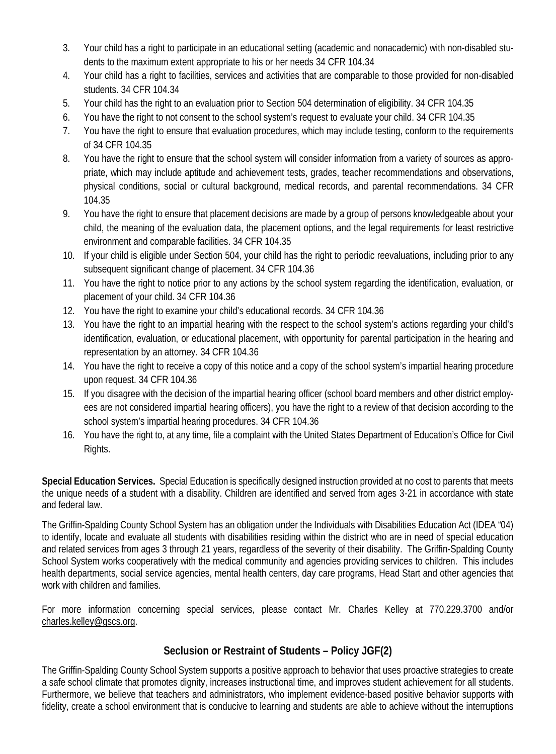3. Your child has a right to participate in an educational setting (academic and nonacademic) with non-disabled students to the maximum extent appropriate to his or her needs 34 CFR 104.34
4. Your child has a right to facilities, services and activities that are comparable to those provided for non-disabled students. 34 CFR 104.34
5. Your child has the right to an evaluation prior to Section 504 determination of eligibility. 34 CFR 104.35
6. You have the right to not consent to the school system's request to evaluate your child. 34 CFR 104.35
7. You have the right to ensure that evaluation procedures, which may include testing, conform to the requirements of 34 CFR 104.35
8. You have the right to ensure that the school system will consider information from a variety of sources as appropriate, which may include aptitude and achievement tests, grades, teacher recommendations and observations, physical conditions, social or cultural background, medical records, and parental recommendations. 34 CFR 104.35
9. You have the right to ensure that placement decisions are made by a group of persons knowledgeable about your child, the meaning of the evaluation data, the placement options, and the legal requirements for least restrictive environment and comparable facilities. 34 CFR 104.35
10. If your child is eligible under Section 504, your child has the right to periodic reevaluations, including prior to any subsequent significant change of placement. 34 CFR 104.36
11. You have the right to notice prior to any actions by the school system regarding the identification, evaluation, or placement of your child. 34 CFR 104.36
12. You have the right to examine your child's educational records. 34 CFR 104.36
13. You have the right to an impartial hearing with the respect to the school system's actions regarding your child's identification, evaluation, or educational placement, with opportunity for parental participation in the hearing and representation by an attorney. 34 CFR 104.36
14. You have the right to receive a copy of this notice and a copy of the school system's impartial hearing procedure upon request. 34 CFR 104.36
15. If you disagree with the decision of the impartial hearing officer (school board members and other district employees are not considered impartial hearing officers), you have the right to a review of that decision according to the school system's impartial hearing procedures. 34 CFR 104.36
16. You have the right to, at any time, file a complaint with the United States Department of Education's Office for Civil Rights.

**Special Education Services.** Special Education is specifically designed instruction provided at no cost to parents that meets the unique needs of a student with a disability. Children are identified and served from ages 3-21 in accordance with state and federal law.

The Griffin-Spalding County School System has an obligation under the Individuals with Disabilities Education Act (IDEA "04) to identify, locate and evaluate all students with disabilities residing within the district who are in need of special education and related services from ages 3 through 21 years, regardless of the severity of their disability. The Griffin-Spalding County School System works cooperatively with the medical community and agencies providing services to children. This includes health departments, social service agencies, mental health centers, day care programs, Head Start and other agencies that work with children and families.

For more information concerning special services, please contact Mr. Charles Kelley at 770.229.3700 and/or charles.kelley@gscs.org.

## Seclusion or Restraint of Students – Policy JGF(2)

The Griffin-Spalding County School System supports a positive approach to behavior that uses proactive strategies to create a safe school climate that promotes dignity, increases instructional time, and improves student achievement for all students. Furthermore, we believe that teachers and administrators, who implement evidence-based positive behavior supports with fidelity, create a school environment that is conducive to learning and students are able to achieve without the interruptions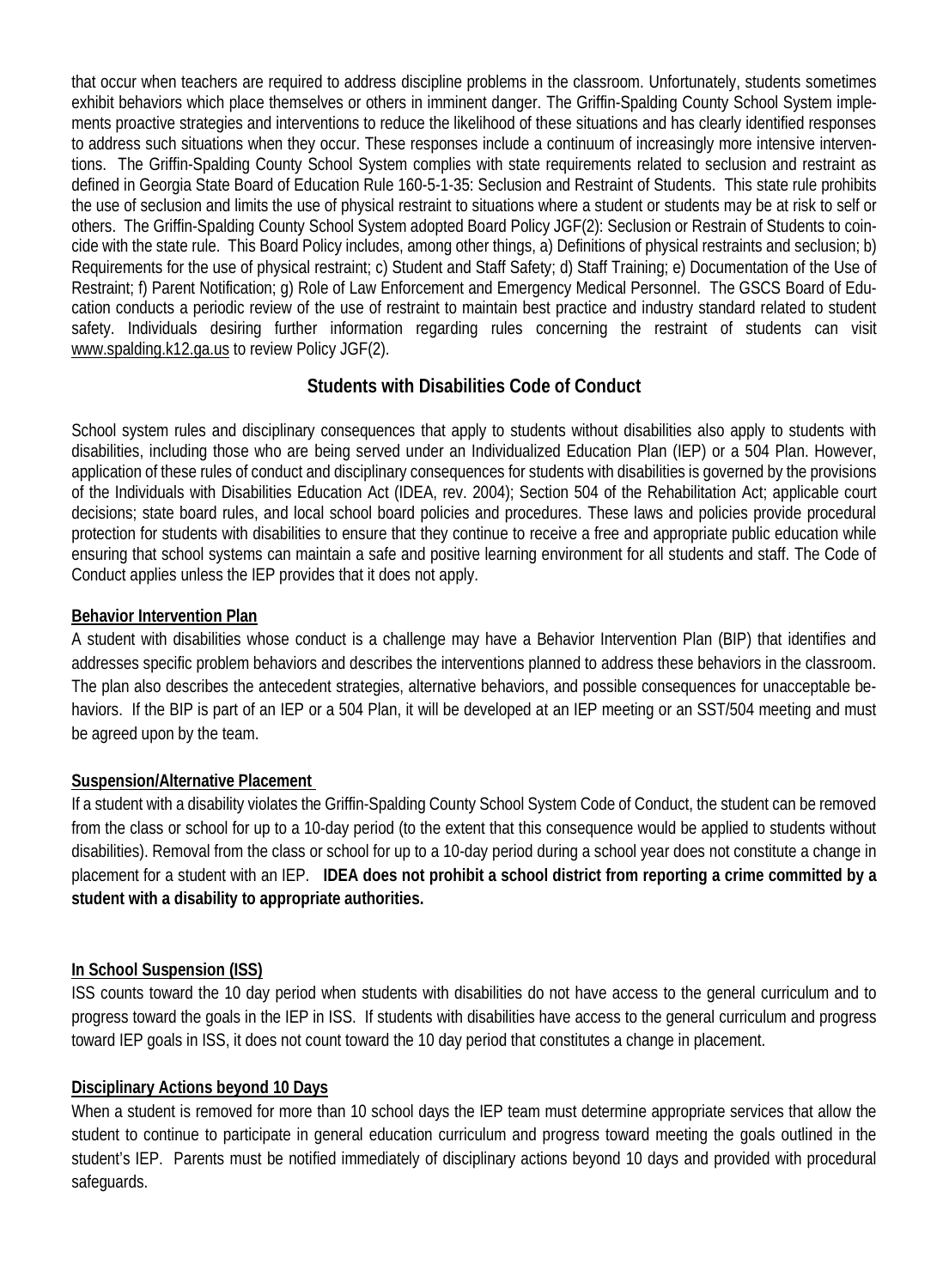that occur when teachers are required to address discipline problems in the classroom. Unfortunately, students sometimes exhibit behaviors which place themselves or others in imminent danger. The Griffin-Spalding County School System implements proactive strategies and interventions to reduce the likelihood of these situations and has clearly identified responses to address such situations when they occur. These responses include a continuum of increasingly more intensive interventions. The Griffin-Spalding County School System complies with state requirements related to seclusion and restraint as defined in Georgia State Board of Education Rule 160-5-1-35: Seclusion and Restraint of Students. This state rule prohibits the use of seclusion and limits the use of physical restraint to situations where a student or students may be at risk to self or others. The Griffin-Spalding County School System adopted Board Policy JGF(2): Seclusion or Restrain of Students to coincide with the state rule. This Board Policy includes, among other things, a) Definitions of physical restraints and seclusion; b) Requirements for the use of physical restraint; c) Student and Staff Safety; d) Staff Training; e) Documentation of the Use of Restraint; f) Parent Notification; g) Role of Law Enforcement and Emergency Medical Personnel. The GSCS Board of Education conducts a periodic review of the use of restraint to maintain best practice and industry standard related to student safety. Individuals desiring further information regarding rules concerning the restraint of students can visit www.spalding.k12.ga.us to review Policy JGF(2).

## Students with Disabilities Code of Conduct

School system rules and disciplinary consequences that apply to students without disabilities also apply to students with disabilities, including those who are being served under an Individualized Education Plan (IEP) or a 504 Plan. However, application of these rules of conduct and disciplinary consequences for students with disabilities is governed by the provisions of the Individuals with Disabilities Education Act (IDEA, rev. 2004); Section 504 of the Rehabilitation Act; applicable court decisions; state board rules, and local school board policies and procedures. These laws and policies provide procedural protection for students with disabilities to ensure that they continue to receive a free and appropriate public education while ensuring that school systems can maintain a safe and positive learning environment for all students and staff. The Code of Conduct applies unless the IEP provides that it does not apply.

**Behavior Intervention Plan**

A student with disabilities whose conduct is a challenge may have a Behavior Intervention Plan (BIP) that identifies and addresses specific problem behaviors and describes the interventions planned to address these behaviors in the classroom. The plan also describes the antecedent strategies, alternative behaviors, and possible consequences for unacceptable behaviors. If the BIP is part of an IEP or a 504 Plan, it will be developed at an IEP meeting or an SST/504 meeting and must be agreed upon by the team.

**Suspension/Alternative Placement**

If a student with a disability violates the Griffin-Spalding County School System Code of Conduct, the student can be removed from the class or school for up to a 10-day period (to the extent that this consequence would be applied to students without disabilities). Removal from the class or school for up to a 10-day period during a school year does not constitute a change in placement for a student with an IEP. **IDEA does not prohibit a school district from reporting a crime committed by a student with a disability to appropriate authorities.**

**In School Suspension (ISS)**

ISS counts toward the 10 day period when students with disabilities do not have access to the general curriculum and to progress toward the goals in the IEP in ISS. If students with disabilities have access to the general curriculum and progress toward IEP goals in ISS, it does not count toward the 10 day period that constitutes a change in placement.

**Disciplinary Actions beyond 10 Days**

When a student is removed for more than 10 school days the IEP team must determine appropriate services that allow the student to continue to participate in general education curriculum and progress toward meeting the goals outlined in the student's IEP. Parents must be notified immediately of disciplinary actions beyond 10 days and provided with procedural safeguards.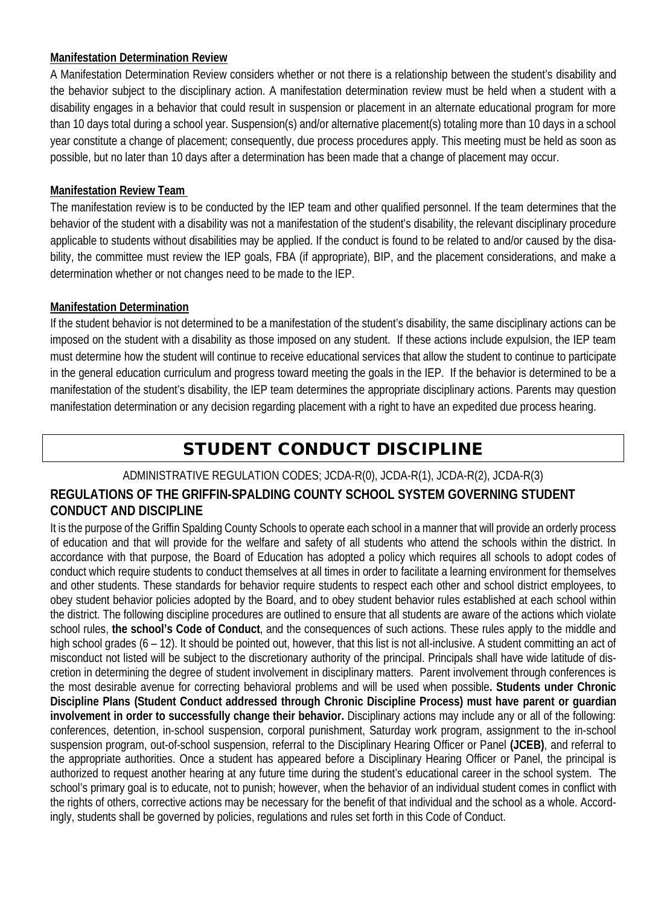**Manifestation Determination Review**

A Manifestation Determination Review considers whether or not there is a relationship between the student's disability and the behavior subject to the disciplinary action. A manifestation determination review must be held when a student with a disability engages in a behavior that could result in suspension or placement in an alternate educational program for more than 10 days total during a school year. Suspension(s) and/or alternative placement(s) totaling more than 10 days in a school year constitute a change of placement; consequently, due process procedures apply. This meeting must be held as soon as possible, but no later than 10 days after a determination has been made that a change of placement may occur.

**Manifestation Review Team**

The manifestation review is to be conducted by the IEP team and other qualified personnel. If the team determines that the behavior of the student with a disability was not a manifestation of the student's disability, the relevant disciplinary procedure applicable to students without disabilities may be applied. If the conduct is found to be related to and/or caused by the disability, the committee must review the IEP goals, FBA (if appropriate), BIP, and the placement considerations, and make a determination whether or not changes need to be made to the IEP.

**Manifestation Determination**

If the student behavior is not determined to be a manifestation of the student's disability, the same disciplinary actions can be imposed on the student with a disability as those imposed on any student. If these actions include expulsion, the IEP team must determine how the student will continue to receive educational services that allow the student to continue to participate in the general education curriculum and progress toward meeting the goals in the IEP. If the behavior is determined to be a manifestation of the student's disability, the IEP team determines the appropriate disciplinary actions. Parents may question manifestation determination or any decision regarding placement with a right to have an expedited due process hearing.

# STUDENT CONDUCT DISCIPLINE

ADMINISTRATIVE REGULATION CODES; JCDA-R(0), JCDA-R(1), JCDA-R(2), JCDA-R(3)

## REGULATIONS OF THE GRIFFIN-SPALDING COUNTY SCHOOL SYSTEM GOVERNING STUDENT CONDUCT AND DISCIPLINE

It is the purpose of the Griffin Spalding County Schools to operate each school in a manner that will provide an orderly process of education and that will provide for the welfare and safety of all students who attend the schools within the district. In accordance with that purpose, the Board of Education has adopted a policy which requires all schools to adopt codes of conduct which require students to conduct themselves at all times in order to facilitate a learning environment for themselves and other students. These standards for behavior require students to respect each other and school district employees, to obey student behavior policies adopted by the Board, and to obey student behavior rules established at each school within the district. The following discipline procedures are outlined to ensure that all students are aware of the actions which violate school rules, **the school's Code of Conduct**, and the consequences of such actions. These rules apply to the middle and high school grades (6 – 12). It should be pointed out, however, that this list is not all-inclusive. A student committing an act of misconduct not listed will be subject to the discretionary authority of the principal. Principals shall have wide latitude of discretion in determining the degree of student involvement in disciplinary matters. Parent involvement through conferences is the most desirable avenue for correcting behavioral problems and will be used when possible**. Students under Chronic Discipline Plans (Student Conduct addressed through Chronic Discipline Process) must have parent or guardian involvement in order to successfully change their behavior.** Disciplinary actions may include any or all of the following: conferences, detention, in-school suspension, corporal punishment, Saturday work program, assignment to the in-school suspension program, out-of-school suspension, referral to the Disciplinary Hearing Officer or Panel **(JCEB)**, and referral to the appropriate authorities. Once a student has appeared before a Disciplinary Hearing Officer or Panel, the principal is authorized to request another hearing at any future time during the student's educational career in the school system. The school's primary goal is to educate, not to punish; however, when the behavior of an individual student comes in conflict with the rights of others, corrective actions may be necessary for the benefit of that individual and the school as a whole. Accordingly, students shall be governed by policies, regulations and rules set forth in this Code of Conduct.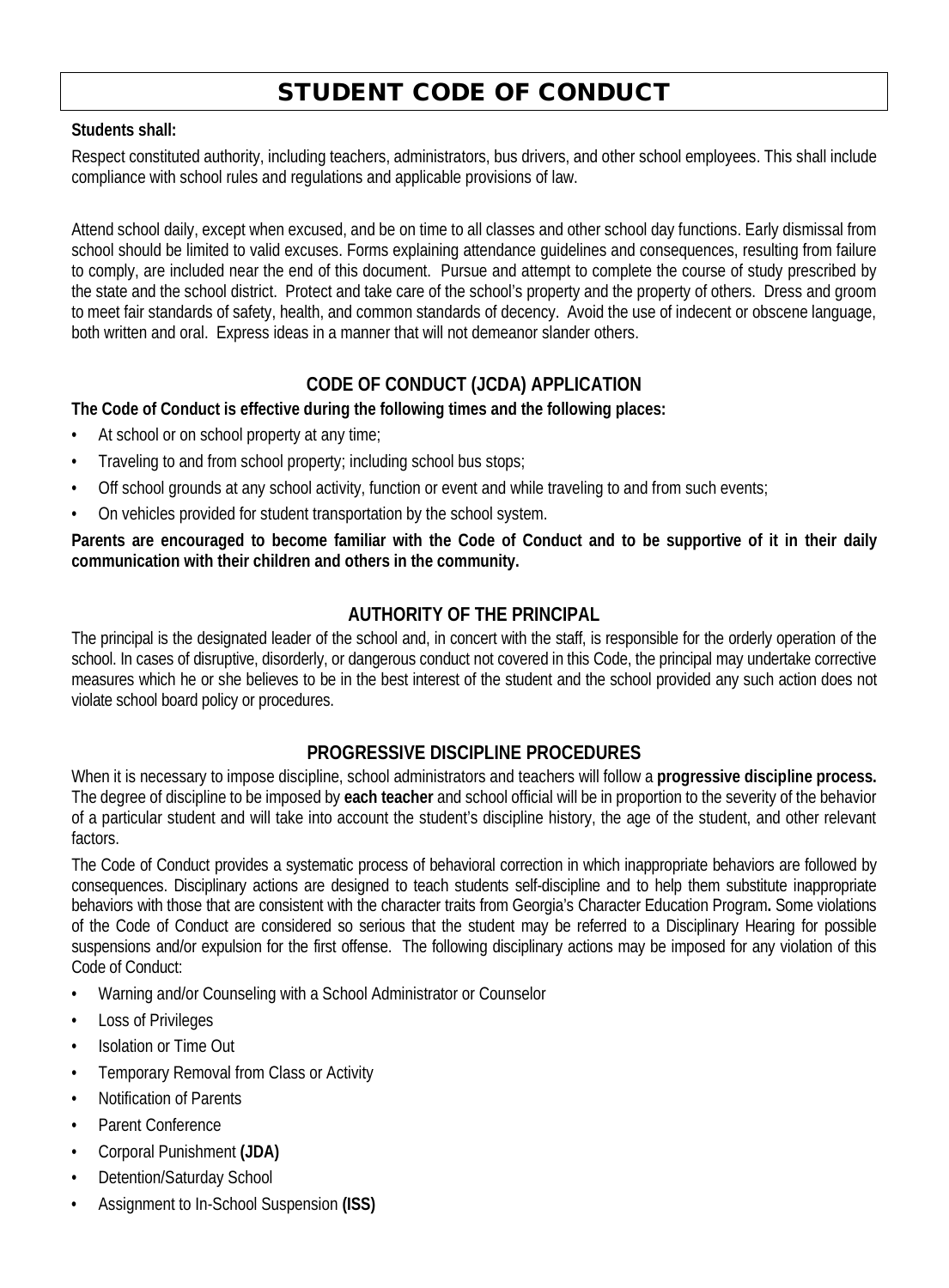# STUDENT CODE OF CONDUCT

**Students shall:**

Respect constituted authority, including teachers, administrators, bus drivers, and other school employees. This shall include compliance with school rules and regulations and applicable provisions of law.

Attend school daily, except when excused, and be on time to all classes and other school day functions. Early dismissal from school should be limited to valid excuses. Forms explaining attendance guidelines and consequences, resulting from failure to comply, are included near the end of this document. Pursue and attempt to complete the course of study prescribed by the state and the school district. Protect and take care of the school's property and the property of others. Dress and groom to meet fair standards of safety, health, and common standards of decency. Avoid the use of indecent or obscene language, both written and oral. Express ideas in a manner that will not demeanor slander others.

## CODE OF CONDUCT (JCDA) APPLICATION

**The Code of Conduct is effective during the following times and the following places:**

- At school or on school property at any time;
- Traveling to and from school property; including school bus stops;
- Off school grounds at any school activity, function or event and while traveling to and from such events;
- On vehicles provided for student transportation by the school system.

**Parents are encouraged to become familiar with the Code of Conduct and to be supportive of it in their daily communication with their children and others in the community.**

## AUTHORITY OF THE PRINCIPAL

The principal is the designated leader of the school and, in concert with the staff, is responsible for the orderly operation of the school. In cases of disruptive, disorderly, or dangerous conduct not covered in this Code, the principal may undertake corrective measures which he or she believes to be in the best interest of the student and the school provided any such action does not violate school board policy or procedures.

## PROGRESSIVE DISCIPLINE PROCEDURES

When it is necessary to impose discipline, school administrators and teachers will follow a **progressive discipline process.** The degree of discipline to be imposed by **each teacher** and school official will be in proportion to the severity of the behavior of a particular student and will take into account the student's discipline history, the age of the student, and other relevant factors.

The Code of Conduct provides a systematic process of behavioral correction in which inappropriate behaviors are followed by consequences. Disciplinary actions are designed to teach students self-discipline and to help them substitute inappropriate behaviors with those that are consistent with the character traits from Georgia's Character Education Program**.** Some violations of the Code of Conduct are considered so serious that the student may be referred to a Disciplinary Hearing for possible suspensions and/or expulsion for the first offense. The following disciplinary actions may be imposed for any violation of this Code of Conduct:

- Warning and/or Counseling with a School Administrator or Counselor
- Loss of Privileges
- Isolation or Time Out
- Temporary Removal from Class or Activity
- Notification of Parents
- Parent Conference
- Corporal Punishment **(JDA)**
- Detention/Saturday School
- Assignment to In-School Suspension **(ISS)**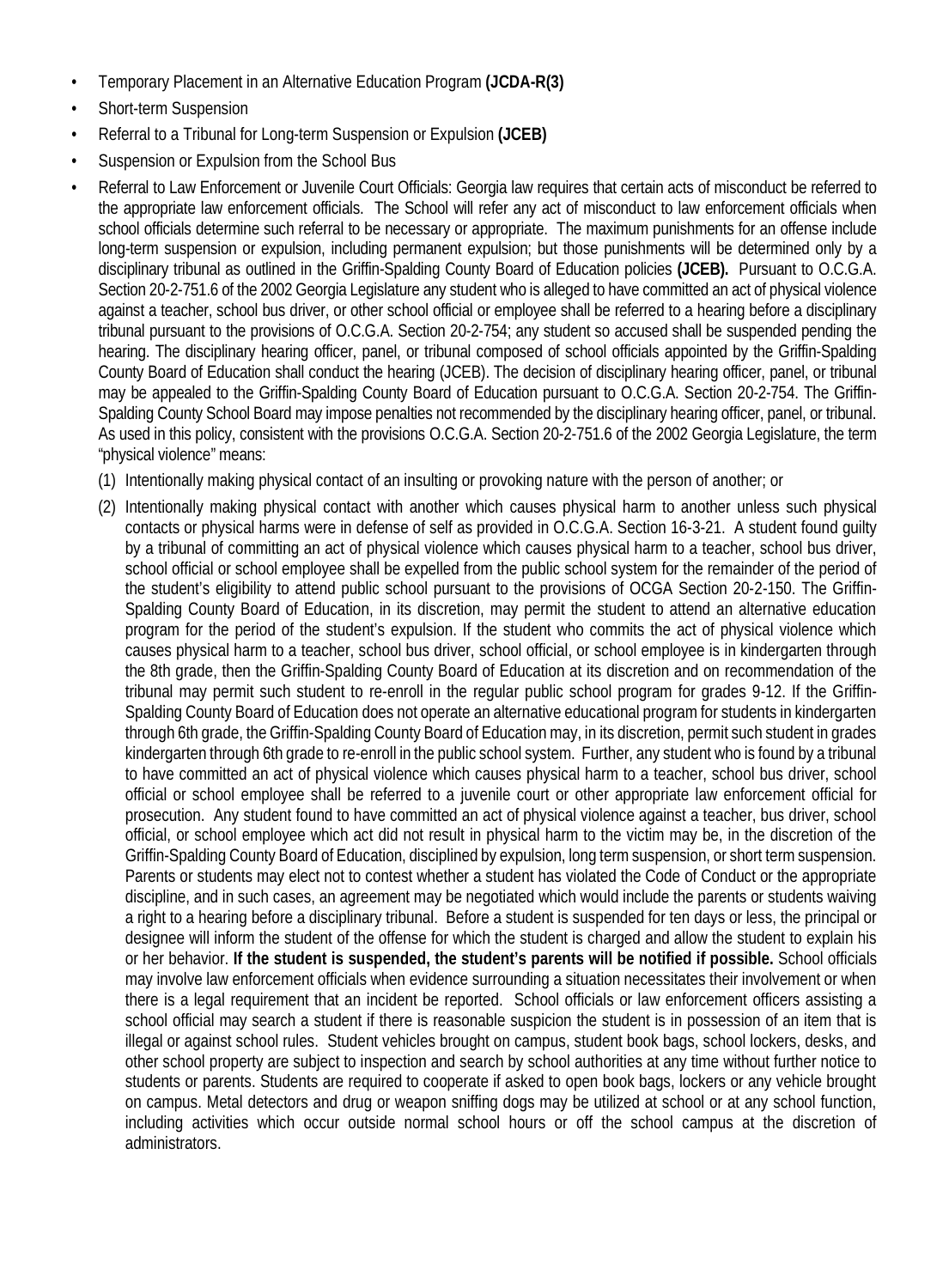- Temporary Placement in an Alternative Education Program **(JCDA-R(3)**
- Short-term Suspension
- Referral to a Tribunal for Long-term Suspension or Expulsion **(JCEB)**
- Suspension or Expulsion from the School Bus
- Referral to Law Enforcement or Juvenile Court Officials: Georgia law requires that certain acts of misconduct be referred to the appropriate law enforcement officials. The School will refer any act of misconduct to law enforcement officials when school officials determine such referral to be necessary or appropriate. The maximum punishments for an offense include long-term suspension or expulsion, including permanent expulsion; but those punishments will be determined only by a disciplinary tribunal as outlined in the Griffin-Spalding County Board of Education policies **(JCEB).** Pursuant to O.C.G.A. Section 20-2-751.6 of the 2002 Georgia Legislature any student who is alleged to have committed an act of physical violence against a teacher, school bus driver, or other school official or employee shall be referred to a hearing before a disciplinary tribunal pursuant to the provisions of O.C.G.A. Section 20-2-754; any student so accused shall be suspended pending the hearing. The disciplinary hearing officer, panel, or tribunal composed of school officials appointed by the Griffin-Spalding County Board of Education shall conduct the hearing (JCEB). The decision of disciplinary hearing officer, panel, or tribunal may be appealed to the Griffin-Spalding County Board of Education pursuant to O.C.G.A. Section 20-2-754. The Griffin-Spalding County School Board may impose penalties not recommended by the disciplinary hearing officer, panel, or tribunal. As used in this policy, consistent with the provisions O.C.G.A. Section 20-2-751.6 of the 2002 Georgia Legislature, the term "physical violence" means:
  1. Intentionally making physical contact of an insulting or provoking nature with the person of another; or
  2. Intentionally making physical contact with another which causes physical harm to another unless such physical contacts or physical harms were in defense of self as provided in O.C.G.A. Section 16-3-21. A student found guilty by a tribunal of committing an act of physical violence which causes physical harm to a teacher, school bus driver, school official or school employee shall be expelled from the public school system for the remainder of the period of the student's eligibility to attend public school pursuant to the provisions of OCGA Section 20-2-150. The Griffin-Spalding County Board of Education, in its discretion, may permit the student to attend an alternative education program for the period of the student's expulsion. If the student who commits the act of physical violence which causes physical harm to a teacher, school bus driver, school official, or school employee is in kindergarten through the 8th grade, then the Griffin-Spalding County Board of Education at its discretion and on recommendation of the tribunal may permit such student to re-enroll in the regular public school program for grades 9-12. If the Griffin-Spalding County Board of Education does not operate an alternative educational program for students in kindergarten through 6th grade, the Griffin-Spalding County Board of Education may, in its discretion, permit such student in grades kindergarten through 6th grade to re-enroll in the public school system. Further, any student who is found by a tribunal to have committed an act of physical violence which causes physical harm to a teacher, school bus driver, school official or school employee shall be referred to a juvenile court or other appropriate law enforcement official for prosecution. Any student found to have committed an act of physical violence against a teacher, bus driver, school official, or school employee which act did not result in physical harm to the victim may be, in the discretion of the Griffin-Spalding County Board of Education, disciplined by expulsion, long term suspension, or short term suspension. Parents or students may elect not to contest whether a student has violated the Code of Conduct or the appropriate discipline, and in such cases, an agreement may be negotiated which would include the parents or students waiving a right to a hearing before a disciplinary tribunal. Before a student is suspended for ten days or less, the principal or designee will inform the student of the offense for which the student is charged and allow the student to explain his or her behavior. **If the student is suspended, the student's parents will be notified if possible.** School officials may involve law enforcement officials when evidence surrounding a situation necessitates their involvement or when there is a legal requirement that an incident be reported. School officials or law enforcement officers assisting a school official may search a student if there is reasonable suspicion the student is in possession of an item that is illegal or against school rules. Student vehicles brought on campus, student book bags, school lockers, desks, and other school property are subject to inspection and search by school authorities at any time without further notice to students or parents. Students are required to cooperate if asked to open book bags, lockers or any vehicle brought on campus. Metal detectors and drug or weapon sniffing dogs may be utilized at school or at any school function, including activities which occur outside normal school hours or off the school campus at the discretion of administrators.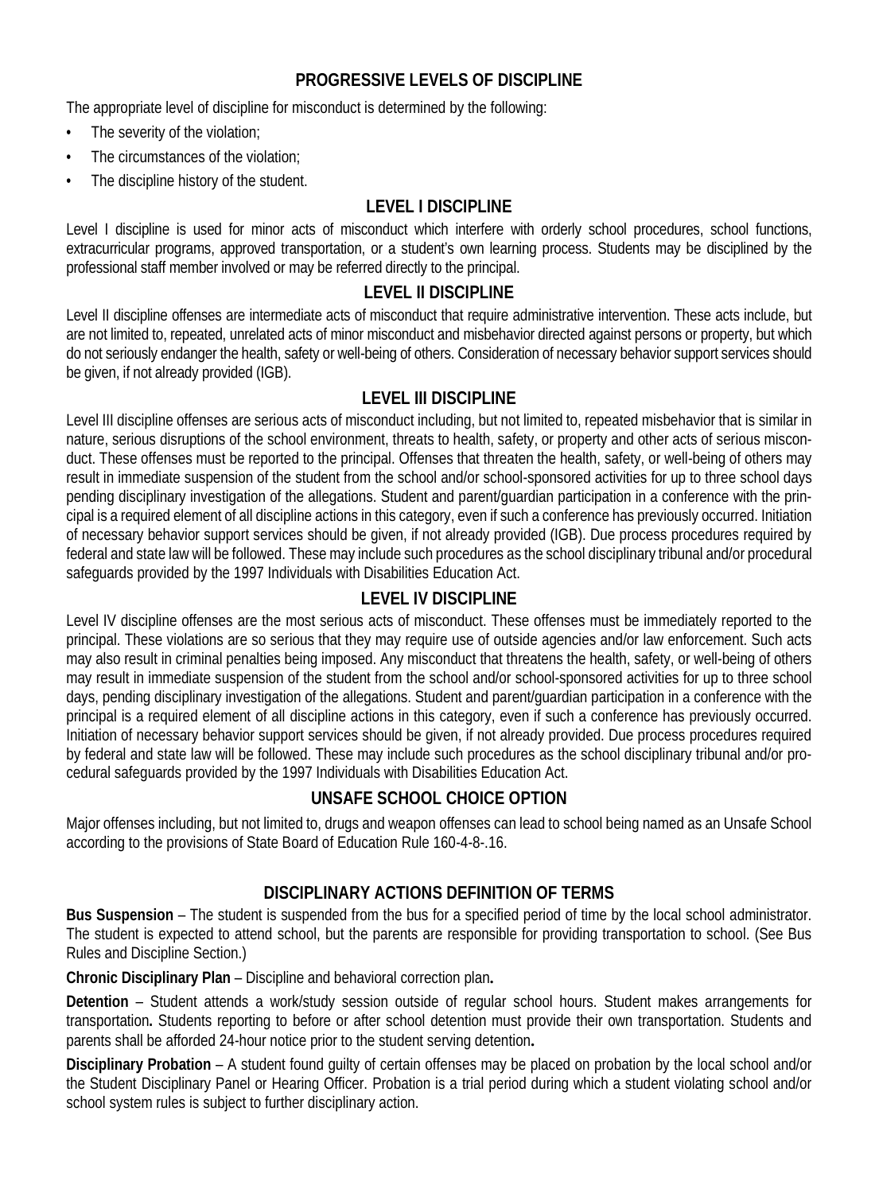## PROGRESSIVE LEVELS OF DISCIPLINE

The appropriate level of discipline for misconduct is determined by the following:

- The severity of the violation;
- The circumstances of the violation;
- The discipline history of the student.

### LEVEL I DISCIPLINE

Level I discipline is used for minor acts of misconduct which interfere with orderly school procedures, school functions, extracurricular programs, approved transportation, or a student's own learning process. Students may be disciplined by the professional staff member involved or may be referred directly to the principal.

### LEVEL II DISCIPLINE

Level II discipline offenses are intermediate acts of misconduct that require administrative intervention. These acts include, but are not limited to, repeated, unrelated acts of minor misconduct and misbehavior directed against persons or property, but which do not seriously endanger the health, safety or well-being of others. Consideration of necessary behavior support services should be given, if not already provided (IGB).

### LEVEL III DISCIPLINE

Level III discipline offenses are serious acts of misconduct including, but not limited to, repeated misbehavior that is similar in nature, serious disruptions of the school environment, threats to health, safety, or property and other acts of serious misconduct. These offenses must be reported to the principal. Offenses that threaten the health, safety, or well-being of others may result in immediate suspension of the student from the school and/or school-sponsored activities for up to three school days pending disciplinary investigation of the allegations. Student and parent/guardian participation in a conference with the principal is a required element of all discipline actions in this category, even if such a conference has previously occurred. Initiation of necessary behavior support services should be given, if not already provided (IGB). Due process procedures required by federal and state law will be followed. These may include such procedures as the school disciplinary tribunal and/or procedural safeguards provided by the 1997 Individuals with Disabilities Education Act.

### LEVEL IV DISCIPLINE

Level IV discipline offenses are the most serious acts of misconduct. These offenses must be immediately reported to the principal. These violations are so serious that they may require use of outside agencies and/or law enforcement. Such acts may also result in criminal penalties being imposed. Any misconduct that threatens the health, safety, or well-being of others may result in immediate suspension of the student from the school and/or school-sponsored activities for up to three school days, pending disciplinary investigation of the allegations. Student and parent/guardian participation in a conference with the principal is a required element of all discipline actions in this category, even if such a conference has previously occurred. Initiation of necessary behavior support services should be given, if not already provided. Due process procedures required by federal and state law will be followed. These may include such procedures as the school disciplinary tribunal and/or procedural safeguards provided by the 1997 Individuals with Disabilities Education Act.

### UNSAFE SCHOOL CHOICE OPTION

Major offenses including, but not limited to, drugs and weapon offenses can lead to school being named as an Unsafe School according to the provisions of State Board of Education Rule 160-4-8-.16.

## DISCIPLINARY ACTIONS DEFINITION OF TERMS

**Bus Suspension** – The student is suspended from the bus for a specified period of time by the local school administrator. The student is expected to attend school, but the parents are responsible for providing transportation to school. (See Bus Rules and Discipline Section.)

**Chronic Disciplinary Plan** – Discipline and behavioral correction plan**.**

**Detention** – Student attends a work/study session outside of regular school hours. Student makes arrangements for transportation**.** Students reporting to before or after school detention must provide their own transportation. Students and parents shall be afforded 24-hour notice prior to the student serving detention**.**

**Disciplinary Probation** – A student found guilty of certain offenses may be placed on probation by the local school and/or the Student Disciplinary Panel or Hearing Officer. Probation is a trial period during which a student violating school and/or school system rules is subject to further disciplinary action.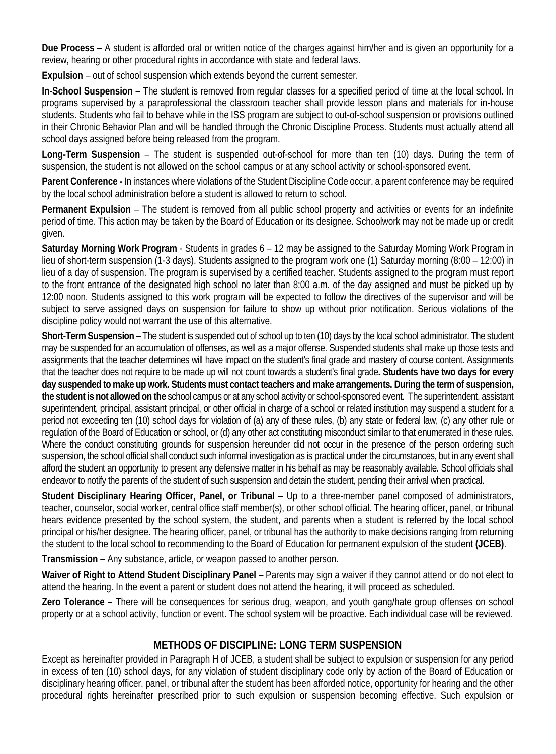**Due Process** – A student is afforded oral or written notice of the charges against him/her and is given an opportunity for a review, hearing or other procedural rights in accordance with state and federal laws.

**Expulsion** – out of school suspension which extends beyond the current semester.

**In-School Suspension** – The student is removed from regular classes for a specified period of time at the local school. In programs supervised by a paraprofessional the classroom teacher shall provide lesson plans and materials for in-house students. Students who fail to behave while in the ISS program are subject to out-of-school suspension or provisions outlined in their Chronic Behavior Plan and will be handled through the Chronic Discipline Process. Students must actually attend all school days assigned before being released from the program.

**Long-Term Suspension** – The student is suspended out-of-school for more than ten (10) days. During the term of suspension, the student is not allowed on the school campus or at any school activity or school-sponsored event.

**Parent Conference -** In instances where violations of the Student Discipline Code occur, a parent conference may be required by the local school administration before a student is allowed to return to school.

**Permanent Expulsion** – The student is removed from all public school property and activities or events for an indefinite period of time. This action may be taken by the Board of Education or its designee. Schoolwork may not be made up or credit given.

**Saturday Morning Work Program** - Students in grades 6 – 12 may be assigned to the Saturday Morning Work Program in lieu of short-term suspension (1-3 days). Students assigned to the program work one (1) Saturday morning (8:00 – 12:00) in lieu of a day of suspension. The program is supervised by a certified teacher. Students assigned to the program must report to the front entrance of the designated high school no later than 8:00 a.m. of the day assigned and must be picked up by 12:00 noon. Students assigned to this work program will be expected to follow the directives of the supervisor and will be subject to serve assigned days on suspension for failure to show up without prior notification. Serious violations of the discipline policy would not warrant the use of this alternative.

**Short-Term Suspension** – The student is suspended out of school up to ten (10) days by the local school administrator. The student may be suspended for an accumulation of offenses, as well as a major offense. Suspended students shall make up those tests and assignments that the teacher determines will have impact on the student's final grade and mastery of course content. Assignments that the teacher does not require to be made up will not count towards a student's final grade**. Students have two days for every day suspended to make up work. Students must contact teachers and make arrangements. During the term of suspension, the student is not allowed on the** school campus or at any school activity or school-sponsored event. The superintendent, assistant superintendent, principal, assistant principal, or other official in charge of a school or related institution may suspend a student for a period not exceeding ten (10) school days for violation of (a) any of these rules, (b) any state or federal law, (c) any other rule or regulation of the Board of Education or school, or (d) any other act constituting misconduct similar to that enumerated in these rules. Where the conduct constituting grounds for suspension hereunder did not occur in the presence of the person ordering such suspension, the school official shall conduct such informal investigation as is practical under the circumstances, but in any event shall afford the student an opportunity to present any defensive matter in his behalf as may be reasonably available. School officials shall endeavor to notify the parents of the student of such suspension and detain the student, pending their arrival when practical.

**Student Disciplinary Hearing Officer, Panel, or Tribunal** – Up to a three-member panel composed of administrators, teacher, counselor, social worker, central office staff member(s), or other school official. The hearing officer, panel, or tribunal hears evidence presented by the school system, the student, and parents when a student is referred by the local school principal or his/her designee. The hearing officer, panel, or tribunal has the authority to make decisions ranging from returning the student to the local school to recommending to the Board of Education for permanent expulsion of the student **(JCEB)**.

**Transmission** – Any substance, article, or weapon passed to another person.

**Waiver of Right to Attend Student Disciplinary Panel** – Parents may sign a waiver if they cannot attend or do not elect to attend the hearing. In the event a parent or student does not attend the hearing, it will proceed as scheduled.

**Zero Tolerance –** There will be consequences for serious drug, weapon, and youth gang/hate group offenses on school property or at a school activity, function or event. The school system will be proactive. Each individual case will be reviewed.

## METHODS OF DISCIPLINE: LONG TERM SUSPENSION

Except as hereinafter provided in Paragraph H of JCEB, a student shall be subject to expulsion or suspension for any period in excess of ten (10) school days, for any violation of student disciplinary code only by action of the Board of Education or disciplinary hearing officer, panel, or tribunal after the student has been afforded notice, opportunity for hearing and the other procedural rights hereinafter prescribed prior to such expulsion or suspension becoming effective. Such expulsion or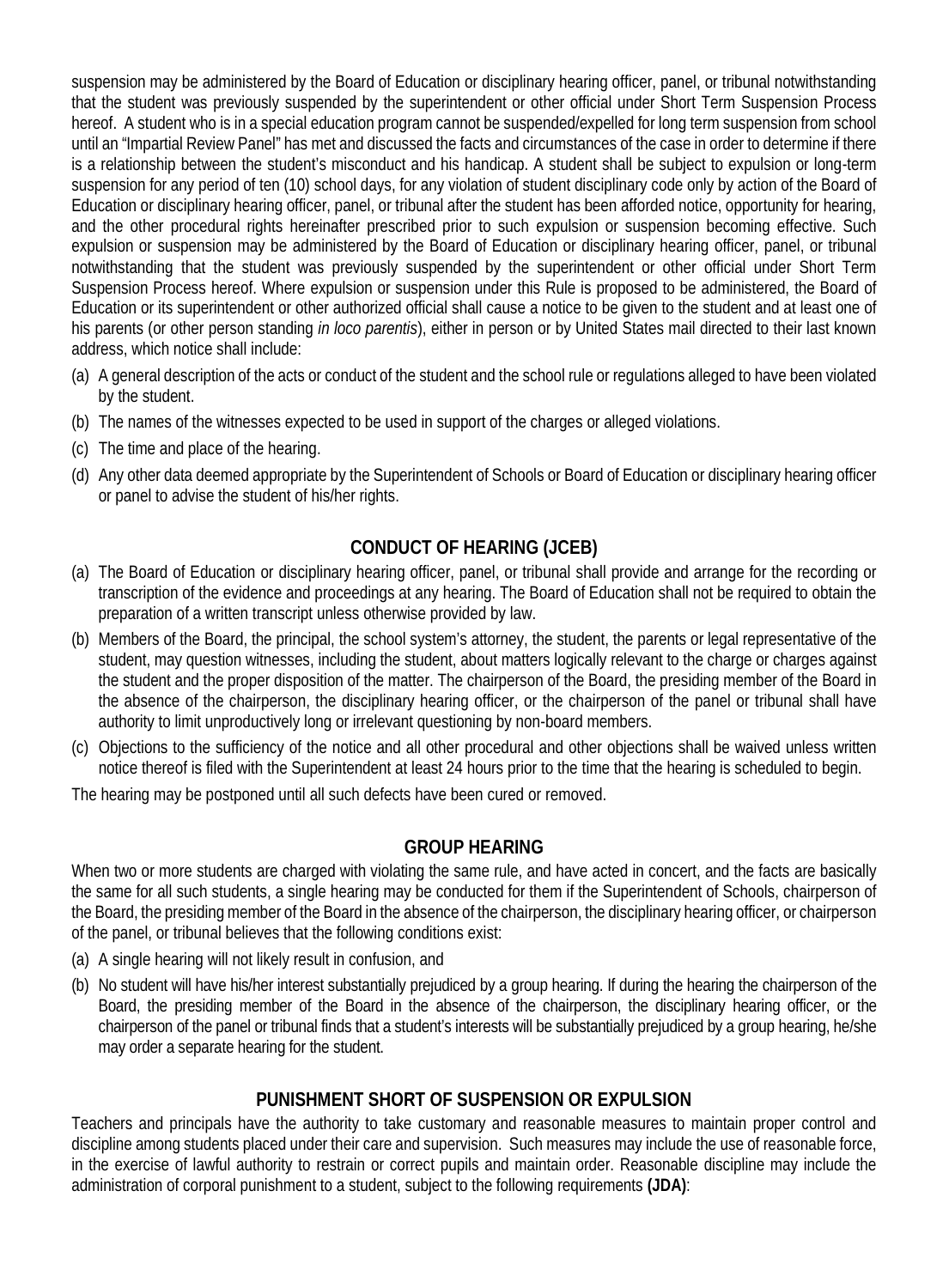suspension may be administered by the Board of Education or disciplinary hearing officer, panel, or tribunal notwithstanding that the student was previously suspended by the superintendent or other official under Short Term Suspension Process hereof. A student who is in a special education program cannot be suspended/expelled for long term suspension from school until an "Impartial Review Panel" has met and discussed the facts and circumstances of the case in order to determine if there is a relationship between the student's misconduct and his handicap. A student shall be subject to expulsion or long-term suspension for any period of ten (10) school days, for any violation of student disciplinary code only by action of the Board of Education or disciplinary hearing officer, panel, or tribunal after the student has been afforded notice, opportunity for hearing, and the other procedural rights hereinafter prescribed prior to such expulsion or suspension becoming effective. Such expulsion or suspension may be administered by the Board of Education or disciplinary hearing officer, panel, or tribunal notwithstanding that the student was previously suspended by the superintendent or other official under Short Term Suspension Process hereof. Where expulsion or suspension under this Rule is proposed to be administered, the Board of Education or its superintendent or other authorized official shall cause a notice to be given to the student and at least one of his parents (or other person standing *in loco parentis*), either in person or by United States mail directed to their last known address, which notice shall include:

(a) A general description of the acts or conduct of the student and the school rule or regulations alleged to have been violated by the student.
(b) The names of the witnesses expected to be used in support of the charges or alleged violations.
(c) The time and place of the hearing.
(d) Any other data deemed appropriate by the Superintendent of Schools or Board of Education or disciplinary hearing officer or panel to advise the student of his/her rights.

## CONDUCT OF HEARING (JCEB)

(a) The Board of Education or disciplinary hearing officer, panel, or tribunal shall provide and arrange for the recording or transcription of the evidence and proceedings at any hearing. The Board of Education shall not be required to obtain the preparation of a written transcript unless otherwise provided by law.
(b) Members of the Board, the principal, the school system's attorney, the student, the parents or legal representative of the student, may question witnesses, including the student, about matters logically relevant to the charge or charges against the student and the proper disposition of the matter. The chairperson of the Board, the presiding member of the Board in the absence of the chairperson, the disciplinary hearing officer, or the chairperson of the panel or tribunal shall have authority to limit unproductively long or irrelevant questioning by non-board members.
(c) Objections to the sufficiency of the notice and all other procedural and other objections shall be waived unless written notice thereof is filed with the Superintendent at least 24 hours prior to the time that the hearing is scheduled to begin.

The hearing may be postponed until all such defects have been cured or removed.

## GROUP HEARING

When two or more students are charged with violating the same rule, and have acted in concert, and the facts are basically the same for all such students, a single hearing may be conducted for them if the Superintendent of Schools, chairperson of the Board, the presiding member of the Board in the absence of the chairperson, the disciplinary hearing officer, or chairperson of the panel, or tribunal believes that the following conditions exist:

(a) A single hearing will not likely result in confusion, and
(b) No student will have his/her interest substantially prejudiced by a group hearing. If during the hearing the chairperson of the Board, the presiding member of the Board in the absence of the chairperson, the disciplinary hearing officer, or the chairperson of the panel or tribunal finds that a student's interests will be substantially prejudiced by a group hearing, he/she may order a separate hearing for the student.

## PUNISHMENT SHORT OF SUSPENSION OR EXPULSION

Teachers and principals have the authority to take customary and reasonable measures to maintain proper control and discipline among students placed under their care and supervision. Such measures may include the use of reasonable force, in the exercise of lawful authority to restrain or correct pupils and maintain order. Reasonable discipline may include the administration of corporal punishment to a student, subject to the following requirements **(JDA)**: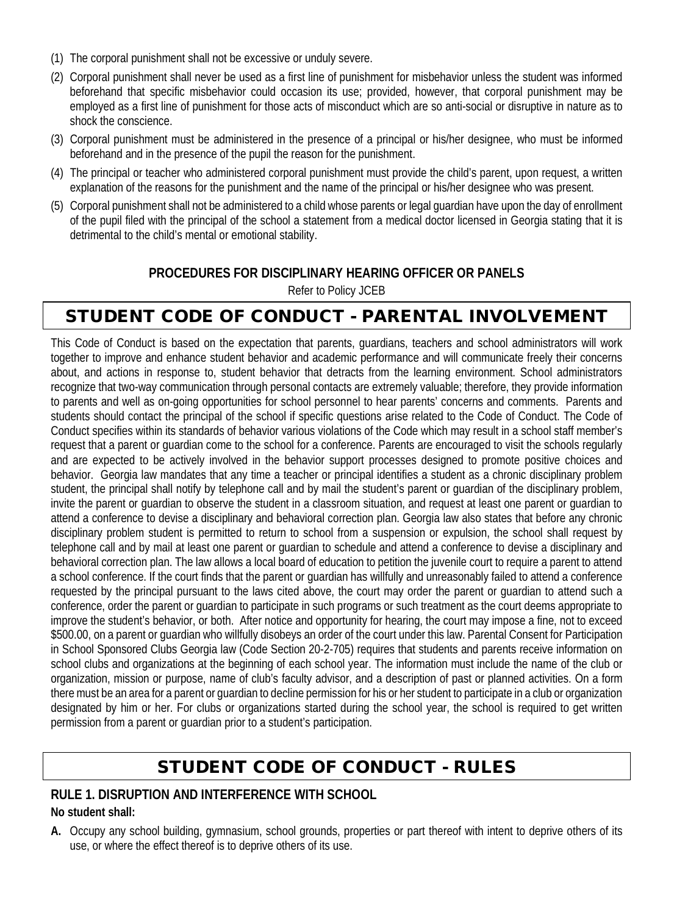(1) The corporal punishment shall not be excessive or unduly severe.

(2) Corporal punishment shall never be used as a first line of punishment for misbehavior unless the student was informed beforehand that specific misbehavior could occasion its use; provided, however, that corporal punishment may be employed as a first line of punishment for those acts of misconduct which are so anti-social or disruptive in nature as to shock the conscience.

(3) Corporal punishment must be administered in the presence of a principal or his/her designee, who must be informed beforehand and in the presence of the pupil the reason for the punishment.

(4) The principal or teacher who administered corporal punishment must provide the child's parent, upon request, a written explanation of the reasons for the punishment and the name of the principal or his/her designee who was present.

(5) Corporal punishment shall not be administered to a child whose parents or legal guardian have upon the day of enrollment of the pupil filed with the principal of the school a statement from a medical doctor licensed in Georgia stating that it is detrimental to the child's mental or emotional stability.

**PROCEDURES FOR DISCIPLINARY HEARING OFFICER OR PANELS**

Refer to Policy JCEB

## STUDENT CODE OF CONDUCT - PARENTAL INVOLVEMENT

This Code of Conduct is based on the expectation that parents, guardians, teachers and school administrators will work together to improve and enhance student behavior and academic performance and will communicate freely their concerns about, and actions in response to, student behavior that detracts from the learning environment. School administrators recognize that two-way communication through personal contacts are extremely valuable; therefore, they provide information to parents and well as on-going opportunities for school personnel to hear parents' concerns and comments. Parents and students should contact the principal of the school if specific questions arise related to the Code of Conduct. The Code of Conduct specifies within its standards of behavior various violations of the Code which may result in a school staff member's request that a parent or guardian come to the school for a conference. Parents are encouraged to visit the schools regularly and are expected to be actively involved in the behavior support processes designed to promote positive choices and behavior. Georgia law mandates that any time a teacher or principal identifies a student as a chronic disciplinary problem student, the principal shall notify by telephone call and by mail the student's parent or guardian of the disciplinary problem, invite the parent or guardian to observe the student in a classroom situation, and request at least one parent or guardian to attend a conference to devise a disciplinary and behavioral correction plan. Georgia law also states that before any chronic disciplinary problem student is permitted to return to school from a suspension or expulsion, the school shall request by telephone call and by mail at least one parent or guardian to schedule and attend a conference to devise a disciplinary and behavioral correction plan. The law allows a local board of education to petition the juvenile court to require a parent to attend a school conference. If the court finds that the parent or guardian has willfully and unreasonably failed to attend a conference requested by the principal pursuant to the laws cited above, the court may order the parent or guardian to attend such a conference, order the parent or guardian to participate in such programs or such treatment as the court deems appropriate to improve the student's behavior, or both. After notice and opportunity for hearing, the court may impose a fine, not to exceed $500.00, on a parent or guardian who willfully disobeys an order of the court under this law. Parental Consent for Participation in School Sponsored Clubs Georgia law (Code Section 20-2-705) requires that students and parents receive information on school clubs and organizations at the beginning of each school year. The information must include the name of the club or organization, mission or purpose, name of club's faculty advisor, and a description of past or planned activities. On a form there must be an area for a parent or guardian to decline permission for his or her student to participate in a club or organization designated by him or her. For clubs or organizations started during the school year, the school is required to get written permission from a parent or guardian prior to a student's participation.

## STUDENT CODE OF CONDUCT - RULES

### RULE 1. DISRUPTION AND INTERFERENCE WITH SCHOOL

**No student shall:**

**A.** Occupy any school building, gymnasium, school grounds, properties or part thereof with intent to deprive others of its use, or where the effect thereof is to deprive others of its use.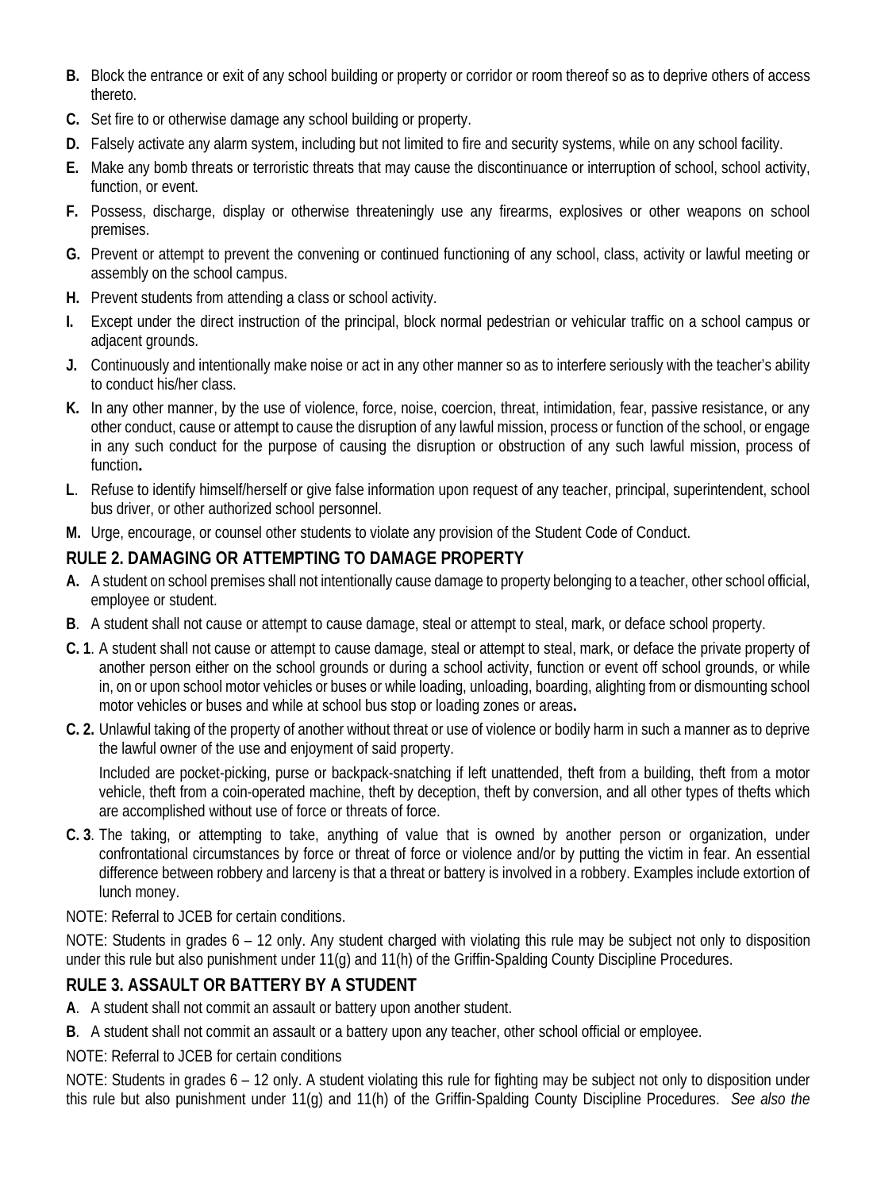**B.** Block the entrance or exit of any school building or property or corridor or room thereof so as to deprive others of access thereto.

**C.** Set fire to or otherwise damage any school building or property.

**D.** Falsely activate any alarm system, including but not limited to fire and security systems, while on any school facility.

**E.** Make any bomb threats or terroristic threats that may cause the discontinuance or interruption of school, school activity, function, or event.

**F.** Possess, discharge, display or otherwise threateningly use any firearms, explosives or other weapons on school premises.

**G.** Prevent or attempt to prevent the convening or continued functioning of any school, class, activity or lawful meeting or assembly on the school campus.

**H.** Prevent students from attending a class or school activity.

**I.** Except under the direct instruction of the principal, block normal pedestrian or vehicular traffic on a school campus or adjacent grounds.

**J.** Continuously and intentionally make noise or act in any other manner so as to interfere seriously with the teacher's ability to conduct his/her class.

**K.** In any other manner, by the use of violence, force, noise, coercion, threat, intimidation, fear, passive resistance, or any other conduct, cause or attempt to cause the disruption of any lawful mission, process or function of the school, or engage in any such conduct for the purpose of causing the disruption or obstruction of any such lawful mission, process of function**.**

**L**. Refuse to identify himself/herself or give false information upon request of any teacher, principal, superintendent, school bus driver, or other authorized school personnel.

**M.** Urge, encourage, or counsel other students to violate any provision of the Student Code of Conduct.

## RULE 2. DAMAGING OR ATTEMPTING TO DAMAGE PROPERTY

**A.** A student on school premises shall not intentionally cause damage to property belonging to a teacher, other school official, employee or student.

**B**. A student shall not cause or attempt to cause damage, steal or attempt to steal, mark, or deface school property.

**C. 1**. A student shall not cause or attempt to cause damage, steal or attempt to steal, mark, or deface the private property of another person either on the school grounds or during a school activity, function or event off school grounds, or while in, on or upon school motor vehicles or buses or while loading, unloading, boarding, alighting from or dismounting school motor vehicles or buses and while at school bus stop or loading zones or areas**.**

**C. 2.** Unlawful taking of the property of another without threat or use of violence or bodily harm in such a manner as to deprive the lawful owner of the use and enjoyment of said property.

Included are pocket-picking, purse or backpack-snatching if left unattended, theft from a building, theft from a motor vehicle, theft from a coin-operated machine, theft by deception, theft by conversion, and all other types of thefts which are accomplished without use of force or threats of force.

**C. 3**. The taking, or attempting to take, anything of value that is owned by another person or organization, under confrontational circumstances by force or threat of force or violence and/or by putting the victim in fear. An essential difference between robbery and larceny is that a threat or battery is involved in a robbery. Examples include extortion of lunch money.

NOTE: Referral to JCEB for certain conditions.

NOTE: Students in grades 6 – 12 only. Any student charged with violating this rule may be subject not only to disposition under this rule but also punishment under 11(g) and 11(h) of the Griffin-Spalding County Discipline Procedures.

## RULE 3. ASSAULT OR BATTERY BY A STUDENT

**A**. A student shall not commit an assault or battery upon another student.

**B**. A student shall not commit an assault or a battery upon any teacher, other school official or employee.

NOTE: Referral to JCEB for certain conditions

NOTE: Students in grades 6 – 12 only. A student violating this rule for fighting may be subject not only to disposition under this rule but also punishment under 11(g) and 11(h) of the Griffin-Spalding County Discipline Procedures. *See also the*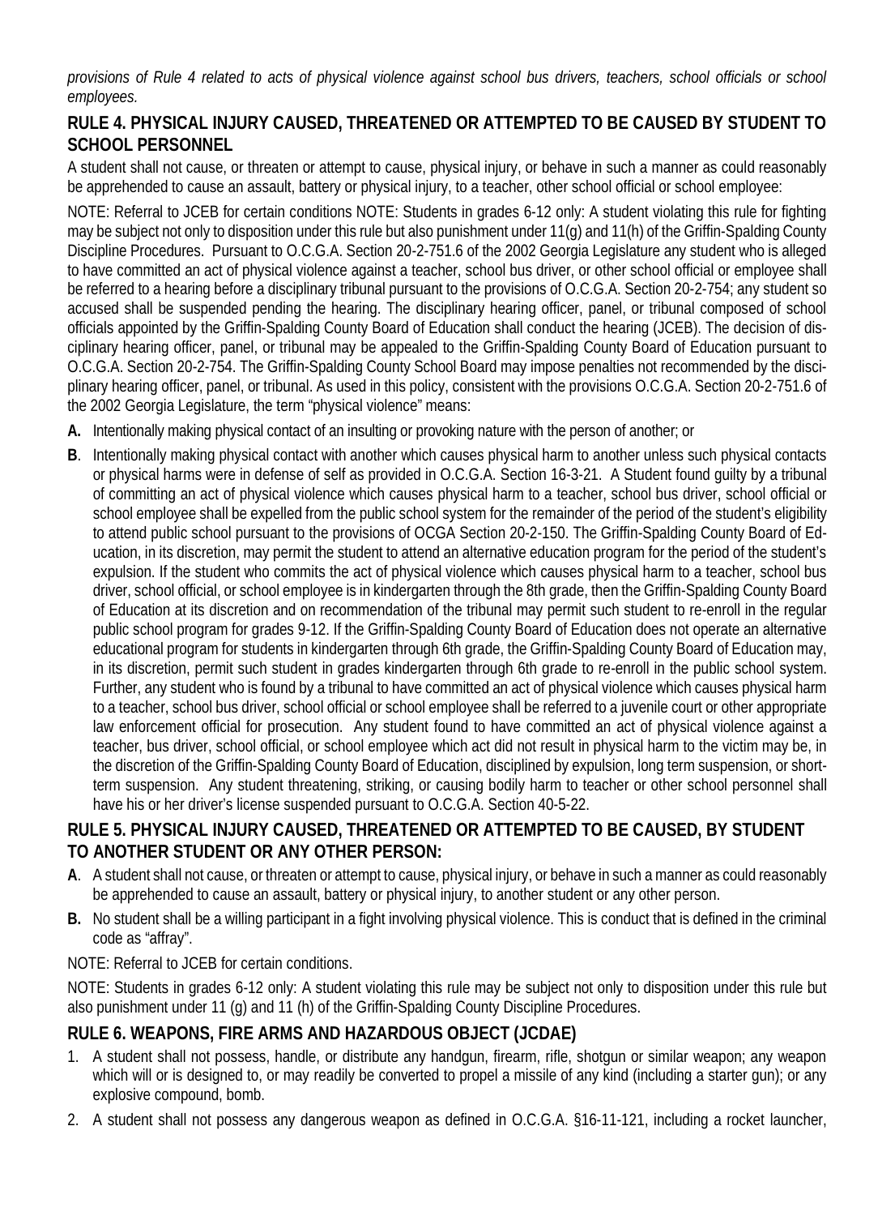*provisions of Rule 4 related to acts of physical violence against school bus drivers, teachers, school officials or school employees.*

## RULE 4. PHYSICAL INJURY CAUSED, THREATENED OR ATTEMPTED TO BE CAUSED BY STUDENT TO SCHOOL PERSONNEL

A student shall not cause, or threaten or attempt to cause, physical injury, or behave in such a manner as could reasonably be apprehended to cause an assault, battery or physical injury, to a teacher, other school official or school employee:

NOTE: Referral to JCEB for certain conditions NOTE: Students in grades 6-12 only: A student violating this rule for fighting may be subject not only to disposition under this rule but also punishment under 11(g) and 11(h) of the Griffin-Spalding County Discipline Procedures. Pursuant to O.C.G.A. Section 20-2-751.6 of the 2002 Georgia Legislature any student who is alleged to have committed an act of physical violence against a teacher, school bus driver, or other school official or employee shall be referred to a hearing before a disciplinary tribunal pursuant to the provisions of O.C.G.A. Section 20-2-754; any student so accused shall be suspended pending the hearing. The disciplinary hearing officer, panel, or tribunal composed of school officials appointed by the Griffin-Spalding County Board of Education shall conduct the hearing (JCEB). The decision of disciplinary hearing officer, panel, or tribunal may be appealed to the Griffin-Spalding County Board of Education pursuant to O.C.G.A. Section 20-2-754. The Griffin-Spalding County School Board may impose penalties not recommended by the disciplinary hearing officer, panel, or tribunal. As used in this policy, consistent with the provisions O.C.G.A. Section 20-2-751.6 of the 2002 Georgia Legislature, the term "physical violence" means:

**A.** Intentionally making physical contact of an insulting or provoking nature with the person of another; or

**B**. Intentionally making physical contact with another which causes physical harm to another unless such physical contacts or physical harms were in defense of self as provided in O.C.G.A. Section 16-3-21. A Student found guilty by a tribunal of committing an act of physical violence which causes physical harm to a teacher, school bus driver, school official or school employee shall be expelled from the public school system for the remainder of the period of the student's eligibility to attend public school pursuant to the provisions of OCGA Section 20-2-150. The Griffin-Spalding County Board of Education, in its discretion, may permit the student to attend an alternative education program for the period of the student's expulsion. If the student who commits the act of physical violence which causes physical harm to a teacher, school bus driver, school official, or school employee is in kindergarten through the 8th grade, then the Griffin-Spalding County Board of Education at its discretion and on recommendation of the tribunal may permit such student to re-enroll in the regular public school program for grades 9-12. If the Griffin-Spalding County Board of Education does not operate an alternative educational program for students in kindergarten through 6th grade, the Griffin-Spalding County Board of Education may, in its discretion, permit such student in grades kindergarten through 6th grade to re-enroll in the public school system. Further, any student who is found by a tribunal to have committed an act of physical violence which causes physical harm to a teacher, school bus driver, school official or school employee shall be referred to a juvenile court or other appropriate law enforcement official for prosecution. Any student found to have committed an act of physical violence against a teacher, bus driver, school official, or school employee which act did not result in physical harm to the victim may be, in the discretion of the Griffin-Spalding County Board of Education, disciplined by expulsion, long term suspension, or short-term suspension. Any student threatening, striking, or causing bodily harm to teacher or other school personnel shall have his or her driver's license suspended pursuant to O.C.G.A. Section 40-5-22.

## RULE 5. PHYSICAL INJURY CAUSED, THREATENED OR ATTEMPTED TO BE CAUSED, BY STUDENT TO ANOTHER STUDENT OR ANY OTHER PERSON:

**A**. A student shall not cause, or threaten or attempt to cause, physical injury, or behave in such a manner as could reasonably be apprehended to cause an assault, battery or physical injury, to another student or any other person.

**B.** No student shall be a willing participant in a fight involving physical violence. This is conduct that is defined in the criminal code as "affray".

NOTE: Referral to JCEB for certain conditions.

NOTE: Students in grades 6-12 only: A student violating this rule may be subject not only to disposition under this rule but also punishment under 11 (g) and 11 (h) of the Griffin-Spalding County Discipline Procedures.

## RULE 6. WEAPONS, FIRE ARMS AND HAZARDOUS OBJECT (JCDAE)

1. A student shall not possess, handle, or distribute any handgun, firearm, rifle, shotgun or similar weapon; any weapon which will or is designed to, or may readily be converted to propel a missile of any kind (including a starter gun); or any explosive compound, bomb.
2. A student shall not possess any dangerous weapon as defined in O.C.G.A. §16-11-121, including a rocket launcher,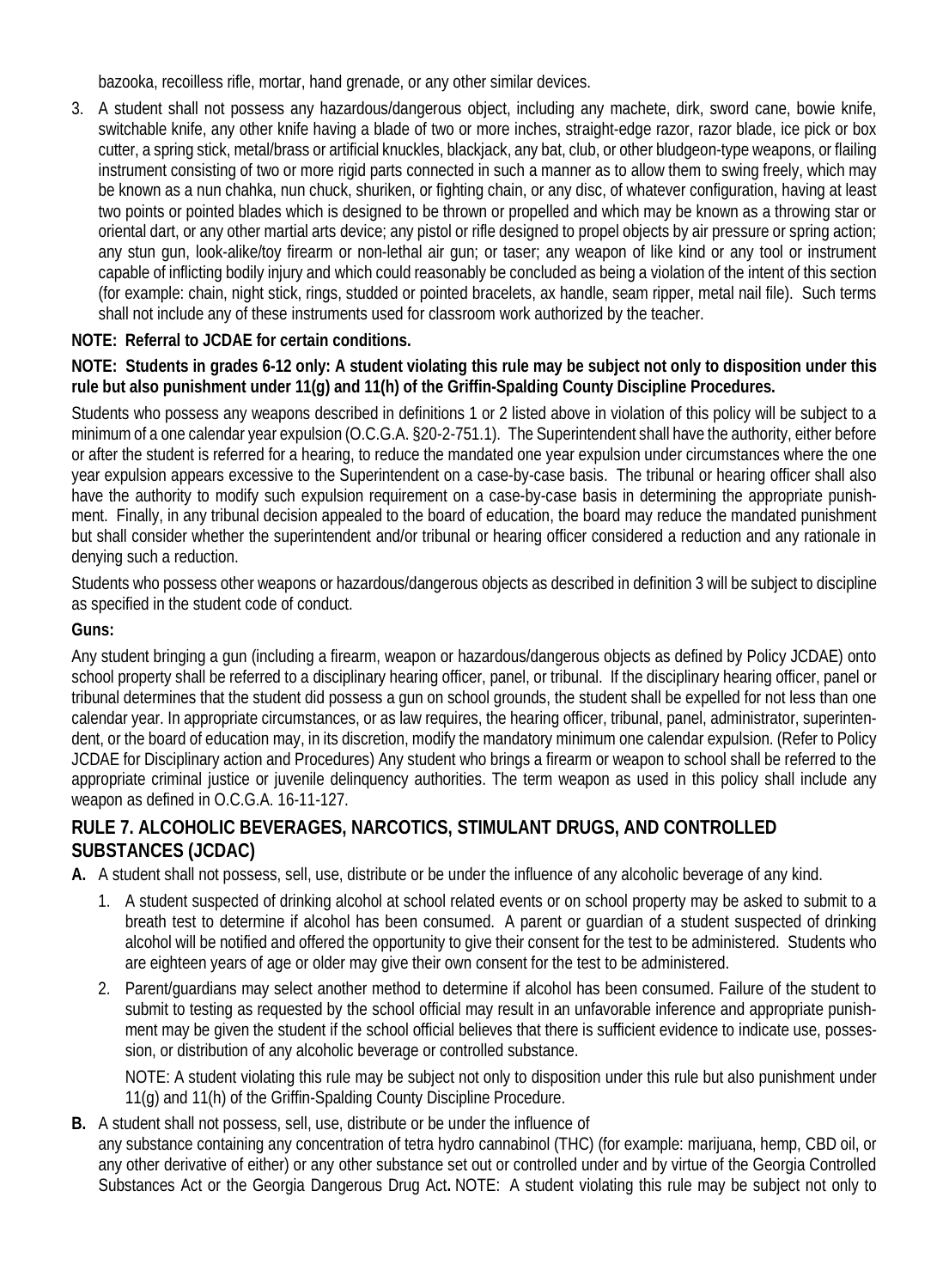bazooka, recoilless rifle, mortar, hand grenade, or any other similar devices.

3. A student shall not possess any hazardous/dangerous object, including any machete, dirk, sword cane, bowie knife, switchable knife, any other knife having a blade of two or more inches, straight-edge razor, razor blade, ice pick or box cutter, a spring stick, metal/brass or artificial knuckles, blackjack, any bat, club, or other bludgeon-type weapons, or flailing instrument consisting of two or more rigid parts connected in such a manner as to allow them to swing freely, which may be known as a nun chahka, nun chuck, shuriken, or fighting chain, or any disc, of whatever configuration, having at least two points or pointed blades which is designed to be thrown or propelled and which may be known as a throwing star or oriental dart, or any other martial arts device; any pistol or rifle designed to propel objects by air pressure or spring action; any stun gun, look-alike/toy firearm or non-lethal air gun; or taser; any weapon of like kind or any tool or instrument capable of inflicting bodily injury and which could reasonably be concluded as being a violation of the intent of this section (for example: chain, night stick, rings, studded or pointed bracelets, ax handle, seam ripper, metal nail file). Such terms shall not include any of these instruments used for classroom work authorized by the teacher.

**NOTE: Referral to JCDAE for certain conditions.**

**NOTE: Students in grades 6-12 only: A student violating this rule may be subject not only to disposition under this rule but also punishment under 11(g) and 11(h) of the Griffin-Spalding County Discipline Procedures.**

Students who possess any weapons described in definitions 1 or 2 listed above in violation of this policy will be subject to a minimum of a one calendar year expulsion (O.C.G.A. §20-2-751.1). The Superintendent shall have the authority, either before or after the student is referred for a hearing, to reduce the mandated one year expulsion under circumstances where the one year expulsion appears excessive to the Superintendent on a case-by-case basis. The tribunal or hearing officer shall also have the authority to modify such expulsion requirement on a case-by-case basis in determining the appropriate punishment. Finally, in any tribunal decision appealed to the board of education, the board may reduce the mandated punishment but shall consider whether the superintendent and/or tribunal or hearing officer considered a reduction and any rationale in denying such a reduction.

Students who possess other weapons or hazardous/dangerous objects as described in definition 3 will be subject to discipline as specified in the student code of conduct.

**Guns:**

Any student bringing a gun (including a firearm, weapon or hazardous/dangerous objects as defined by Policy JCDAE) onto school property shall be referred to a disciplinary hearing officer, panel, or tribunal. If the disciplinary hearing officer, panel or tribunal determines that the student did possess a gun on school grounds, the student shall be expelled for not less than one calendar year. In appropriate circumstances, or as law requires, the hearing officer, tribunal, panel, administrator, superintendent, or the board of education may, in its discretion, modify the mandatory minimum one calendar expulsion. (Refer to Policy JCDAE for Disciplinary action and Procedures) Any student who brings a firearm or weapon to school shall be referred to the appropriate criminal justice or juvenile delinquency authorities. The term weapon as used in this policy shall include any weapon as defined in O.C.G.A. 16-11-127.

## RULE 7. ALCOHOLIC BEVERAGES, NARCOTICS, STIMULANT DRUGS, AND CONTROLLED SUBSTANCES (JCDAC)

**A.** A student shall not possess, sell, use, distribute or be under the influence of any alcoholic beverage of any kind.

1. A student suspected of drinking alcohol at school related events or on school property may be asked to submit to a breath test to determine if alcohol has been consumed. A parent or guardian of a student suspected of drinking alcohol will be notified and offered the opportunity to give their consent for the test to be administered. Students who are eighteen years of age or older may give their own consent for the test to be administered.
2. Parent/guardians may select another method to determine if alcohol has been consumed. Failure of the student to submit to testing as requested by the school official may result in an unfavorable inference and appropriate punishment may be given the student if the school official believes that there is sufficient evidence to indicate use, possession, or distribution of any alcoholic beverage or controlled substance.

   NOTE: A student violating this rule may be subject not only to disposition under this rule but also punishment under 11(g) and 11(h) of the Griffin-Spalding County Discipline Procedure.

**B.** A student shall not possess, sell, use, distribute or be under the influence of any substance containing any concentration of tetra hydro cannabinol (THC) (for example: marijuana, hemp, CBD oil, or any other derivative of either) or any other substance set out or controlled under and by virtue of the Georgia Controlled Substances Act or the Georgia Dangerous Drug Act**.** NOTE: A student violating this rule may be subject not only to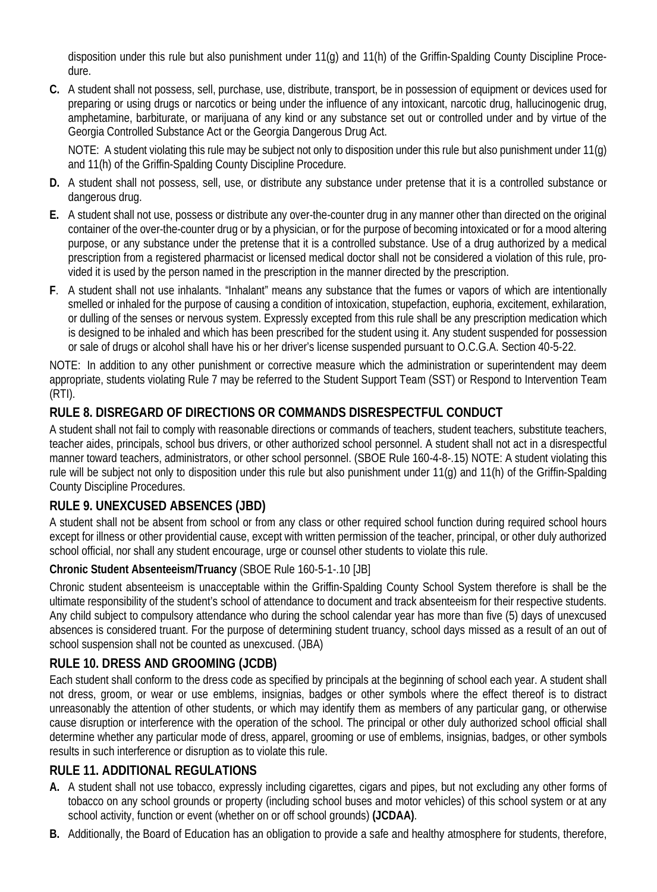disposition under this rule but also punishment under 11(g) and 11(h) of the Griffin-Spalding County Discipline Procedure.

**C.** A student shall not possess, sell, purchase, use, distribute, transport, be in possession of equipment or devices used for preparing or using drugs or narcotics or being under the influence of any intoxicant, narcotic drug, hallucinogenic drug, amphetamine, barbiturate, or marijuana of any kind or any substance set out or controlled under and by virtue of the Georgia Controlled Substance Act or the Georgia Dangerous Drug Act.

NOTE: A student violating this rule may be subject not only to disposition under this rule but also punishment under 11(g) and 11(h) of the Griffin-Spalding County Discipline Procedure.

**D.** A student shall not possess, sell, use, or distribute any substance under pretense that it is a controlled substance or dangerous drug.

**E.** A student shall not use, possess or distribute any over-the-counter drug in any manner other than directed on the original container of the over-the-counter drug or by a physician, or for the purpose of becoming intoxicated or for a mood altering purpose, or any substance under the pretense that it is a controlled substance. Use of a drug authorized by a medical prescription from a registered pharmacist or licensed medical doctor shall not be considered a violation of this rule, provided it is used by the person named in the prescription in the manner directed by the prescription.

**F**. A student shall not use inhalants. "Inhalant" means any substance that the fumes or vapors of which are intentionally smelled or inhaled for the purpose of causing a condition of intoxication, stupefaction, euphoria, excitement, exhilaration, or dulling of the senses or nervous system. Expressly excepted from this rule shall be any prescription medication which is designed to be inhaled and which has been prescribed for the student using it. Any student suspended for possession or sale of drugs or alcohol shall have his or her driver's license suspended pursuant to O.C.G.A. Section 40-5-22.

NOTE: In addition to any other punishment or corrective measure which the administration or superintendent may deem appropriate, students violating Rule 7 may be referred to the Student Support Team (SST) or Respond to Intervention Team (RTI).

## RULE 8. DISREGARD OF DIRECTIONS OR COMMANDS DISRESPECTFUL CONDUCT

A student shall not fail to comply with reasonable directions or commands of teachers, student teachers, substitute teachers, teacher aides, principals, school bus drivers, or other authorized school personnel. A student shall not act in a disrespectful manner toward teachers, administrators, or other school personnel. (SBOE Rule 160-4-8-.15) NOTE: A student violating this rule will be subject not only to disposition under this rule but also punishment under 11(g) and 11(h) of the Griffin-Spalding County Discipline Procedures.

## RULE 9. UNEXCUSED ABSENCES (JBD)

A student shall not be absent from school or from any class or other required school function during required school hours except for illness or other providential cause, except with written permission of the teacher, principal, or other duly authorized school official, nor shall any student encourage, urge or counsel other students to violate this rule.

**Chronic Student Absenteeism/Truancy** (SBOE Rule 160-5-1-.10 [JB]

Chronic student absenteeism is unacceptable within the Griffin-Spalding County School System therefore is shall be the ultimate responsibility of the student's school of attendance to document and track absenteeism for their respective students. Any child subject to compulsory attendance who during the school calendar year has more than five (5) days of unexcused absences is considered truant. For the purpose of determining student truancy, school days missed as a result of an out of school suspension shall not be counted as unexcused. (JBA)

## RULE 10. DRESS AND GROOMING (JCDB)

Each student shall conform to the dress code as specified by principals at the beginning of school each year. A student shall not dress, groom, or wear or use emblems, insignias, badges or other symbols where the effect thereof is to distract unreasonably the attention of other students, or which may identify them as members of any particular gang, or otherwise cause disruption or interference with the operation of the school. The principal or other duly authorized school official shall determine whether any particular mode of dress, apparel, grooming or use of emblems, insignias, badges, or other symbols results in such interference or disruption as to violate this rule.

## RULE 11. ADDITIONAL REGULATIONS

**A.** A student shall not use tobacco, expressly including cigarettes, cigars and pipes, but not excluding any other forms of tobacco on any school grounds or property (including school buses and motor vehicles) of this school system or at any school activity, function or event (whether on or off school grounds) **(JCDAA)**.

**B.** Additionally, the Board of Education has an obligation to provide a safe and healthy atmosphere for students, therefore,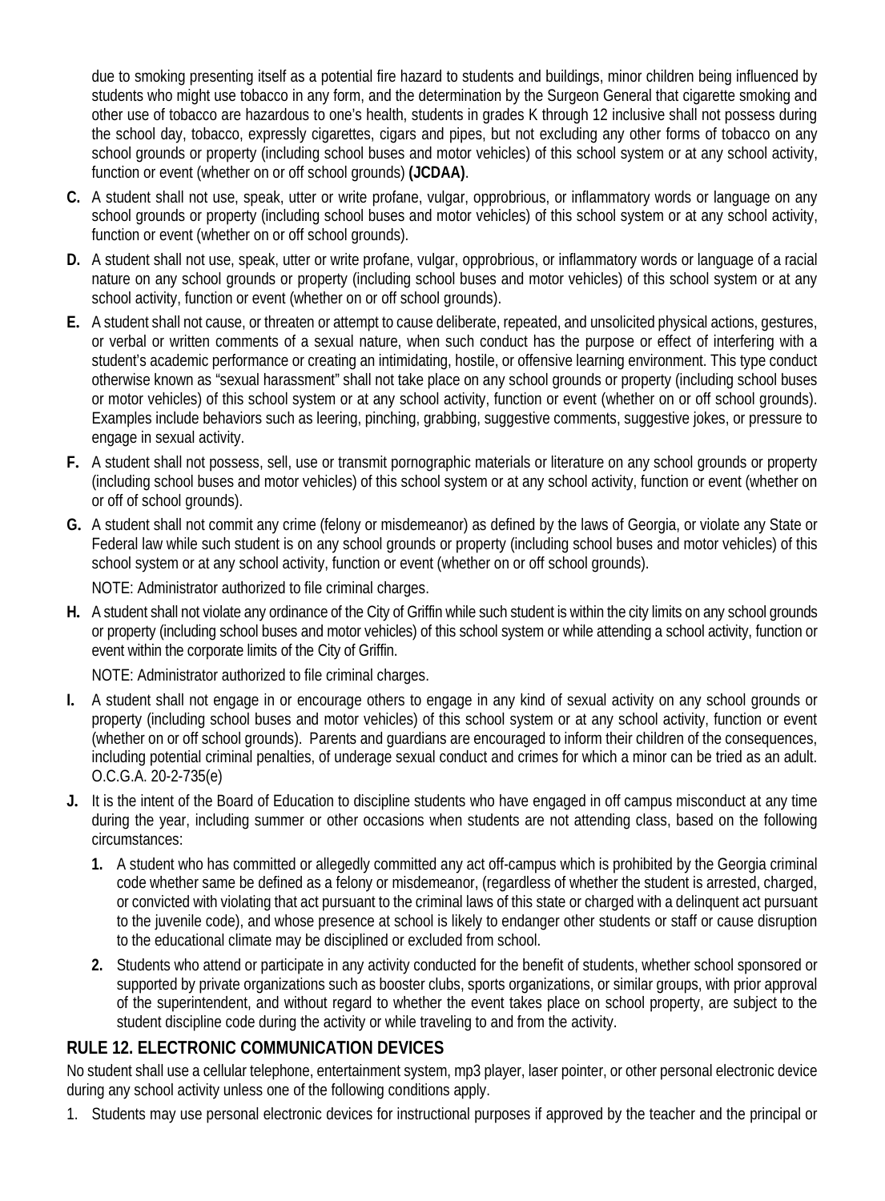due to smoking presenting itself as a potential fire hazard to students and buildings, minor children being influenced by students who might use tobacco in any form, and the determination by the Surgeon General that cigarette smoking and other use of tobacco are hazardous to one's health, students in grades K through 12 inclusive shall not possess during the school day, tobacco, expressly cigarettes, cigars and pipes, but not excluding any other forms of tobacco on any school grounds or property (including school buses and motor vehicles) of this school system or at any school activity, function or event (whether on or off school grounds) **(JCDAA)**.

**C.** A student shall not use, speak, utter or write profane, vulgar, opprobrious, or inflammatory words or language on any school grounds or property (including school buses and motor vehicles) of this school system or at any school activity, function or event (whether on or off school grounds).

**D.** A student shall not use, speak, utter or write profane, vulgar, opprobrious, or inflammatory words or language of a racial nature on any school grounds or property (including school buses and motor vehicles) of this school system or at any school activity, function or event (whether on or off school grounds).

**E.** A student shall not cause, or threaten or attempt to cause deliberate, repeated, and unsolicited physical actions, gestures, or verbal or written comments of a sexual nature, when such conduct has the purpose or effect of interfering with a student's academic performance or creating an intimidating, hostile, or offensive learning environment. This type conduct otherwise known as "sexual harassment" shall not take place on any school grounds or property (including school buses or motor vehicles) of this school system or at any school activity, function or event (whether on or off school grounds). Examples include behaviors such as leering, pinching, grabbing, suggestive comments, suggestive jokes, or pressure to engage in sexual activity.

**F.** A student shall not possess, sell, use or transmit pornographic materials or literature on any school grounds or property (including school buses and motor vehicles) of this school system or at any school activity, function or event (whether on or off of school grounds).

**G.** A student shall not commit any crime (felony or misdemeanor) as defined by the laws of Georgia, or violate any State or Federal law while such student is on any school grounds or property (including school buses and motor vehicles) of this school system or at any school activity, function or event (whether on or off school grounds).

NOTE: Administrator authorized to file criminal charges.

**H.** A student shall not violate any ordinance of the City of Griffin while such student is within the city limits on any school grounds or property (including school buses and motor vehicles) of this school system or while attending a school activity, function or event within the corporate limits of the City of Griffin.

NOTE: Administrator authorized to file criminal charges.

**I.** A student shall not engage in or encourage others to engage in any kind of sexual activity on any school grounds or property (including school buses and motor vehicles) of this school system or at any school activity, function or event (whether on or off school grounds). Parents and guardians are encouraged to inform their children of the consequences, including potential criminal penalties, of underage sexual conduct and crimes for which a minor can be tried as an adult. O.C.G.A. 20-2-735(e)

**J.** It is the intent of the Board of Education to discipline students who have engaged in off campus misconduct at any time during the year, including summer or other occasions when students are not attending class, based on the following circumstances:

1. A student who has committed or allegedly committed any act off-campus which is prohibited by the Georgia criminal code whether same be defined as a felony or misdemeanor, (regardless of whether the student is arrested, charged, or convicted with violating that act pursuant to the criminal laws of this state or charged with a delinquent act pursuant to the juvenile code), and whose presence at school is likely to endanger other students or staff or cause disruption to the educational climate may be disciplined or excluded from school.
2. Students who attend or participate in any activity conducted for the benefit of students, whether school sponsored or supported by private organizations such as booster clubs, sports organizations, or similar groups, with prior approval of the superintendent, and without regard to whether the event takes place on school property, are subject to the student discipline code during the activity or while traveling to and from the activity.

## RULE 12. ELECTRONIC COMMUNICATION DEVICES

No student shall use a cellular telephone, entertainment system, mp3 player, laser pointer, or other personal electronic device during any school activity unless one of the following conditions apply.

1. Students may use personal electronic devices for instructional purposes if approved by the teacher and the principal or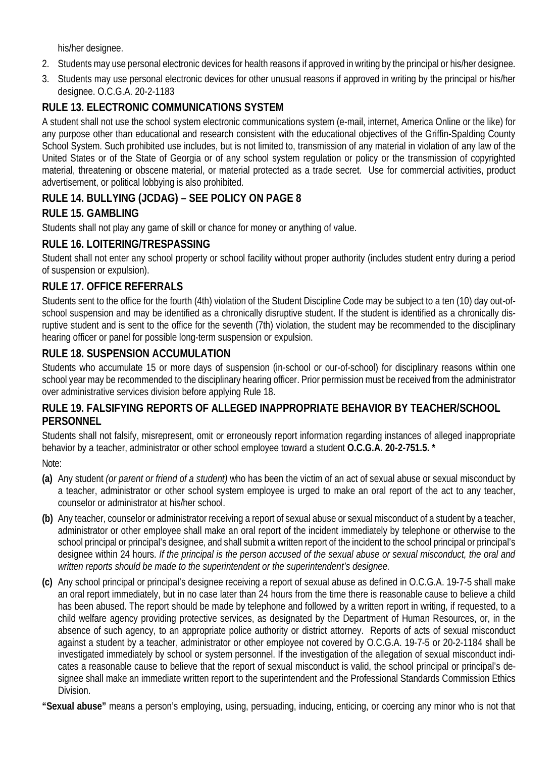his/her designee.

2. Students may use personal electronic devices for health reasons if approved in writing by the principal or his/her designee.
3. Students may use personal electronic devices for other unusual reasons if approved in writing by the principal or his/her designee. O.C.G.A. 20-2-1183

## RULE 13. ELECTRONIC COMMUNICATIONS SYSTEM

A student shall not use the school system electronic communications system (e-mail, internet, America Online or the like) for any purpose other than educational and research consistent with the educational objectives of the Griffin-Spalding County School System. Such prohibited use includes, but is not limited to, transmission of any material in violation of any law of the United States or of the State of Georgia or of any school system regulation or policy or the transmission of copyrighted material, threatening or obscene material, or material protected as a trade secret. Use for commercial activities, product advertisement, or political lobbying is also prohibited.

## RULE 14. BULLYING (JCDAG) – SEE POLICY ON PAGE 8

## RULE 15. GAMBLING

Students shall not play any game of skill or chance for money or anything of value.

## RULE 16. LOITERING/TRESPASSING

Student shall not enter any school property or school facility without proper authority (includes student entry during a period of suspension or expulsion).

## RULE 17. OFFICE REFERRALS

Students sent to the office for the fourth (4th) violation of the Student Discipline Code may be subject to a ten (10) day out-of-school suspension and may be identified as a chronically disruptive student. If the student is identified as a chronically disruptive student and is sent to the office for the seventh (7th) violation, the student may be recommended to the disciplinary hearing officer or panel for possible long-term suspension or expulsion.

## RULE 18. SUSPENSION ACCUMULATION

Students who accumulate 15 or more days of suspension (in-school or our-of-school) for disciplinary reasons within one school year may be recommended to the disciplinary hearing officer. Prior permission must be received from the administrator over administrative services division before applying Rule 18.

## RULE 19. FALSIFYING REPORTS OF ALLEGED INAPPROPRIATE BEHAVIOR BY TEACHER/SCHOOL PERSONNEL

Students shall not falsify, misrepresent, omit or erroneously report information regarding instances of alleged inappropriate behavior by a teacher, administrator or other school employee toward a student **O.C.G.A. 20-2-751.5. ***

Note:

**(a)** Any student *(or parent or friend of a student)* who has been the victim of an act of sexual abuse or sexual misconduct by a teacher, administrator or other school system employee is urged to make an oral report of the act to any teacher, counselor or administrator at his/her school.

**(b)** Any teacher, counselor or administrator receiving a report of sexual abuse or sexual misconduct of a student by a teacher, administrator or other employee shall make an oral report of the incident immediately by telephone or otherwise to the school principal or principal's designee, and shall submit a written report of the incident to the school principal or principal's designee within 24 hours. *If the principal is the person accused of the sexual abuse or sexual misconduct, the oral and written reports should be made to the superintendent or the superintendent's designee.*

**(c)** Any school principal or principal's designee receiving a report of sexual abuse as defined in O.C.G.A. 19-7-5 shall make an oral report immediately, but in no case later than 24 hours from the time there is reasonable cause to believe a child has been abused. The report should be made by telephone and followed by a written report in writing, if requested, to a child welfare agency providing protective services, as designated by the Department of Human Resources, or, in the absence of such agency, to an appropriate police authority or district attorney. Reports of acts of sexual misconduct against a student by a teacher, administrator or other employee not covered by O.C.G.A. 19-7-5 or 20-2-1184 shall be investigated immediately by school or system personnel. If the investigation of the allegation of sexual misconduct indicates a reasonable cause to believe that the report of sexual misconduct is valid, the school principal or principal's designee shall make an immediate written report to the superintendent and the Professional Standards Commission Ethics Division.

**"Sexual abuse"** means a person's employing, using, persuading, inducing, enticing, or coercing any minor who is not that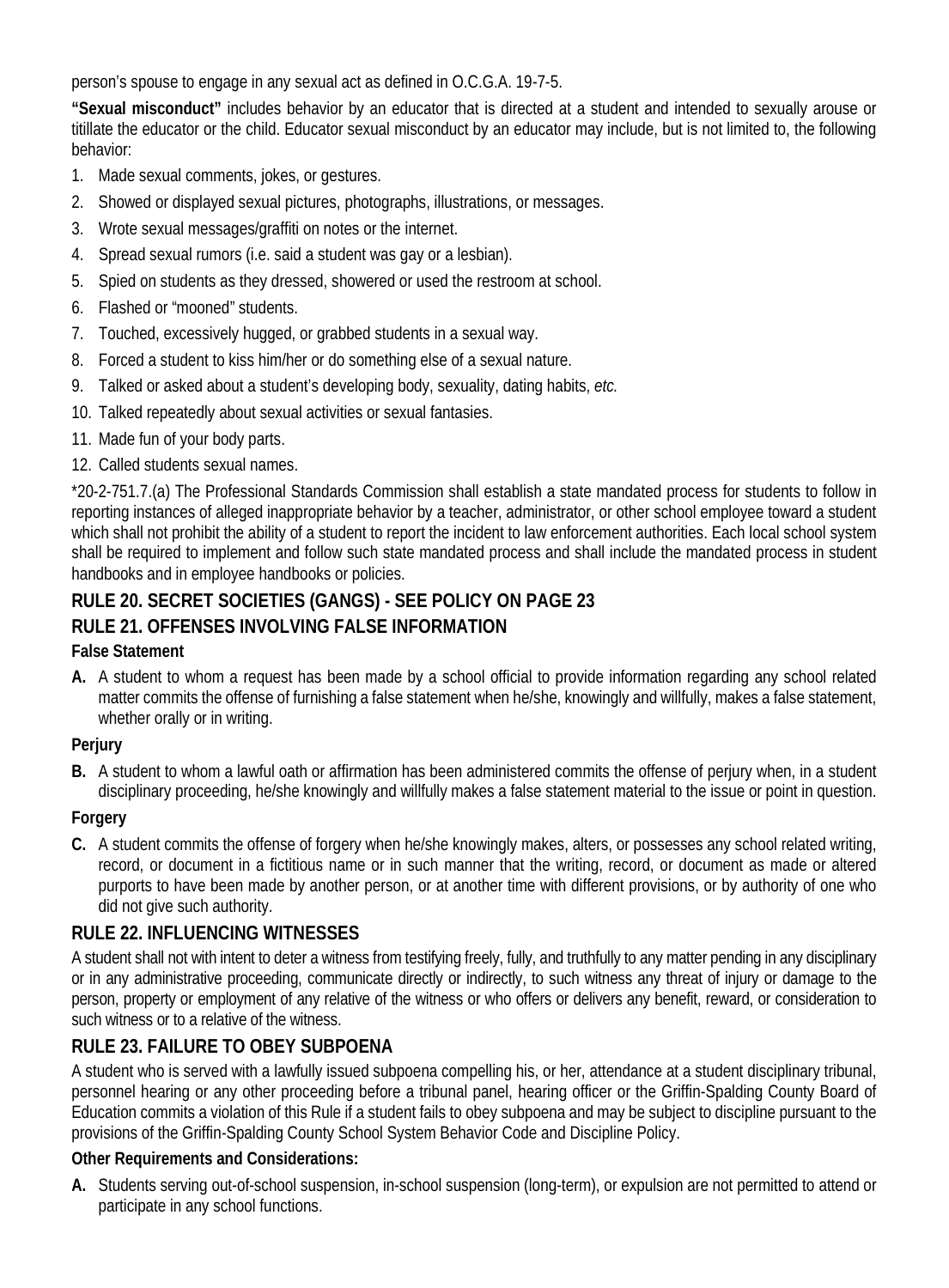person's spouse to engage in any sexual act as defined in O.C.G.A. 19-7-5.

**"Sexual misconduct"** includes behavior by an educator that is directed at a student and intended to sexually arouse or titillate the educator or the child. Educator sexual misconduct by an educator may include, but is not limited to, the following behavior:

1. Made sexual comments, jokes, or gestures.
2. Showed or displayed sexual pictures, photographs, illustrations, or messages.
3. Wrote sexual messages/graffiti on notes or the internet.
4. Spread sexual rumors (i.e. said a student was gay or a lesbian).
5. Spied on students as they dressed, showered or used the restroom at school.
6. Flashed or "mooned" students.
7. Touched, excessively hugged, or grabbed students in a sexual way.
8. Forced a student to kiss him/her or do something else of a sexual nature.
9. Talked or asked about a student's developing body, sexuality, dating habits, *etc.*
10. Talked repeatedly about sexual activities or sexual fantasies.
11. Made fun of your body parts.
12. Called students sexual names.

*20-2-751.7.(a) The Professional Standards Commission shall establish a state mandated process for students to follow in reporting instances of alleged inappropriate behavior by a teacher, administrator, or other school employee toward a student which shall not prohibit the ability of a student to report the incident to law enforcement authorities. Each local school system shall be required to implement and follow such state mandated process and shall include the mandated process in student handbooks and in employee handbooks or policies.

## RULE 20. SECRET SOCIETIES (GANGS) - SEE POLICY ON PAGE 23

## RULE 21. OFFENSES INVOLVING FALSE INFORMATION

**False Statement**

**A.** A student to whom a request has been made by a school official to provide information regarding any school related matter commits the offense of furnishing a false statement when he/she, knowingly and willfully, makes a false statement, whether orally or in writing.

**Perjury**

**B.** A student to whom a lawful oath or affirmation has been administered commits the offense of perjury when, in a student disciplinary proceeding, he/she knowingly and willfully makes a false statement material to the issue or point in question.

**Forgery**

**C.** A student commits the offense of forgery when he/she knowingly makes, alters, or possesses any school related writing, record, or document in a fictitious name or in such manner that the writing, record, or document as made or altered purports to have been made by another person, or at another time with different provisions, or by authority of one who did not give such authority.

## RULE 22. INFLUENCING WITNESSES

A student shall not with intent to deter a witness from testifying freely, fully, and truthfully to any matter pending in any disciplinary or in any administrative proceeding, communicate directly or indirectly, to such witness any threat of injury or damage to the person, property or employment of any relative of the witness or who offers or delivers any benefit, reward, or consideration to such witness or to a relative of the witness.

## RULE 23. FAILURE TO OBEY SUBPOENA

A student who is served with a lawfully issued subpoena compelling his, or her, attendance at a student disciplinary tribunal, personnel hearing or any other proceeding before a tribunal panel, hearing officer or the Griffin-Spalding County Board of Education commits a violation of this Rule if a student fails to obey subpoena and may be subject to discipline pursuant to the provisions of the Griffin-Spalding County School System Behavior Code and Discipline Policy.

**Other Requirements and Considerations:**

**A.** Students serving out-of-school suspension, in-school suspension (long-term), or expulsion are not permitted to attend or participate in any school functions.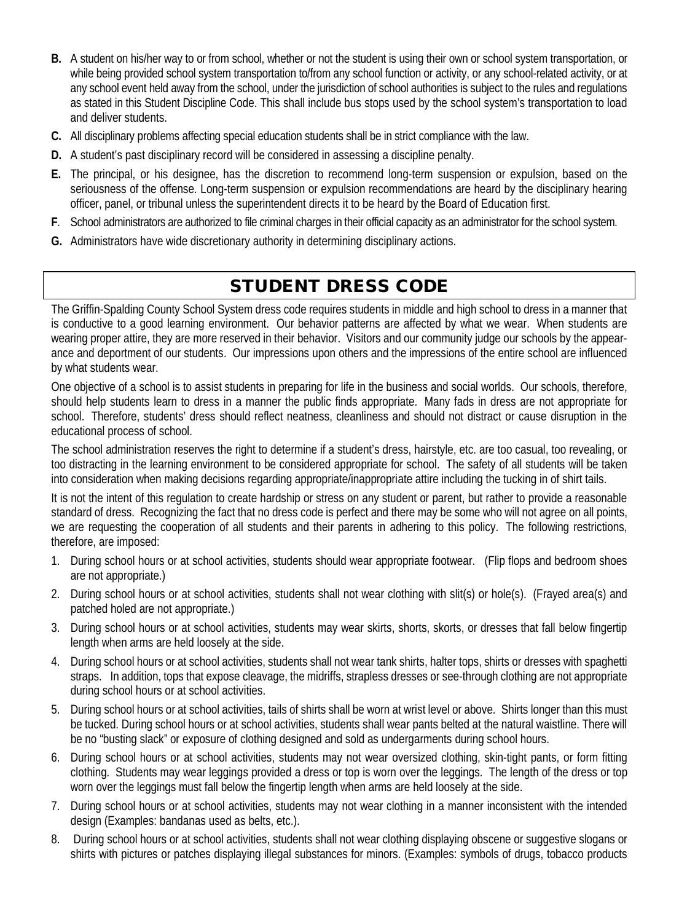**B.** A student on his/her way to or from school, whether or not the student is using their own or school system transportation, or while being provided school system transportation to/from any school function or activity, or any school-related activity, or at any school event held away from the school, under the jurisdiction of school authorities is subject to the rules and regulations as stated in this Student Discipline Code. This shall include bus stops used by the school system's transportation to load and deliver students.

**C.** All disciplinary problems affecting special education students shall be in strict compliance with the law.

**D.** A student's past disciplinary record will be considered in assessing a discipline penalty.

**E.** The principal, or his designee, has the discretion to recommend long-term suspension or expulsion, based on the seriousness of the offense. Long-term suspension or expulsion recommendations are heard by the disciplinary hearing officer, panel, or tribunal unless the superintendent directs it to be heard by the Board of Education first.

**F**. School administrators are authorized to file criminal charges in their official capacity as an administrator for the school system.

**G.** Administrators have wide discretionary authority in determining disciplinary actions.

# STUDENT DRESS CODE

The Griffin-Spalding County School System dress code requires students in middle and high school to dress in a manner that is conductive to a good learning environment. Our behavior patterns are affected by what we wear. When students are wearing proper attire, they are more reserved in their behavior. Visitors and our community judge our schools by the appearance and deportment of our students. Our impressions upon others and the impressions of the entire school are influenced by what students wear.

One objective of a school is to assist students in preparing for life in the business and social worlds. Our schools, therefore, should help students learn to dress in a manner the public finds appropriate. Many fads in dress are not appropriate for school. Therefore, students' dress should reflect neatness, cleanliness and should not distract or cause disruption in the educational process of school.

The school administration reserves the right to determine if a student's dress, hairstyle, etc. are too casual, too revealing, or too distracting in the learning environment to be considered appropriate for school. The safety of all students will be taken into consideration when making decisions regarding appropriate/inappropriate attire including the tucking in of shirt tails.

It is not the intent of this regulation to create hardship or stress on any student or parent, but rather to provide a reasonable standard of dress. Recognizing the fact that no dress code is perfect and there may be some who will not agree on all points, we are requesting the cooperation of all students and their parents in adhering to this policy. The following restrictions, therefore, are imposed:

1. During school hours or at school activities, students should wear appropriate footwear. (Flip flops and bedroom shoes are not appropriate.)
2. During school hours or at school activities, students shall not wear clothing with slit(s) or hole(s). (Frayed area(s) and patched holed are not appropriate.)
3. During school hours or at school activities, students may wear skirts, shorts, skorts, or dresses that fall below fingertip length when arms are held loosely at the side.
4. During school hours or at school activities, students shall not wear tank shirts, halter tops, shirts or dresses with spaghetti straps. In addition, tops that expose cleavage, the midriffs, strapless dresses or see-through clothing are not appropriate during school hours or at school activities.
5. During school hours or at school activities, tails of shirts shall be worn at wrist level or above. Shirts longer than this must be tucked. During school hours or at school activities, students shall wear pants belted at the natural waistline. There will be no "busting slack" or exposure of clothing designed and sold as undergarments during school hours.
6. During school hours or at school activities, students may not wear oversized clothing, skin-tight pants, or form fitting clothing. Students may wear leggings provided a dress or top is worn over the leggings. The length of the dress or top worn over the leggings must fall below the fingertip length when arms are held loosely at the side.
7. During school hours or at school activities, students may not wear clothing in a manner inconsistent with the intended design (Examples: bandanas used as belts, etc.).
8. During school hours or at school activities, students shall not wear clothing displaying obscene or suggestive slogans or shirts with pictures or patches displaying illegal substances for minors. (Examples: symbols of drugs, tobacco products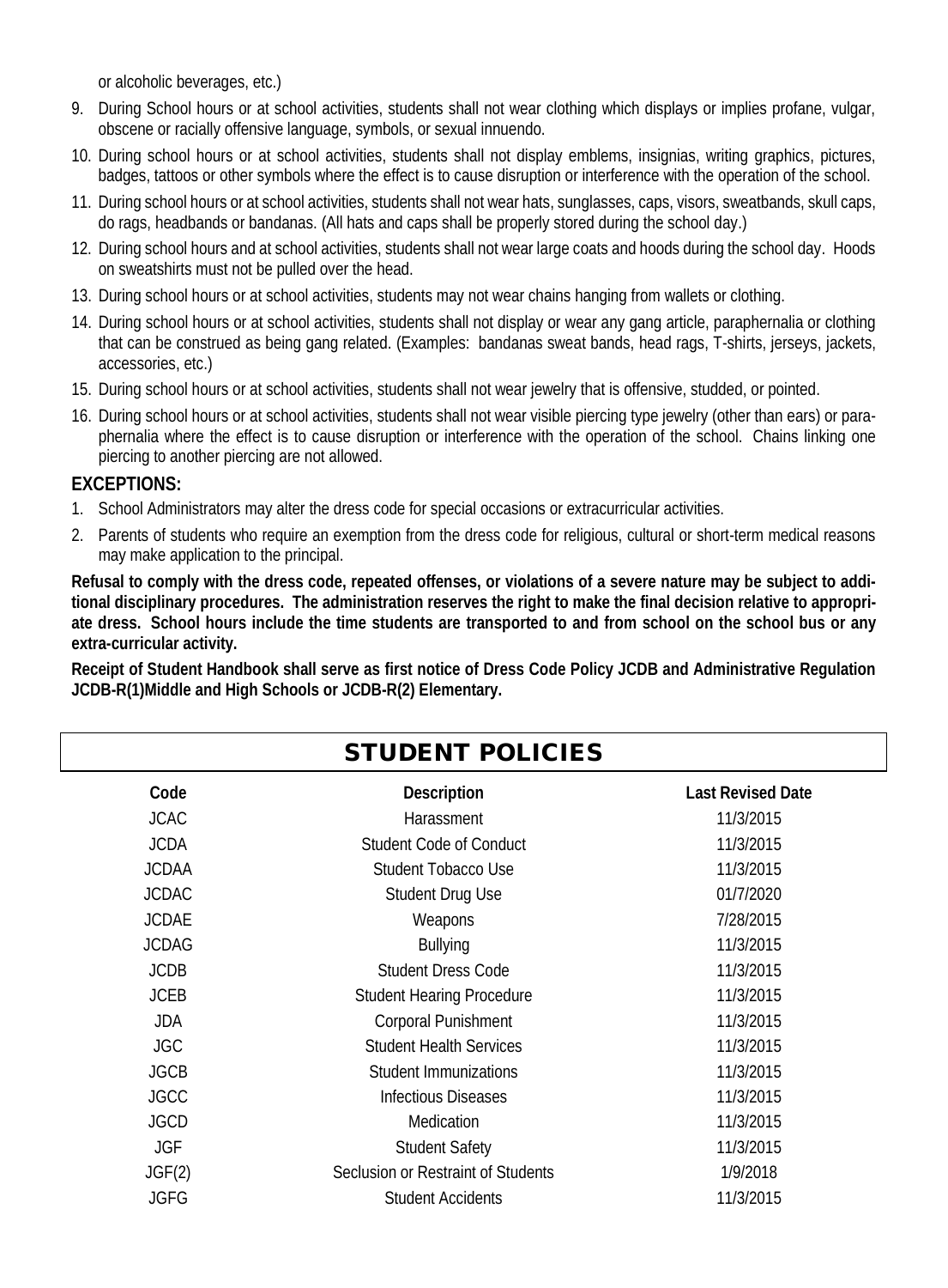or alcoholic beverages, etc.)

9. During School hours or at school activities, students shall not wear clothing which displays or implies profane, vulgar, obscene or racially offensive language, symbols, or sexual innuendo.
10. During school hours or at school activities, students shall not display emblems, insignias, writing graphics, pictures, badges, tattoos or other symbols where the effect is to cause disruption or interference with the operation of the school.
11. During school hours or at school activities, students shall not wear hats, sunglasses, caps, visors, sweatbands, skull caps, do rags, headbands or bandanas. (All hats and caps shall be properly stored during the school day.)
12. During school hours and at school activities, students shall not wear large coats and hoods during the school day. Hoods on sweatshirts must not be pulled over the head.
13. During school hours or at school activities, students may not wear chains hanging from wallets or clothing.
14. During school hours or at school activities, students shall not display or wear any gang article, paraphernalia or clothing that can be construed as being gang related. (Examples: bandanas sweat bands, head rags, T-shirts, jerseys, jackets, accessories, etc.)
15. During school hours or at school activities, students shall not wear jewelry that is offensive, studded, or pointed.
16. During school hours or at school activities, students shall not wear visible piercing type jewelry (other than ears) or paraphernalia where the effect is to cause disruption or interference with the operation of the school. Chains linking one piercing to another piercing are not allowed.

**EXCEPTIONS:**

1. School Administrators may alter the dress code for special occasions or extracurricular activities.
2. Parents of students who require an exemption from the dress code for religious, cultural or short-term medical reasons may make application to the principal.

**Refusal to comply with the dress code, repeated offenses, or violations of a severe nature may be subject to additional disciplinary procedures. The administration reserves the right to make the final decision relative to appropriate dress. School hours include the time students are transported to and from school on the school bus or any extra-curricular activity.**

**Receipt of Student Handbook shall serve as first notice of Dress Code Policy JCDB and Administrative Regulation JCDB-R(1)Middle and High Schools or JCDB-R(2) Elementary.**

## STUDENT POLICIES

| Code | Description | Last Revised Date |
|---|---|---|
| JCAC | Harassment | 11/3/2015 |
| JCDA | Student Code of Conduct | 11/3/2015 |
| JCDAA | Student Tobacco Use | 11/3/2015 |
| JCDAC | Student Drug Use | 01/7/2020 |
| JCDAE | Weapons | 7/28/2015 |
| JCDAG | Bullying | 11/3/2015 |
| JCDB | Student Dress Code | 11/3/2015 |
| JCEB | Student Hearing Procedure | 11/3/2015 |
| JDA | Corporal Punishment | 11/3/2015 |
| JGC | Student Health Services | 11/3/2015 |
| JGCB | Student Immunizations | 11/3/2015 |
| JGCC | Infectious Diseases | 11/3/2015 |
| JGCD | Medication | 11/3/2015 |
| JGF | Student Safety | 11/3/2015 |
| JGF(2) | Seclusion or Restraint of Students | 1/9/2018 |
| JGFG | Student Accidents | 11/3/2015 |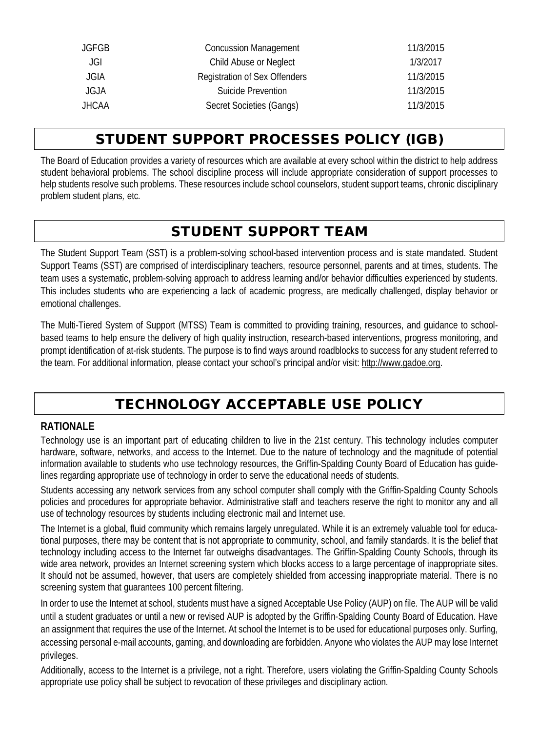| JGFGB | Concussion Management | 11/3/2015 |
|---|---|---|
| JGI | Child Abuse or Neglect | 1/3/2017 |
| JGIA | Registration of Sex Offenders | 11/3/2015 |
| JGJA | Suicide Prevention | 11/3/2015 |
| JHCAA | Secret Societies (Gangs) | 11/3/2015 |

## STUDENT SUPPORT PROCESSES POLICY (IGB)

The Board of Education provides a variety of resources which are available at every school within the district to help address student behavioral problems. The school discipline process will include appropriate consideration of support processes to help students resolve such problems. These resources include school counselors, student support teams, chronic disciplinary problem student plans, etc.

## STUDENT SUPPORT TEAM

The Student Support Team (SST) is a problem-solving school-based intervention process and is state mandated. Student Support Teams (SST) are comprised of interdisciplinary teachers, resource personnel, parents and at times, students. The team uses a systematic, problem-solving approach to address learning and/or behavior difficulties experienced by students. This includes students who are experiencing a lack of academic progress, are medically challenged, display behavior or emotional challenges.

The Multi-Tiered System of Support (MTSS) Team is committed to providing training, resources, and guidance to school-based teams to help ensure the delivery of high quality instruction, research-based interventions, progress monitoring, and prompt identification of at-risk students. The purpose is to find ways around roadblocks to success for any student referred to the team. For additional information, please contact your school's principal and/or visit: http://www.gadoe.org.

## TECHNOLOGY ACCEPTABLE USE POLICY

### RATIONALE

Technology use is an important part of educating children to live in the 21st century. This technology includes computer hardware, software, networks, and access to the Internet. Due to the nature of technology and the magnitude of potential information available to students who use technology resources, the Griffin-Spalding County Board of Education has guidelines regarding appropriate use of technology in order to serve the educational needs of students.

Students accessing any network services from any school computer shall comply with the Griffin-Spalding County Schools policies and procedures for appropriate behavior. Administrative staff and teachers reserve the right to monitor any and all use of technology resources by students including electronic mail and Internet use.

The Internet is a global, fluid community which remains largely unregulated. While it is an extremely valuable tool for educational purposes, there may be content that is not appropriate to community, school, and family standards. It is the belief that technology including access to the Internet far outweighs disadvantages. The Griffin-Spalding County Schools, through its wide area network, provides an Internet screening system which blocks access to a large percentage of inappropriate sites. It should not be assumed, however, that users are completely shielded from accessing inappropriate material. There is no screening system that guarantees 100 percent filtering.

In order to use the Internet at school, students must have a signed Acceptable Use Policy (AUP) on file. The AUP will be valid until a student graduates or until a new or revised AUP is adopted by the Griffin-Spalding County Board of Education. Have an assignment that requires the use of the Internet. At school the Internet is to be used for educational purposes only. Surfing, accessing personal e-mail accounts, gaming, and downloading are forbidden. Anyone who violates the AUP may lose Internet privileges.

Additionally, access to the Internet is a privilege, not a right. Therefore, users violating the Griffin-Spalding County Schools appropriate use policy shall be subject to revocation of these privileges and disciplinary action.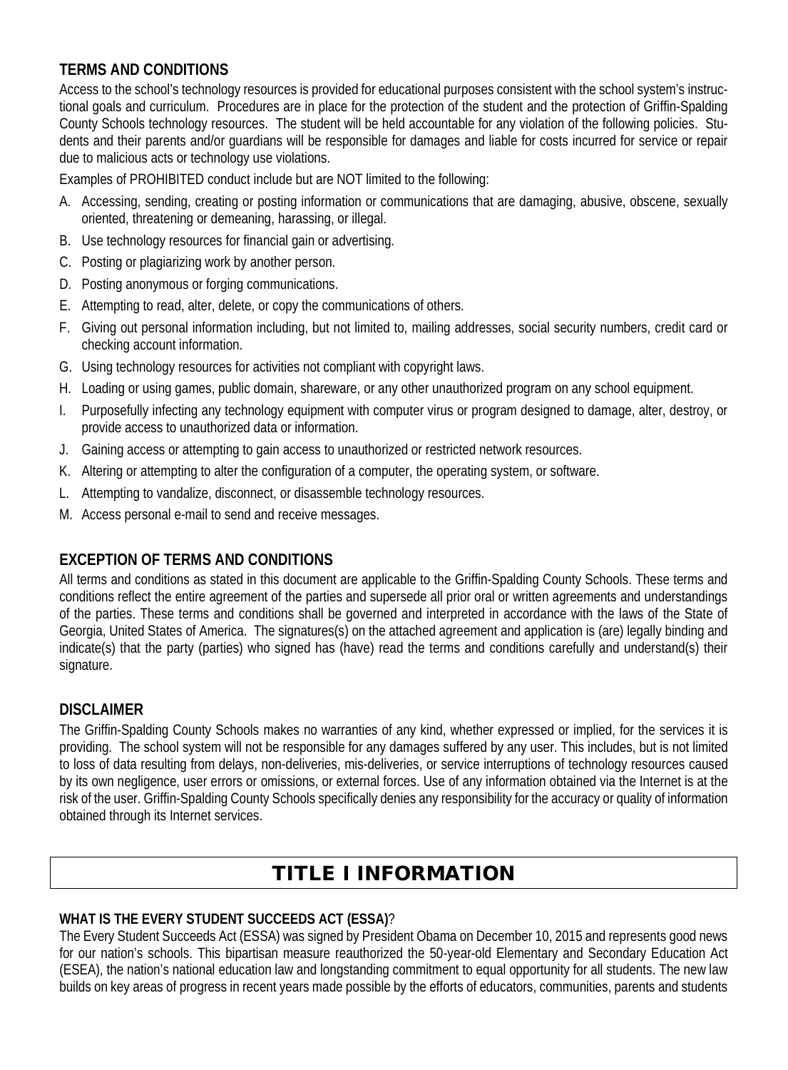### TERMS AND CONDITIONS

Access to the school's technology resources is provided for educational purposes consistent with the school system's instructional goals and curriculum. Procedures are in place for the protection of the student and the protection of Griffin-Spalding County Schools technology resources. The student will be held accountable for any violation of the following policies. Students and their parents and/or guardians will be responsible for damages and liable for costs incurred for service or repair due to malicious acts or technology use violations.

Examples of PROHIBITED conduct include but are NOT limited to the following:

A. Accessing, sending, creating or posting information or communications that are damaging, abusive, obscene, sexually oriented, threatening or demeaning, harassing, or illegal.
B. Use technology resources for financial gain or advertising.
C. Posting or plagiarizing work by another person.
D. Posting anonymous or forging communications.
E. Attempting to read, alter, delete, or copy the communications of others.
F. Giving out personal information including, but not limited to, mailing addresses, social security numbers, credit card or checking account information.
G. Using technology resources for activities not compliant with copyright laws.
H. Loading or using games, public domain, shareware, or any other unauthorized program on any school equipment.
I. Purposefully infecting any technology equipment with computer virus or program designed to damage, alter, destroy, or provide access to unauthorized data or information.
J. Gaining access or attempting to gain access to unauthorized or restricted network resources.
K. Altering or attempting to alter the configuration of a computer, the operating system, or software.
L. Attempting to vandalize, disconnect, or disassemble technology resources.
M. Access personal e-mail to send and receive messages.

### EXCEPTION OF TERMS AND CONDITIONS

All terms and conditions as stated in this document are applicable to the Griffin-Spalding County Schools. These terms and conditions reflect the entire agreement of the parties and supersede all prior oral or written agreements and understandings of the parties. These terms and conditions shall be governed and interpreted in accordance with the laws of the State of Georgia, United States of America. The signatures(s) on the attached agreement and application is (are) legally binding and indicate(s) that the party (parties) who signed has (have) read the terms and conditions carefully and understand(s) their signature.

### DISCLAIMER

The Griffin-Spalding County Schools makes no warranties of any kind, whether expressed or implied, for the services it is providing. The school system will not be responsible for any damages suffered by any user. This includes, but is not limited to loss of data resulting from delays, non-deliveries, mis-deliveries, or service interruptions of technology resources caused by its own negligence, user errors or omissions, or external forces. Use of any information obtained via the Internet is at the risk of the user. Griffin-Spalding County Schools specifically denies any responsibility for the accuracy or quality of information obtained through its Internet services.

## TITLE I INFORMATION

**WHAT IS THE EVERY STUDENT SUCCEEDS ACT (ESSA)?**

The Every Student Succeeds Act (ESSA) was signed by President Obama on December 10, 2015 and represents good news for our nation's schools. This bipartisan measure reauthorized the 50-year-old Elementary and Secondary Education Act (ESEA), the nation's national education law and longstanding commitment to equal opportunity for all students. The new law builds on key areas of progress in recent years made possible by the efforts of educators, communities, parents and students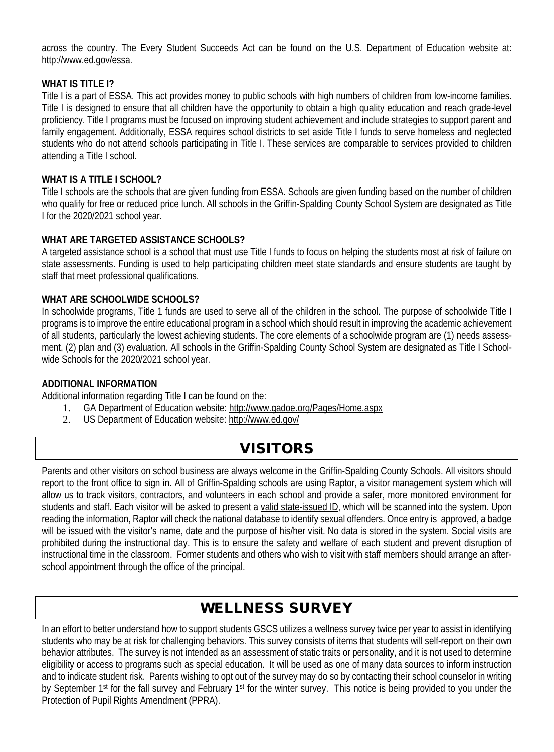across the country. The Every Student Succeeds Act can be found on the U.S. Department of Education website at: http://www.ed.gov/essa.

**WHAT IS TITLE I?**

Title I is a part of ESSA. This act provides money to public schools with high numbers of children from low-income families. Title I is designed to ensure that all children have the opportunity to obtain a high quality education and reach grade-level proficiency. Title I programs must be focused on improving student achievement and include strategies to support parent and family engagement. Additionally, ESSA requires school districts to set aside Title I funds to serve homeless and neglected students who do not attend schools participating in Title I. These services are comparable to services provided to children attending a Title I school.

**WHAT IS A TITLE I SCHOOL?**

Title I schools are the schools that are given funding from ESSA. Schools are given funding based on the number of children who qualify for free or reduced price lunch. All schools in the Griffin-Spalding County School System are designated as Title I for the 2020/2021 school year.

**WHAT ARE TARGETED ASSISTANCE SCHOOLS?**

A targeted assistance school is a school that must use Title I funds to focus on helping the students most at risk of failure on state assessments. Funding is used to help participating children meet state standards and ensure students are taught by staff that meet professional qualifications.

**WHAT ARE SCHOOLWIDE SCHOOLS?**

In schoolwide programs, Title 1 funds are used to serve all of the children in the school. The purpose of schoolwide Title I programs is to improve the entire educational program in a school which should result in improving the academic achievement of all students, particularly the lowest achieving students. The core elements of a schoolwide program are (1) needs assessment, (2) plan and (3) evaluation. All schools in the Griffin-Spalding County School System are designated as Title I Schoolwide Schools for the 2020/2021 school year.

**ADDITIONAL INFORMATION**

Additional information regarding Title I can be found on the:

1. GA Department of Education website: http://www.gadoe.org/Pages/Home.aspx
2. US Department of Education website: http://www.ed.gov/

## VISITORS

Parents and other visitors on school business are always welcome in the Griffin-Spalding County Schools. All visitors should report to the front office to sign in. All of Griffin-Spalding schools are using Raptor, a visitor management system which will allow us to track visitors, contractors, and volunteers in each school and provide a safer, more monitored environment for students and staff. Each visitor will be asked to present a valid state-issued ID, which will be scanned into the system. Upon reading the information, Raptor will check the national database to identify sexual offenders. Once entry is approved, a badge will be issued with the visitor's name, date and the purpose of his/her visit. No data is stored in the system. Social visits are prohibited during the instructional day. This is to ensure the safety and welfare of each student and prevent disruption of instructional time in the classroom. Former students and others who wish to visit with staff members should arrange an after-school appointment through the office of the principal.

## WELLNESS SURVEY

In an effort to better understand how to support students GSCS utilizes a wellness survey twice per year to assist in identifying students who may be at risk for challenging behaviors. This survey consists of items that students will self-report on their own behavior attributes. The survey is not intended as an assessment of static traits or personality, and it is not used to determine eligibility or access to programs such as special education. It will be used as one of many data sources to inform instruction and to indicate student risk. Parents wishing to opt out of the survey may do so by contacting their school counselor in writing by September 1st for the fall survey and February 1st for the winter survey. This notice is being provided to you under the Protection of Pupil Rights Amendment (PPRA).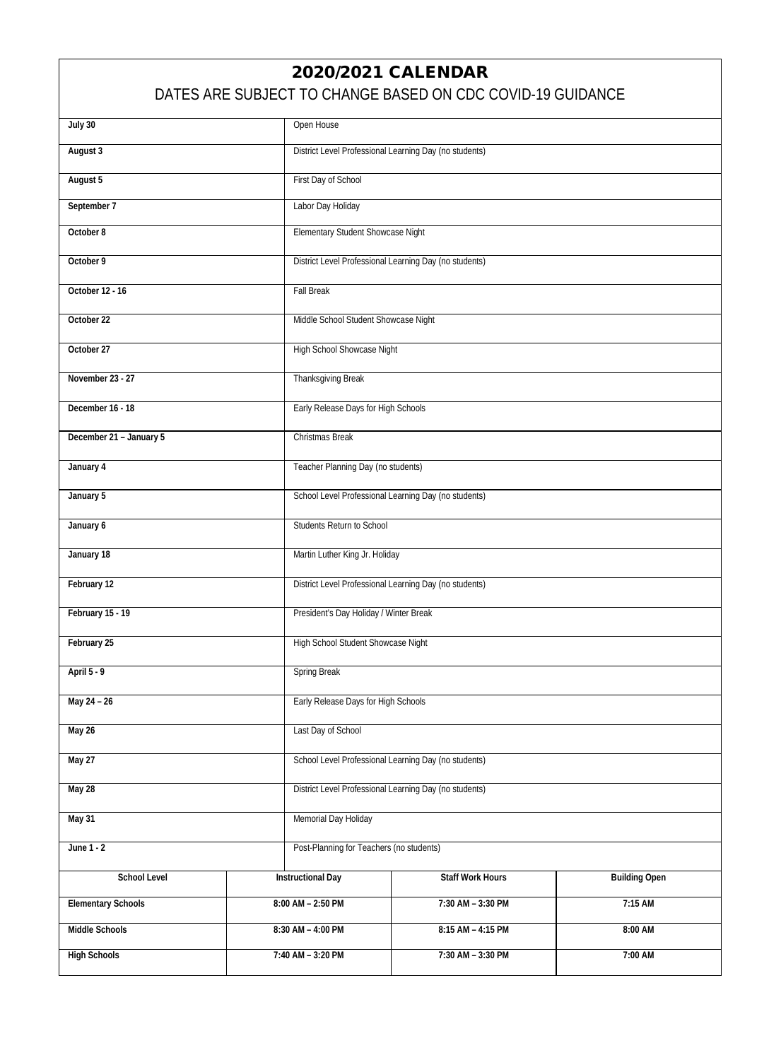# 2020/2021 CALENDAR

## DATES ARE SUBJECT TO CHANGE BASED ON CDC COVID-19 GUIDANCE

| Date | Event |
|---|---|
| July 30 | Open House |
| August 3 | District Level Professional Learning Day (no students) |
| August 5 | First Day of School |
| September 7 | Labor Day Holiday |
| October 8 | Elementary Student Showcase Night |
| October 9 | District Level Professional Learning Day (no students) |
| October 12 - 16 | Fall Break |
| October 22 | Middle School Student Showcase Night |
| October 27 | High School Showcase Night |
| November 23 - 27 | Thanksgiving Break |
| December 16 - 18 | Early Release Days for High Schools |
| December 21 – January 5 | Christmas Break |
| January 4 | Teacher Planning Day (no students) |
| January 5 | School Level Professional Learning Day (no students) |
| January 6 | Students Return to School |
| January 18 | Martin Luther King Jr. Holiday |
| February 12 | District Level Professional Learning Day (no students) |
| February 15 - 19 | President's Day Holiday / Winter Break |
| February 25 | High School Student Showcase Night |
| April 5 - 9 | Spring Break |
| May 24 – 26 | Early Release Days for High Schools |
| May 26 | Last Day of School |
| May 27 | School Level Professional Learning Day (no students) |
| May 28 | District Level Professional Learning Day (no students) |
| May 31 | Memorial Day Holiday |
| June 1 - 2 | Post-Planning for Teachers (no students) |

| School Level | Instructional Day | Staff Work Hours | Building Open |
|---|---|---|---|
| Elementary Schools | 8:00 AM – 2:50 PM | 7:30 AM – 3:30 PM | 7:15 AM |
| Middle Schools | 8:30 AM – 4:00 PM | 8:15 AM – 4:15 PM | 8:00 AM |
| High Schools | 7:40 AM – 3:20 PM | 7:30 AM – 3:30 PM | 7:00 AM |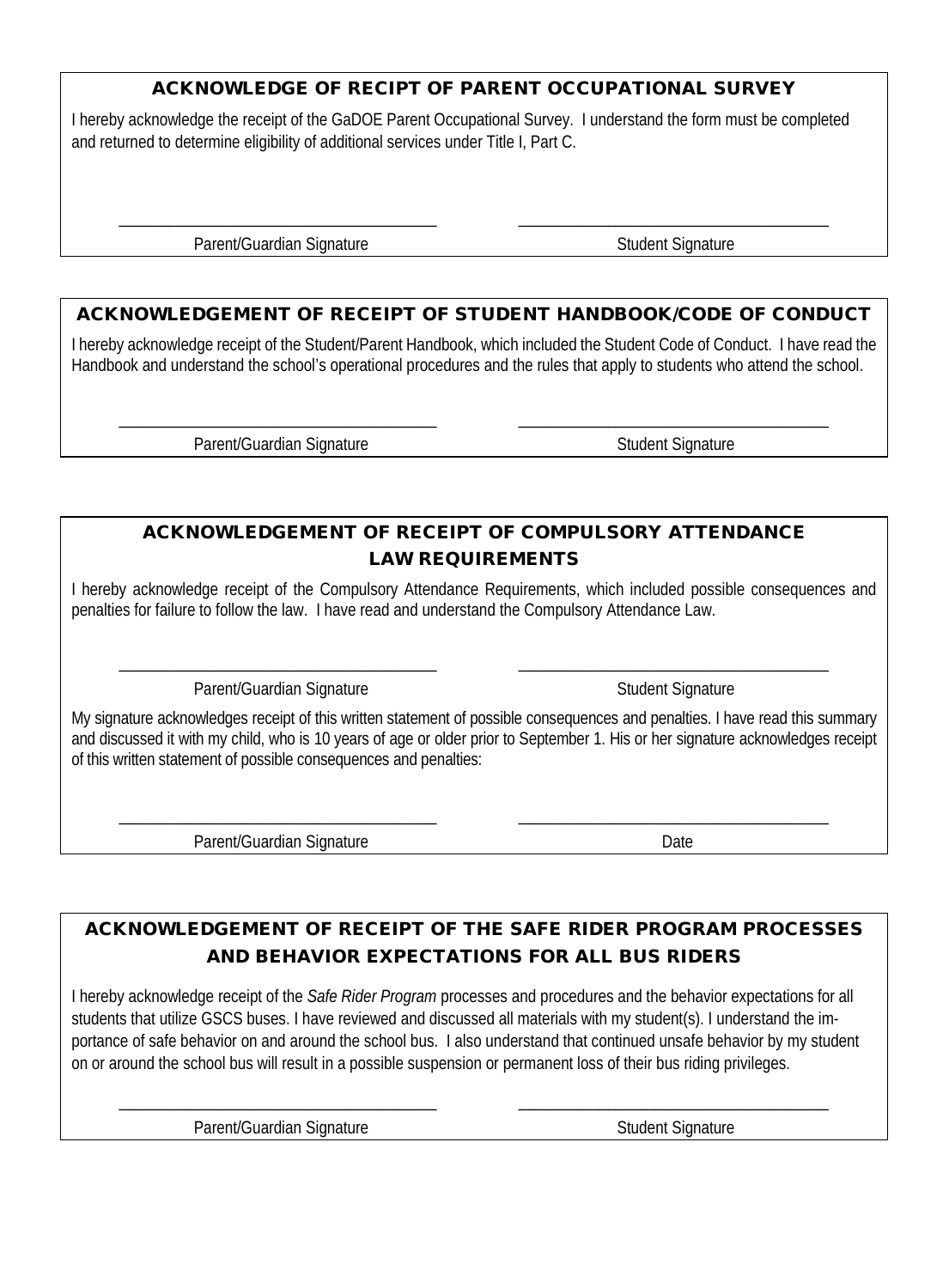## ACKNOWLEDGE OF RECIPT OF PARENT OCCUPATIONAL SURVEY

I hereby acknowledge the receipt of the GaDOE Parent Occupational Survey. I understand the form must be completed and returned to determine eligibility of additional services under Title I, Part C.

\_\_\_\_\_\_\_\_\_\_\_\_\_\_\_\_\_\_\_\_\_\_\_\_\_\_\_\_\_\_\_\_\_\_\_\_ \_\_\_\_\_\_\_\_\_\_\_\_\_\_\_\_\_\_\_\_\_\_\_\_\_\_\_\_\_\_\_\_\_\_\_\_

Parent/Guardian Signature Student Signature

## ACKNOWLEDGEMENT OF RECEIPT OF STUDENT HANDBOOK/CODE OF CONDUCT

I hereby acknowledge receipt of the Student/Parent Handbook, which included the Student Code of Conduct. I have read the Handbook and understand the school's operational procedures and the rules that apply to students who attend the school.

\_\_\_\_\_\_\_\_\_\_\_\_\_\_\_\_\_\_\_\_\_\_\_\_\_\_\_\_\_\_\_\_\_\_\_\_ \_\_\_\_\_\_\_\_\_\_\_\_\_\_\_\_\_\_\_\_\_\_\_\_\_\_\_\_\_\_\_\_\_\_\_\_

Parent/Guardian Signature Student Signature

## ACKNOWLEDGEMENT OF RECEIPT OF COMPULSORY ATTENDANCE LAW REQUIREMENTS

I hereby acknowledge receipt of the Compulsory Attendance Requirements, which included possible consequences and penalties for failure to follow the law. I have read and understand the Compulsory Attendance Law.

\_\_\_\_\_\_\_\_\_\_\_\_\_\_\_\_\_\_\_\_\_\_\_\_\_\_\_\_\_\_\_\_\_\_\_\_ \_\_\_\_\_\_\_\_\_\_\_\_\_\_\_\_\_\_\_\_\_\_\_\_\_\_\_\_\_\_\_\_\_\_\_\_

Parent/Guardian Signature Student Signature

My signature acknowledges receipt of this written statement of possible consequences and penalties. I have read this summary and discussed it with my child, who is 10 years of age or older prior to September 1. His or her signature acknowledges receipt of this written statement of possible consequences and penalties:

\_\_\_\_\_\_\_\_\_\_\_\_\_\_\_\_\_\_\_\_\_\_\_\_\_\_\_\_\_\_\_\_\_\_\_\_ \_\_\_\_\_\_\_\_\_\_\_\_\_\_\_\_\_\_\_\_\_\_\_\_\_\_\_\_\_\_\_\_\_\_\_\_

Parent/Guardian Signature Date

## ACKNOWLEDGEMENT OF RECEIPT OF THE SAFE RIDER PROGRAM PROCESSES AND BEHAVIOR EXPECTATIONS FOR ALL BUS RIDERS

I hereby acknowledge receipt of the *Safe Rider Program* processes and procedures and the behavior expectations for all students that utilize GSCS buses. I have reviewed and discussed all materials with my student(s). I understand the importance of safe behavior on and around the school bus. I also understand that continued unsafe behavior by my student on or around the school bus will result in a possible suspension or permanent loss of their bus riding privileges.

\_\_\_\_\_\_\_\_\_\_\_\_\_\_\_\_\_\_\_\_\_\_\_\_\_\_\_\_\_\_\_\_\_\_\_\_ \_\_\_\_\_\_\_\_\_\_\_\_\_\_\_\_\_\_\_\_\_\_\_\_\_\_\_\_\_\_\_\_\_\_\_\_

Parent/Guardian Signature Student Signature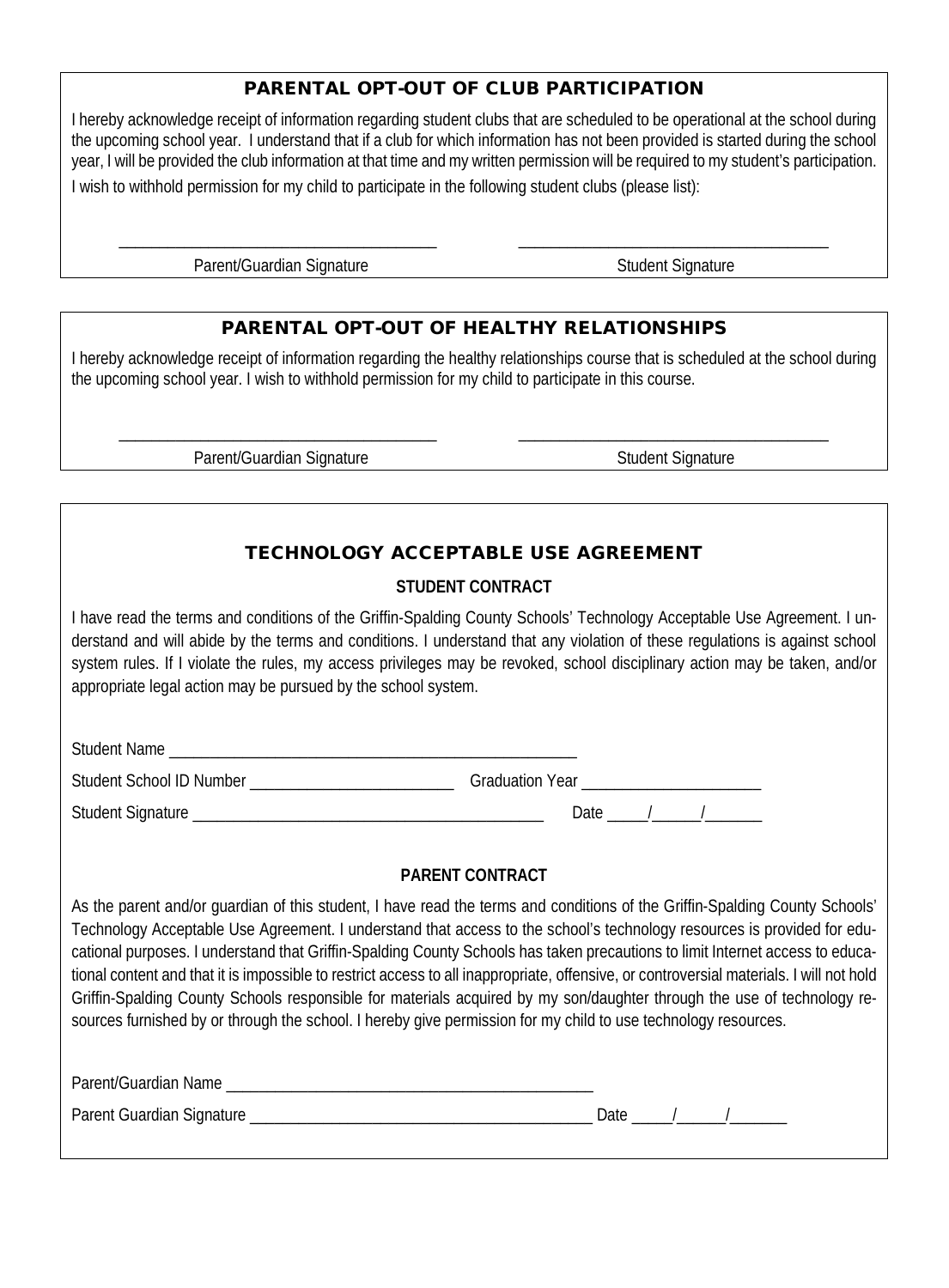## PARENTAL OPT-OUT OF CLUB PARTICIPATION

I hereby acknowledge receipt of information regarding student clubs that are scheduled to be operational at the school during the upcoming school year. I understand that if a club for which information has not been provided is started during the school year, I will be provided the club information at that time and my written permission will be required to my student's participation.

I wish to withhold permission for my child to participate in the following student clubs (please list):

_____________________________________ _____________________________________

Parent/Guardian Signature Student Signature

## PARENTAL OPT-OUT OF HEALTHY RELATIONSHIPS

I hereby acknowledge receipt of information regarding the healthy relationships course that is scheduled at the school during the upcoming school year. I wish to withhold permission for my child to participate in this course.

_____________________________________ _____________________________________

Parent/Guardian Signature Student Signature

## TECHNOLOGY ACCEPTABLE USE AGREEMENT

### STUDENT CONTRACT

I have read the terms and conditions of the Griffin-Spalding County Schools' Technology Acceptable Use Agreement. I understand and will abide by the terms and conditions. I understand that any violation of these regulations is against school system rules. If I violate the rules, my access privileges may be revoked, school disciplinary action may be taken, and/or appropriate legal action may be pursued by the school system.

Student Name ________________________________________________

Student School ID Number _________________________ Graduation Year ______________________

Student Signature ___________________________________________ Date _____/______/_______

### PARENT CONTRACT

As the parent and/or guardian of this student, I have read the terms and conditions of the Griffin-Spalding County Schools' Technology Acceptable Use Agreement. I understand that access to the school's technology resources is provided for educational purposes. I understand that Griffin-Spalding County Schools has taken precautions to limit Internet access to educational content and that it is impossible to restrict access to all inappropriate, offensive, or controversial materials. I will not hold Griffin-Spalding County Schools responsible for materials acquired by my son/daughter through the use of technology resources furnished by or through the school. I hereby give permission for my child to use technology resources.

Parent/Guardian Name _____________________________________________

Parent Guardian Signature __________________________________________ Date _____/______/_______